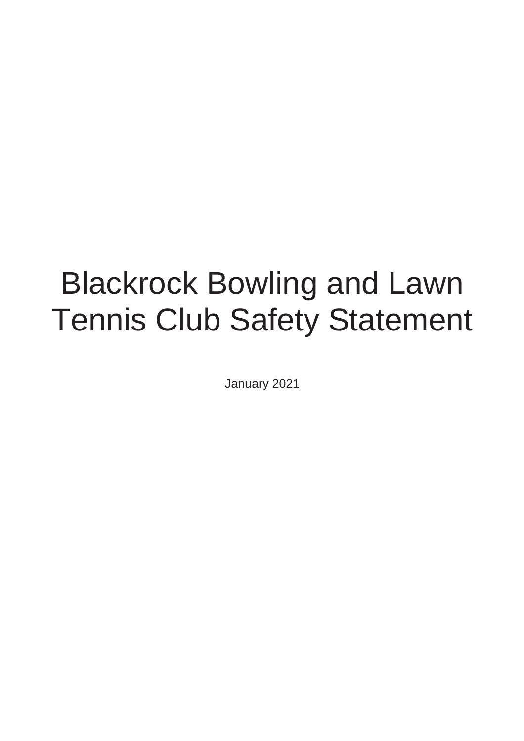# Blackrock Bowling and Lawn Tennis Club Safety Statement

January 2021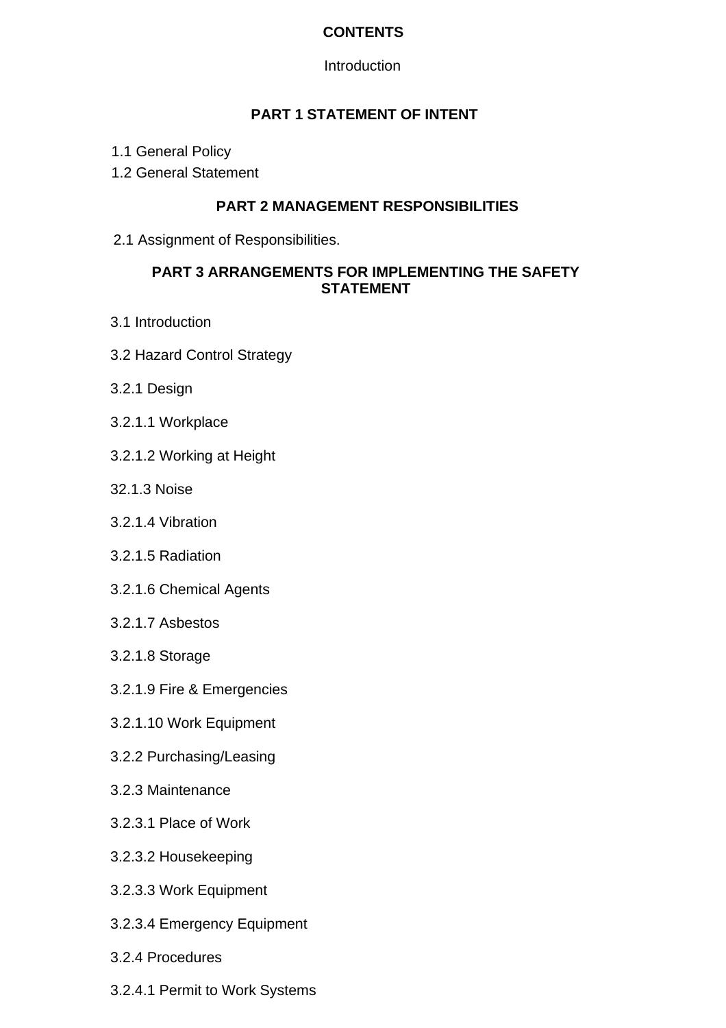**CONTENTS**

Introduction

**PART 1 STATEMENT OF INTENT**

1.1 General Policy

1.2 General Statement

**PART 2 MANAGEMENT RESPONSIBILITIES**

2.1 Assignment of Responsibilities.

**PART 3 ARRANGEMENTS FOR IMPLEMENTING THE SAFETY STATEMENT**

3.1 Introduction

3.2 Hazard Control Strategy

3.2.1 Design

3.2.1.1 Workplace

3.2.1.2 Working at Height

32.1.3 Noise

3.2.1.4 Vibration

3.2.1.5 Radiation

3.2.1.6 Chemical Agents

3.2.1.7 Asbestos

3.2.1.8 Storage

3.2.1.9 Fire & Emergencies

3.2.1.10 Work Equipment

3.2.2 Purchasing/Leasing

3.2.3 Maintenance

3.2.3.1 Place of Work

3.2.3.2 Housekeeping

3.2.3.3 Work Equipment

3.2.3.4 Emergency Equipment

3.2.4 Procedures

3.2.4.1 Permit to Work Systems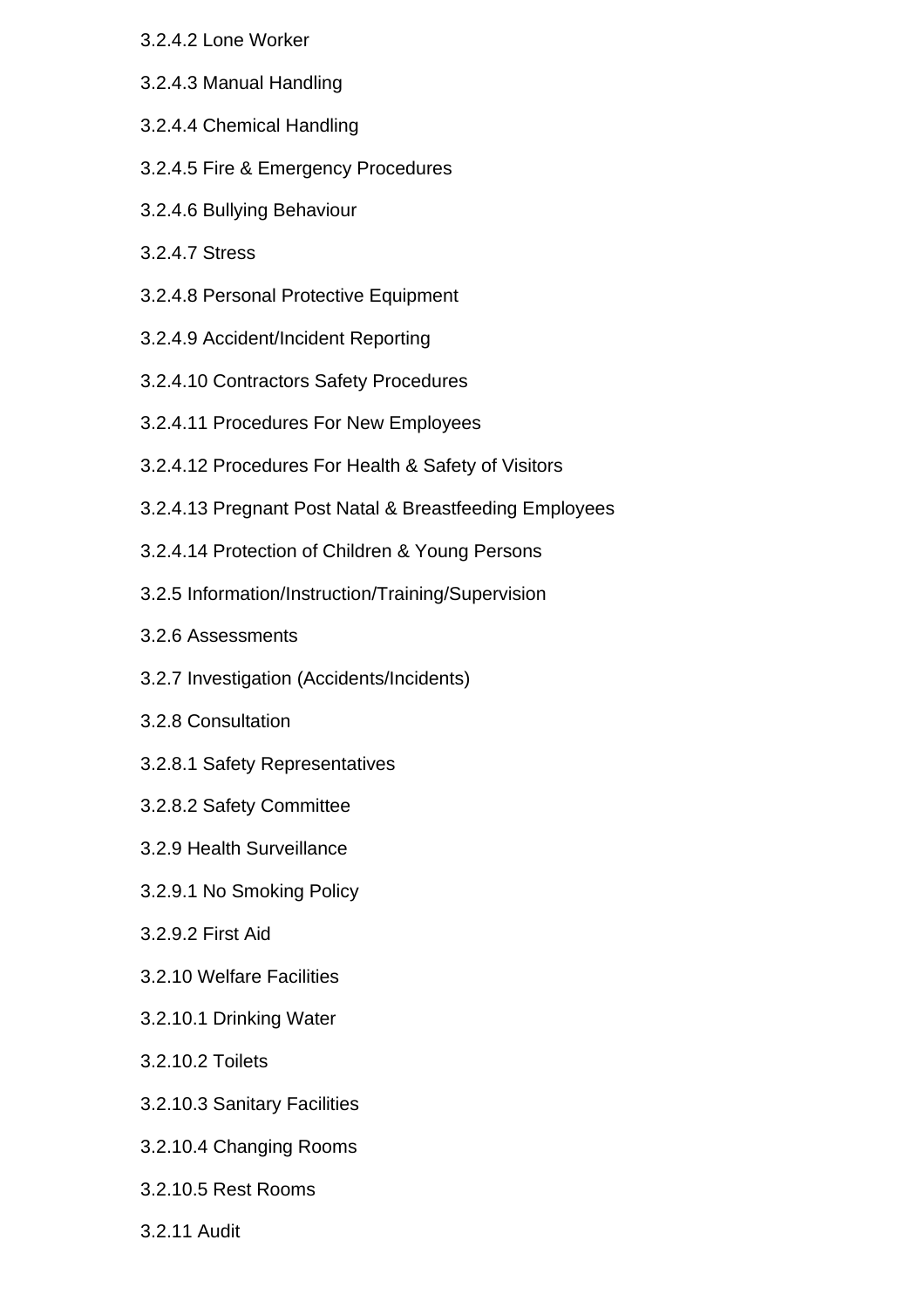3.2.4.2 Lone Worker

3.2.4.3 Manual Handling

3.2.4.4 Chemical Handling

3.2.4.5 Fire & Emergency Procedures

3.2.4.6 Bullying Behaviour

3.2.4.7 Stress

3.2.4.8 Personal Protective Equipment

3.2.4.9 Accident/Incident Reporting

3.2.4.10 Contractors Safety Procedures

3.2.4.11 Procedures For New Employees

3.2.4.12 Procedures For Health & Safety of Visitors

3.2.4.13 Pregnant Post Natal & Breastfeeding Employees

3.2.4.14 Protection of Children & Young Persons

3.2.5 Information/Instruction/Training/Supervision

3.2.6 Assessments

3.2.7 Investigation (Accidents/Incidents)

3.2.8 Consultation

3.2.8.1 Safety Representatives

3.2.8.2 Safety Committee

3.2.9 Health Surveillance

3.2.9.1 No Smoking Policy

3.2.9.2 First Aid

3.2.10 Welfare Facilities

3.2.10.1 Drinking Water

3.2.10.2 Toilets

3.2.10.3 Sanitary Facilities

3.2.10.4 Changing Rooms

3.2.10.5 Rest Rooms

3.2.11 Audit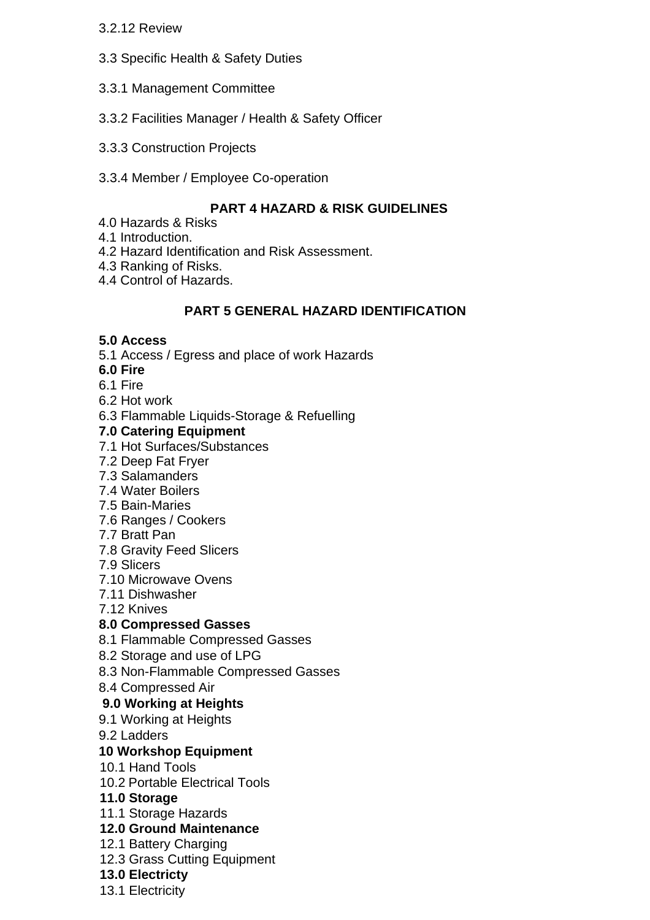3.2.12 Review

3.3 Specific Health & Safety Duties

3.3.1 Management Committee

3.3.2 Facilities Manager / Health & Safety Officer

3.3.3 Construction Projects

3.3.4 Member / Employee Co-operation

## PART 4 HAZARD & RISK GUIDELINES

4.0 Hazards & Risks
4.1 Introduction.
4.2 Hazard Identification and Risk Assessment.
4.3 Ranking of Risks.
4.4 Control of Hazards.

## PART 5 GENERAL HAZARD IDENTIFICATION

**5.0 Access**
5.1 Access / Egress and place of work Hazards
**6.0 Fire**
6.1 Fire
6.2 Hot work
6.3 Flammable Liquids-Storage & Refuelling
**7.0 Catering Equipment**
7.1 Hot Surfaces/Substances
7.2 Deep Fat Fryer
7.3 Salamanders
7.4 Water Boilers
7.5 Bain-Maries
7.6 Ranges / Cookers
7.7 Bratt Pan
7.8 Gravity Feed Slicers
7.9 Slicers
7.10 Microwave Ovens
7.11 Dishwasher
7.12 Knives
**8.0 Compressed Gasses**
8.1 Flammable Compressed Gasses
8.2 Storage and use of LPG
8.3 Non-Flammable Compressed Gasses
8.4 Compressed Air
**9.0 Working at Heights**
9.1 Working at Heights
9.2 Ladders
**10 Workshop Equipment**
10.1 Hand Tools
10.2 Portable Electrical Tools
**11.0 Storage**
11.1 Storage Hazards
**12.0 Ground Maintenance**
12.1 Battery Charging
12.3 Grass Cutting Equipment
**13.0 Electricty**
13.1 Electricity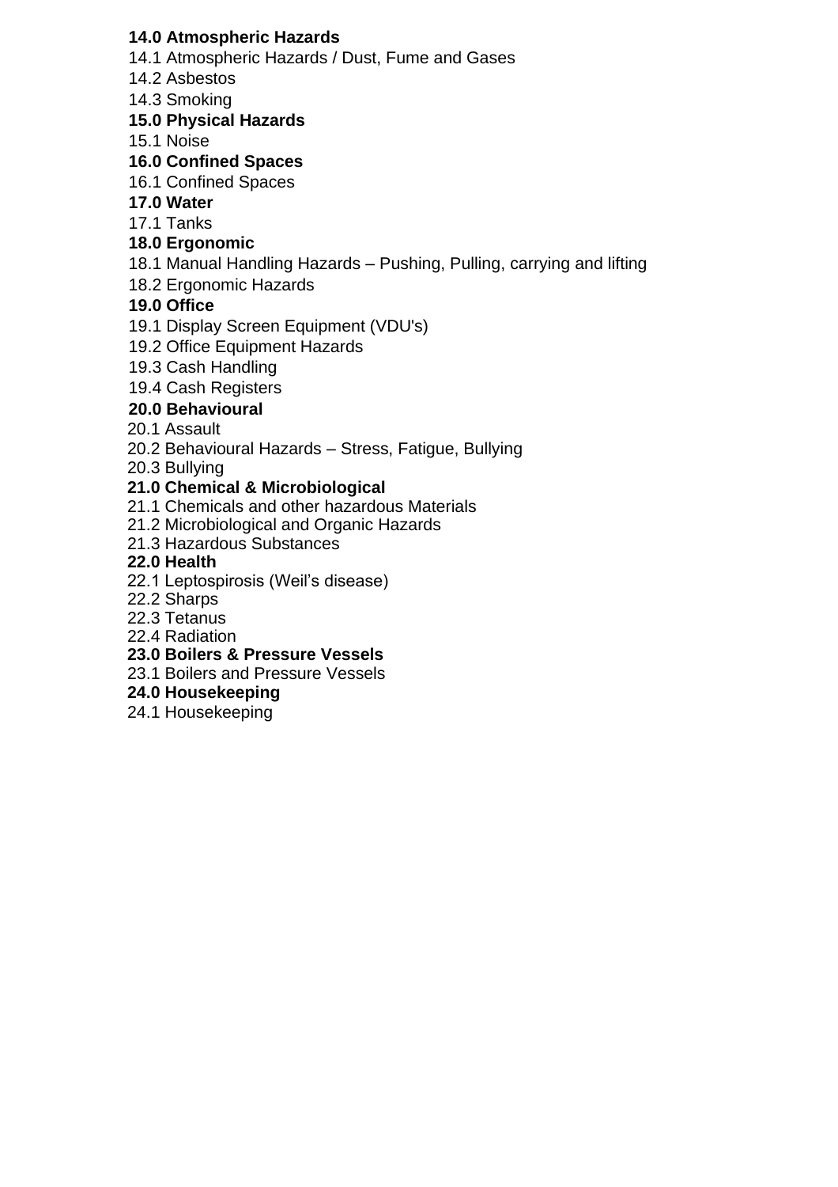**14.0 Atmospheric Hazards**

14.1 Atmospheric Hazards / Dust, Fume and Gases

14.2 Asbestos

14.3 Smoking

**15.0 Physical Hazards**

15.1 Noise

**16.0 Confined Spaces**

16.1 Confined Spaces

**17.0 Water**

17.1 Tanks

**18.0 Ergonomic**

18.1 Manual Handling Hazards – Pushing, Pulling, carrying and lifting

18.2 Ergonomic Hazards

**19.0 Office**

19.1 Display Screen Equipment (VDU's)

19.2 Office Equipment Hazards

19.3 Cash Handling

19.4 Cash Registers

**20.0 Behavioural**

20.1 Assault

20.2 Behavioural Hazards – Stress, Fatigue, Bullying

20.3 Bullying

**21.0 Chemical & Microbiological**

21.1 Chemicals and other hazardous Materials

21.2 Microbiological and Organic Hazards

21.3 Hazardous Substances

**22.0 Health**

22.1 Leptospirosis (Weil's disease)

22.2 Sharps

22.3 Tetanus

22.4 Radiation

**23.0 Boilers & Pressure Vessels**

23.1 Boilers and Pressure Vessels

**24.0 Housekeeping**

24.1 Housekeeping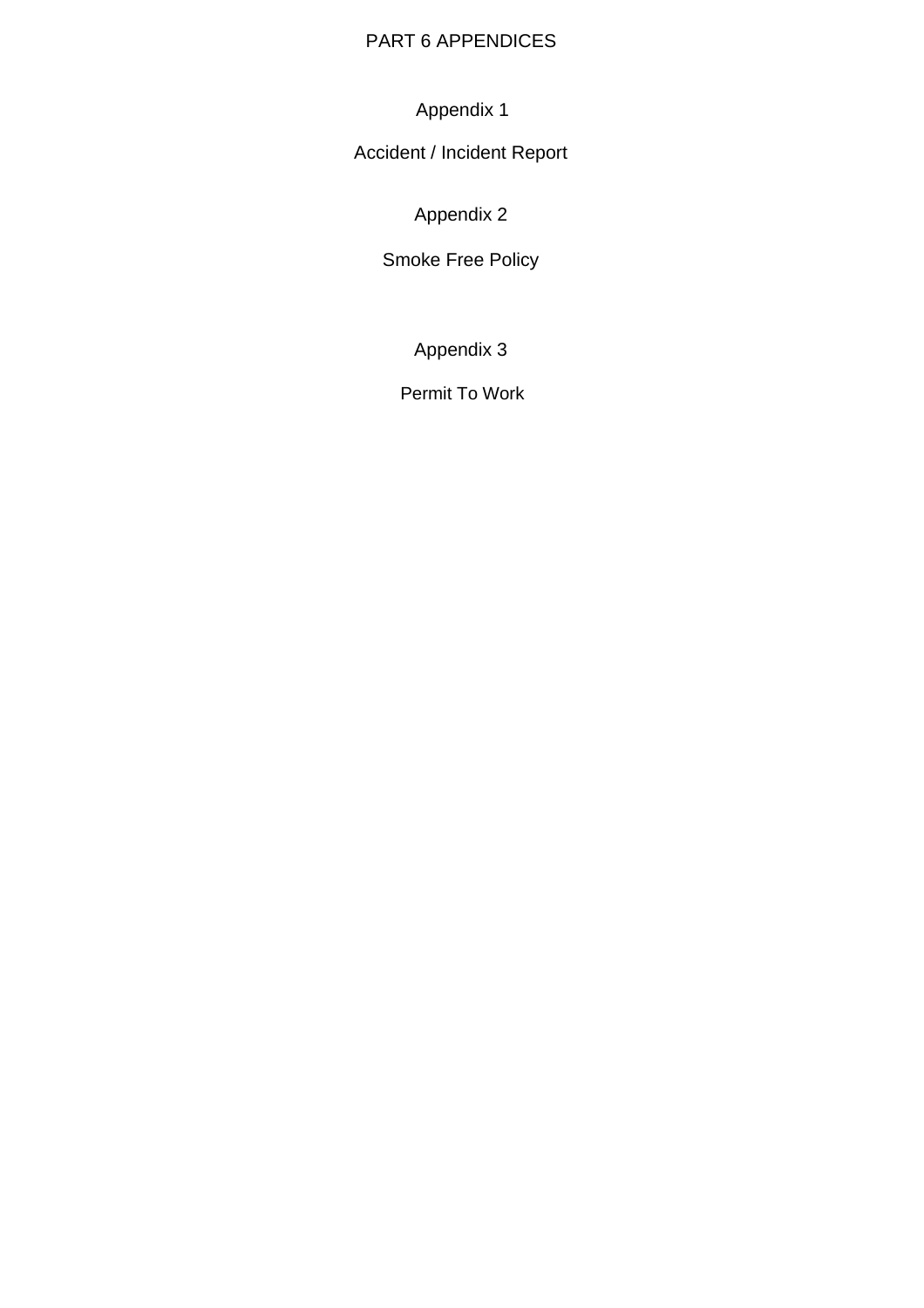# PART 6 APPENDICES

## Appendix 1

Accident / Incident Report

## Appendix 2

Smoke Free Policy

## Appendix 3

Permit To Work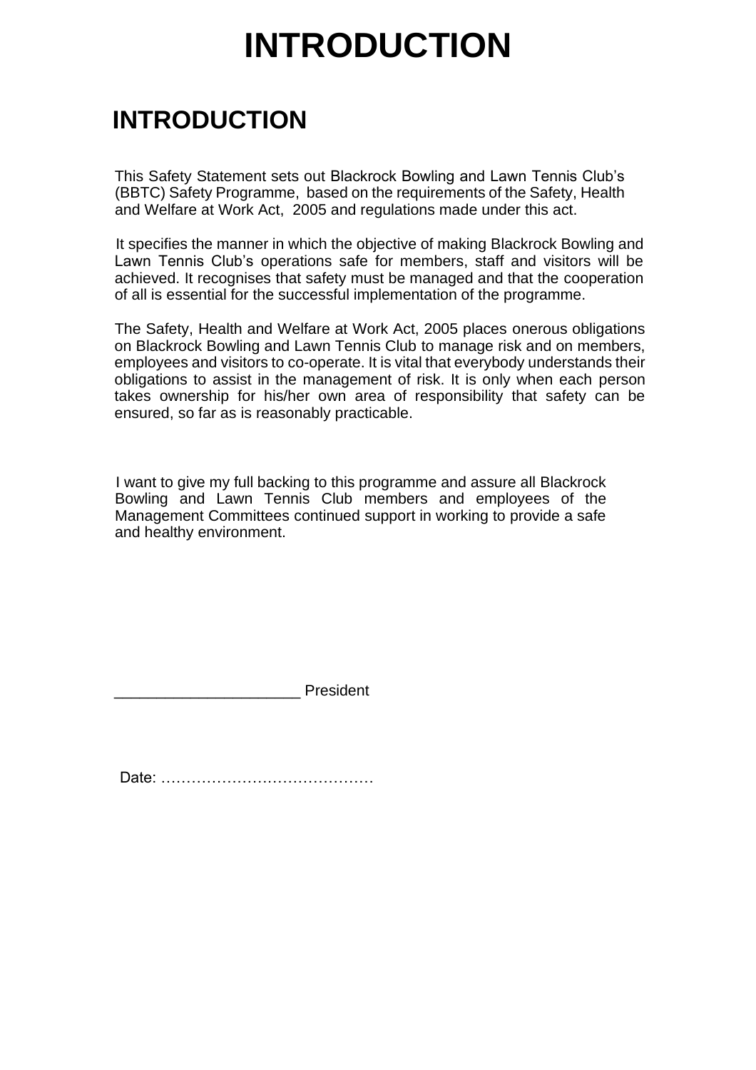# INTRODUCTION

## INTRODUCTION

This Safety Statement sets out Blackrock Bowling and Lawn Tennis Club's (BBTC) Safety Programme, based on the requirements of the Safety, Health and Welfare at Work Act, 2005 and regulations made under this act.

It specifies the manner in which the objective of making Blackrock Bowling and Lawn Tennis Club's operations safe for members, staff and visitors will be achieved. It recognises that safety must be managed and that the cooperation of all is essential for the successful implementation of the programme.

The Safety, Health and Welfare at Work Act, 2005 places onerous obligations on Blackrock Bowling and Lawn Tennis Club to manage risk and on members, employees and visitors to co-operate. It is vital that everybody understands their obligations to assist in the management of risk. It is only when each person takes ownership for his/her own area of responsibility that safety can be ensured, so far as is reasonably practicable.

I want to give my full backing to this programme and assure all Blackrock Bowling and Lawn Tennis Club members and employees of the Management Committees continued support in working to provide a safe and healthy environment.

_____________________ President

Date: ……………………………………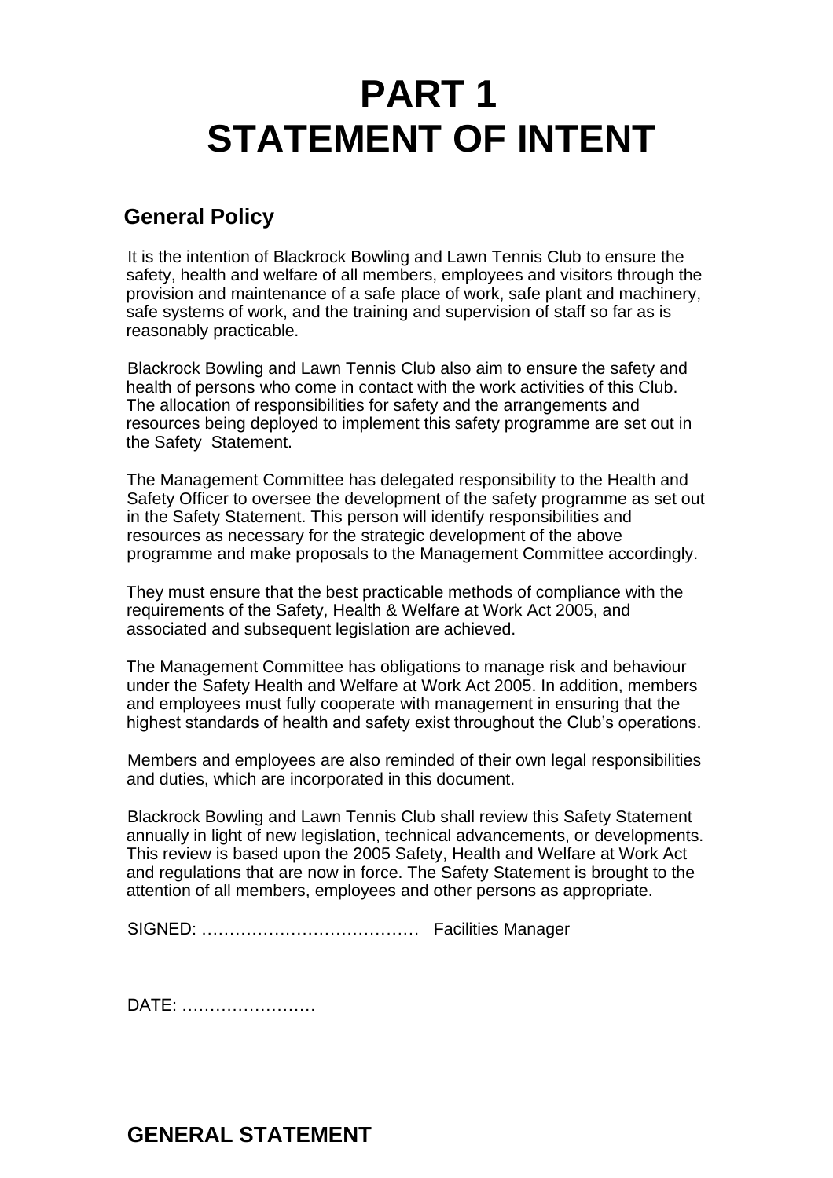# PART 1
# STATEMENT OF INTENT

## General Policy

It is the intention of Blackrock Bowling and Lawn Tennis Club to ensure the safety, health and welfare of all members, employees and visitors through the provision and maintenance of a safe place of work, safe plant and machinery, safe systems of work, and the training and supervision of staff so far as is reasonably practicable.

Blackrock Bowling and Lawn Tennis Club also aim to ensure the safety and health of persons who come in contact with the work activities of this Club. The allocation of responsibilities for safety and the arrangements and resources being deployed to implement this safety programme are set out in the Safety Statement.

The Management Committee has delegated responsibility to the Health and Safety Officer to oversee the development of the safety programme as set out in the Safety Statement. This person will identify responsibilities and resources as necessary for the strategic development of the above programme and make proposals to the Management Committee accordingly.

They must ensure that the best practicable methods of compliance with the requirements of the Safety, Health & Welfare at Work Act 2005, and associated and subsequent legislation are achieved.

The Management Committee has obligations to manage risk and behaviour under the Safety Health and Welfare at Work Act 2005. In addition, members and employees must fully cooperate with management in ensuring that the highest standards of health and safety exist throughout the Club's operations.

Members and employees are also reminded of their own legal responsibilities and duties, which are incorporated in this document.

Blackrock Bowling and Lawn Tennis Club shall review this Safety Statement annually in light of new legislation, technical advancements, or developments. This review is based upon the 2005 Safety, Health and Welfare at Work Act and regulations that are now in force. The Safety Statement is brought to the attention of all members, employees and other persons as appropriate.

SIGNED: ………………………………… Facilities Manager

DATE: ……………………

## GENERAL STATEMENT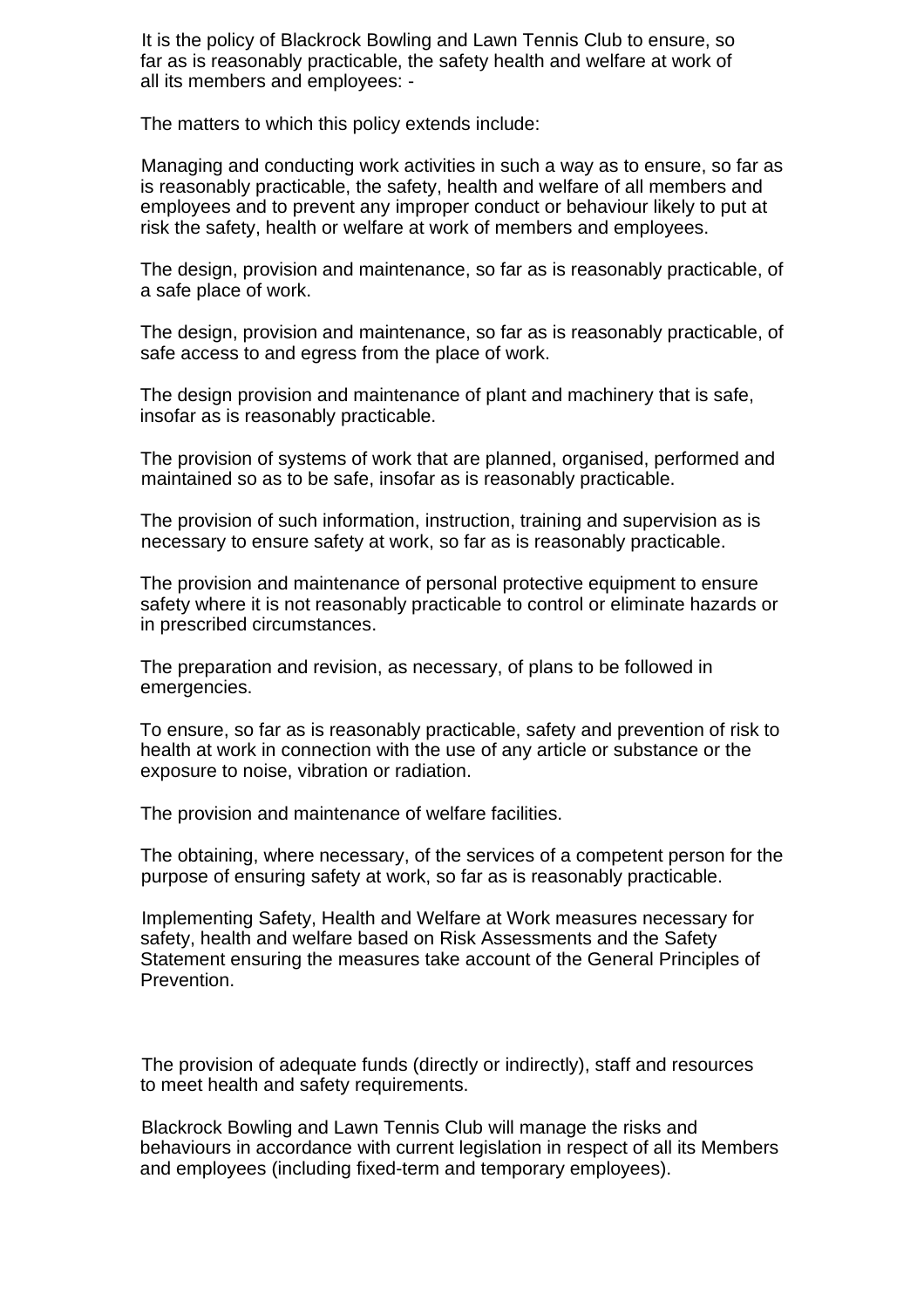It is the policy of Blackrock Bowling and Lawn Tennis Club to ensure, so far as is reasonably practicable, the safety health and welfare at work of all its members and employees: -

The matters to which this policy extends include:

Managing and conducting work activities in such a way as to ensure, so far as is reasonably practicable, the safety, health and welfare of all members and employees and to prevent any improper conduct or behaviour likely to put at risk the safety, health or welfare at work of members and employees.

The design, provision and maintenance, so far as is reasonably practicable, of a safe place of work.

The design, provision and maintenance, so far as is reasonably practicable, of safe access to and egress from the place of work.

The design provision and maintenance of plant and machinery that is safe, insofar as is reasonably practicable.

The provision of systems of work that are planned, organised, performed and maintained so as to be safe, insofar as is reasonably practicable.

The provision of such information, instruction, training and supervision as is necessary to ensure safety at work, so far as is reasonably practicable.

The provision and maintenance of personal protective equipment to ensure safety where it is not reasonably practicable to control or eliminate hazards or in prescribed circumstances.

The preparation and revision, as necessary, of plans to be followed in emergencies.

To ensure, so far as is reasonably practicable, safety and prevention of risk to health at work in connection with the use of any article or substance or the exposure to noise, vibration or radiation.

The provision and maintenance of welfare facilities.

The obtaining, where necessary, of the services of a competent person for the purpose of ensuring safety at work, so far as is reasonably practicable.

Implementing Safety, Health and Welfare at Work measures necessary for safety, health and welfare based on Risk Assessments and the Safety Statement ensuring the measures take account of the General Principles of Prevention.

The provision of adequate funds (directly or indirectly), staff and resources to meet health and safety requirements.

Blackrock Bowling and Lawn Tennis Club will manage the risks and behaviours in accordance with current legislation in respect of all its Members and employees (including fixed-term and temporary employees).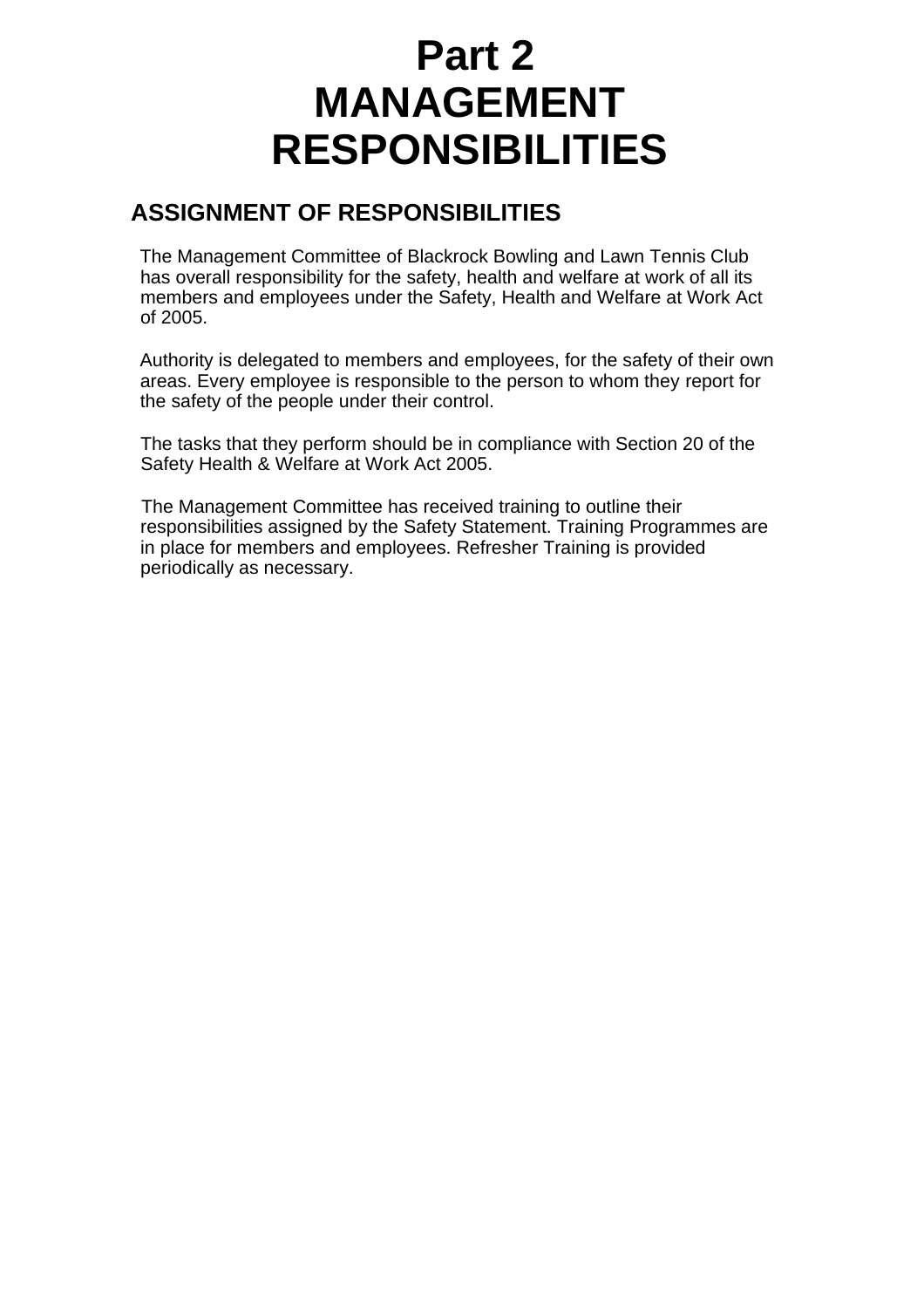# Part 2
# MANAGEMENT RESPONSIBILITIES

## ASSIGNMENT OF RESPONSIBILITIES

The Management Committee of Blackrock Bowling and Lawn Tennis Club has overall responsibility for the safety, health and welfare at work of all its members and employees under the Safety, Health and Welfare at Work Act of 2005.

Authority is delegated to members and employees, for the safety of their own areas. Every employee is responsible to the person to whom they report for the safety of the people under their control.

The tasks that they perform should be in compliance with Section 20 of the Safety Health & Welfare at Work Act 2005.

The Management Committee has received training to outline their responsibilities assigned by the Safety Statement. Training Programmes are in place for members and employees. Refresher Training is provided periodically as necessary.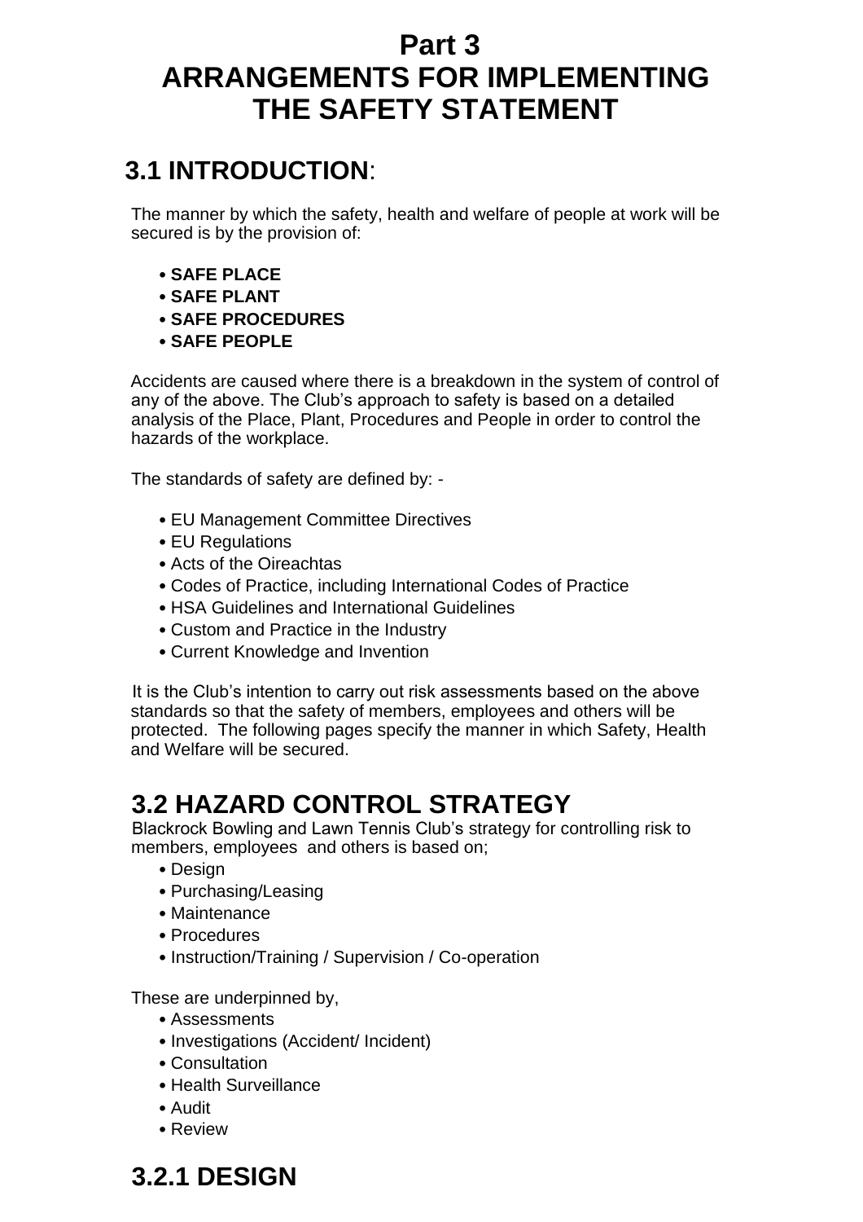# Part 3
# ARRANGEMENTS FOR IMPLEMENTING THE SAFETY STATEMENT

## 3.1 INTRODUCTION:

The manner by which the safety, health and welfare of people at work will be secured is by the provision of:

- **SAFE PLACE**
- **SAFE PLANT**
- **SAFE PROCEDURES**
- **SAFE PEOPLE**

Accidents are caused where there is a breakdown in the system of control of any of the above. The Club's approach to safety is based on a detailed analysis of the Place, Plant, Procedures and People in order to control the hazards of the workplace.

The standards of safety are defined by: -

- EU Management Committee Directives
- EU Regulations
- Acts of the Oireachtas
- Codes of Practice, including International Codes of Practice
- HSA Guidelines and International Guidelines
- Custom and Practice in the Industry
- Current Knowledge and Invention

It is the Club's intention to carry out risk assessments based on the above standards so that the safety of members, employees and others will be protected. The following pages specify the manner in which Safety, Health and Welfare will be secured.

## 3.2 HAZARD CONTROL STRATEGY

Blackrock Bowling and Lawn Tennis Club's strategy for controlling risk to members, employees and others is based on;

- Design
- Purchasing/Leasing
- Maintenance
- Procedures
- Instruction/Training / Supervision / Co-operation

These are underpinned by,

- Assessments
- Investigations (Accident/ Incident)
- Consultation
- Health Surveillance
- Audit
- Review

### 3.2.1 DESIGN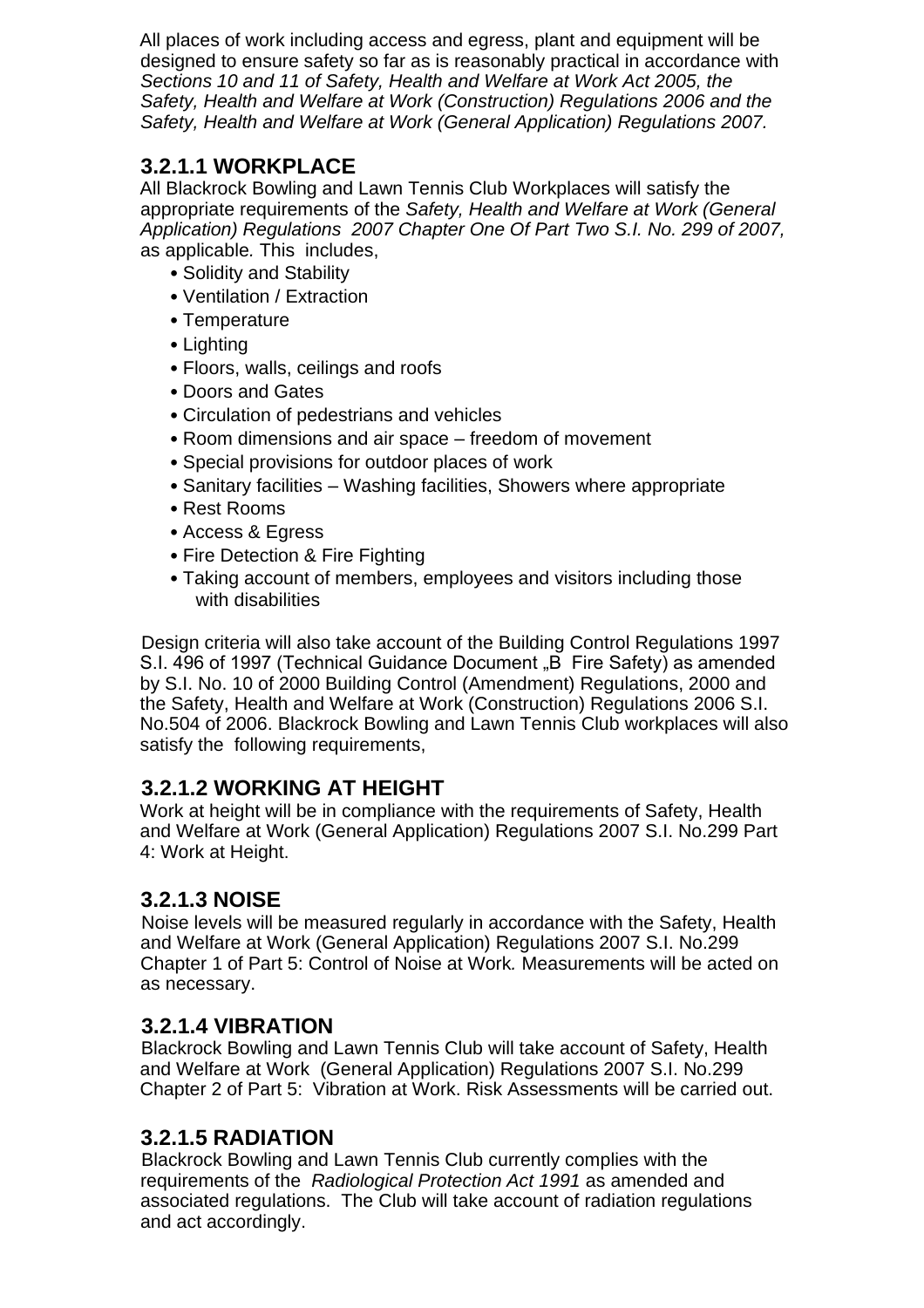All places of work including access and egress, plant and equipment will be designed to ensure safety so far as is reasonably practical in accordance with *Sections 10 and 11 of Safety, Health and Welfare at Work Act 2005, the Safety, Health and Welfare at Work (Construction) Regulations 2006 and the Safety, Health and Welfare at Work (General Application) Regulations 2007.*

### 3.2.1.1 WORKPLACE

All Blackrock Bowling and Lawn Tennis Club Workplaces will satisfy the appropriate requirements of the *Safety, Health and Welfare at Work (General Application) Regulations 2007 Chapter One Of Part Two S.I. No. 299 of 2007,* as applicable. This includes,

- Solidity and Stability
- Ventilation / Extraction
- Temperature
- Lighting
- Floors, walls, ceilings and roofs
- Doors and Gates
- Circulation of pedestrians and vehicles
- Room dimensions and air space – freedom of movement
- Special provisions for outdoor places of work
- Sanitary facilities – Washing facilities, Showers where appropriate
- Rest Rooms
- Access & Egress
- Fire Detection & Fire Fighting
- Taking account of members, employees and visitors including those with disabilities

Design criteria will also take account of the Building Control Regulations 1997 S.I. 496 of 1997 (Technical Guidance Document „B Fire Safety) as amended by S.I. No. 10 of 2000 Building Control (Amendment) Regulations, 2000 and the Safety, Health and Welfare at Work (Construction) Regulations 2006 S.I. No.504 of 2006. Blackrock Bowling and Lawn Tennis Club workplaces will also satisfy the following requirements,

### 3.2.1.2 WORKING AT HEIGHT

Work at height will be in compliance with the requirements of Safety, Health and Welfare at Work (General Application) Regulations 2007 S.I. No.299 Part 4: Work at Height.

### 3.2.1.3 NOISE

Noise levels will be measured regularly in accordance with the Safety, Health and Welfare at Work (General Application) Regulations 2007 S.I. No.299 Chapter 1 of Part 5: Control of Noise at Work. Measurements will be acted on as necessary.

### 3.2.1.4 VIBRATION

Blackrock Bowling and Lawn Tennis Club will take account of Safety, Health and Welfare at Work (General Application) Regulations 2007 S.I. No.299 Chapter 2 of Part 5: Vibration at Work. Risk Assessments will be carried out.

### 3.2.1.5 RADIATION

Blackrock Bowling and Lawn Tennis Club currently complies with the requirements of the *Radiological Protection Act 1991* as amended and associated regulations. The Club will take account of radiation regulations and act accordingly.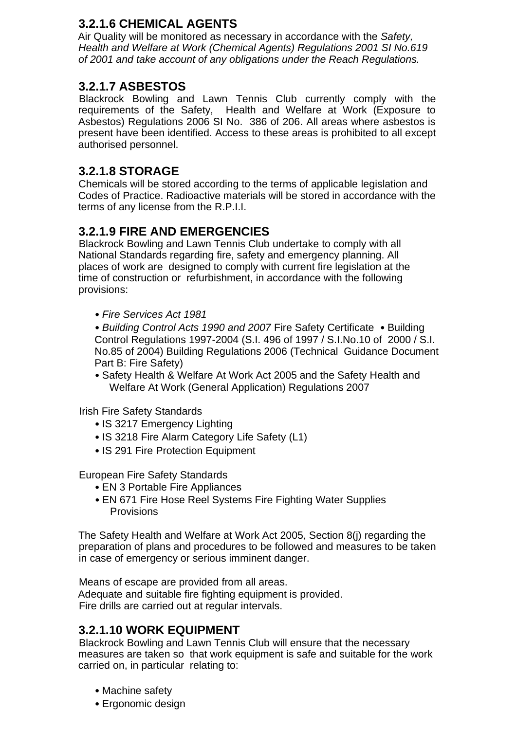### 3.2.1.6 CHEMICAL AGENTS

Air Quality will be monitored as necessary in accordance with the *Safety, Health and Welfare at Work (Chemical Agents) Regulations 2001 SI No.619 of 2001 and take account of any obligations under the Reach Regulations.*

### 3.2.1.7 ASBESTOS

Blackrock Bowling and Lawn Tennis Club currently comply with the requirements of the Safety, Health and Welfare at Work (Exposure to Asbestos) Regulations 2006 SI No. 386 of 206. All areas where asbestos is present have been identified. Access to these areas is prohibited to all except authorised personnel.

### 3.2.1.8 STORAGE

Chemicals will be stored according to the terms of applicable legislation and Codes of Practice. Radioactive materials will be stored in accordance with the terms of any license from the R.P.I.I.

### 3.2.1.9 FIRE AND EMERGENCIES

Blackrock Bowling and Lawn Tennis Club undertake to comply with all National Standards regarding fire, safety and emergency planning. All places of work are designed to comply with current fire legislation at the time of construction or refurbishment, in accordance with the following provisions:

- *Fire Services Act 1981*
- *Building Control Acts 1990 and 2007* Fire Safety Certificate • Building Control Regulations 1997-2004 (S.I. 496 of 1997 / S.I.No.10 of 2000 / S.I. No.85 of 2004) Building Regulations 2006 (Technical Guidance Document Part B: Fire Safety)
- Safety Health & Welfare At Work Act 2005 and the Safety Health and Welfare At Work (General Application) Regulations 2007

Irish Fire Safety Standards

- IS 3217 Emergency Lighting
- IS 3218 Fire Alarm Category Life Safety (L1)
- IS 291 Fire Protection Equipment

European Fire Safety Standards

- EN 3 Portable Fire Appliances
- EN 671 Fire Hose Reel Systems Fire Fighting Water Supplies Provisions

The Safety Health and Welfare at Work Act 2005, Section 8(j) regarding the preparation of plans and procedures to be followed and measures to be taken in case of emergency or serious imminent danger.

Means of escape are provided from all areas.
Adequate and suitable fire fighting equipment is provided.
Fire drills are carried out at regular intervals.

### 3.2.1.10 WORK EQUIPMENT

Blackrock Bowling and Lawn Tennis Club will ensure that the necessary measures are taken so that work equipment is safe and suitable for the work carried on, in particular relating to:

- Machine safety
- Ergonomic design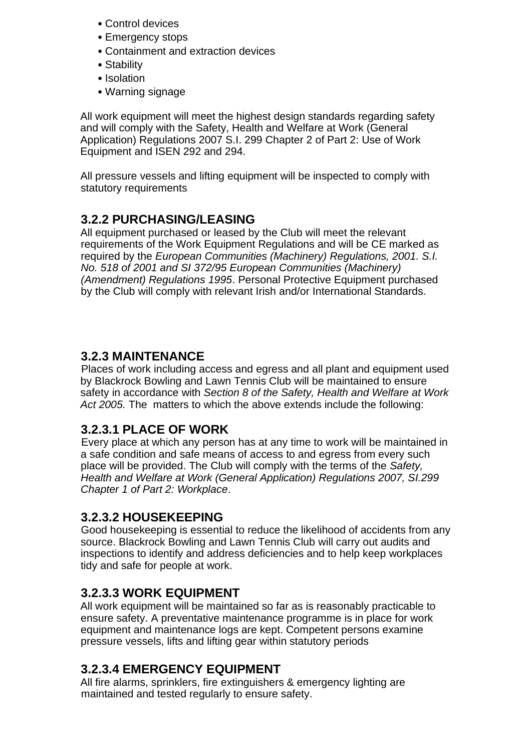- Control devices
- Emergency stops
- Containment and extraction devices
- Stability
- Isolation
- Warning signage

All work equipment will meet the highest design standards regarding safety and will comply with the Safety, Health and Welfare at Work (General Application) Regulations 2007 S.I. 299 Chapter 2 of Part 2: Use of Work Equipment and ISEN 292 and 294.

All pressure vessels and lifting equipment will be inspected to comply with statutory requirements

### 3.2.2 PURCHASING/LEASING

All equipment purchased or leased by the Club will meet the relevant requirements of the Work Equipment Regulations and will be CE marked as required by the *European Communities (Machinery) Regulations, 2001. S.I. No. 518 of 2001 and SI 372/95 European Communities (Machinery) (Amendment) Regulations 1995*. Personal Protective Equipment purchased by the Club will comply with relevant Irish and/or International Standards.

### 3.2.3 MAINTENANCE

Places of work including access and egress and all plant and equipment used by Blackrock Bowling and Lawn Tennis Club will be maintained to ensure safety in accordance with *Section 8 of the Safety, Health and Welfare at Work Act 2005.* The matters to which the above extends include the following:

#### 3.2.3.1 PLACE OF WORK

Every place at which any person has at any time to work will be maintained in a safe condition and safe means of access to and egress from every such place will be provided. The Club will comply with the terms of the *Safety, Health and Welfare at Work (General Application) Regulations 2007, SI.299 Chapter 1 of Part 2: Workplace*.

#### 3.2.3.2 HOUSEKEEPING

Good housekeeping is essential to reduce the likelihood of accidents from any source. Blackrock Bowling and Lawn Tennis Club will carry out audits and inspections to identify and address deficiencies and to help keep workplaces tidy and safe for people at work.

#### 3.2.3.3 WORK EQUIPMENT

All work equipment will be maintained so far as is reasonably practicable to ensure safety. A preventative maintenance programme is in place for work equipment and maintenance logs are kept. Competent persons examine pressure vessels, lifts and lifting gear within statutory periods

#### 3.2.3.4 EMERGENCY EQUIPMENT

All fire alarms, sprinklers, fire extinguishers & emergency lighting are maintained and tested regularly to ensure safety.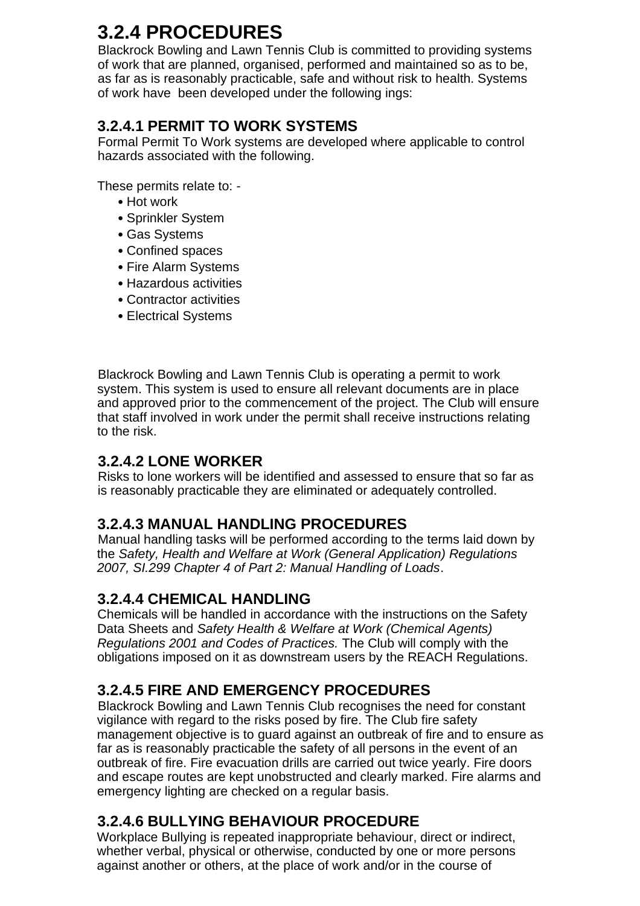## 3.2.4 PROCEDURES

Blackrock Bowling and Lawn Tennis Club is committed to providing systems of work that are planned, organised, performed and maintained so as to be, as far as is reasonably practicable, safe and without risk to health. Systems of work have been developed under the following ings:

### 3.2.4.1 PERMIT TO WORK SYSTEMS

Formal Permit To Work systems are developed where applicable to control hazards associated with the following.

These permits relate to: -

- Hot work
- Sprinkler System
- Gas Systems
- Confined spaces
- Fire Alarm Systems
- Hazardous activities
- Contractor activities
- Electrical Systems

Blackrock Bowling and Lawn Tennis Club is operating a permit to work system. This system is used to ensure all relevant documents are in place and approved prior to the commencement of the project. The Club will ensure that staff involved in work under the permit shall receive instructions relating to the risk.

### 3.2.4.2 LONE WORKER

Risks to lone workers will be identified and assessed to ensure that so far as is reasonably practicable they are eliminated or adequately controlled.

### 3.2.4.3 MANUAL HANDLING PROCEDURES

Manual handling tasks will be performed according to the terms laid down by the *Safety, Health and Welfare at Work (General Application) Regulations 2007, SI.299 Chapter 4 of Part 2: Manual Handling of Loads*.

### 3.2.4.4 CHEMICAL HANDLING

Chemicals will be handled in accordance with the instructions on the Safety Data Sheets and *Safety Health & Welfare at Work (Chemical Agents) Regulations 2001 and Codes of Practices.* The Club will comply with the obligations imposed on it as downstream users by the REACH Regulations.

### 3.2.4.5 FIRE AND EMERGENCY PROCEDURES

Blackrock Bowling and Lawn Tennis Club recognises the need for constant vigilance with regard to the risks posed by fire. The Club fire safety management objective is to guard against an outbreak of fire and to ensure as far as is reasonably practicable the safety of all persons in the event of an outbreak of fire. Fire evacuation drills are carried out twice yearly. Fire doors and escape routes are kept unobstructed and clearly marked. Fire alarms and emergency lighting are checked on a regular basis.

### 3.2.4.6 BULLYING BEHAVIOUR PROCEDURE

Workplace Bullying is repeated inappropriate behaviour, direct or indirect, whether verbal, physical or otherwise, conducted by one or more persons against another or others, at the place of work and/or in the course of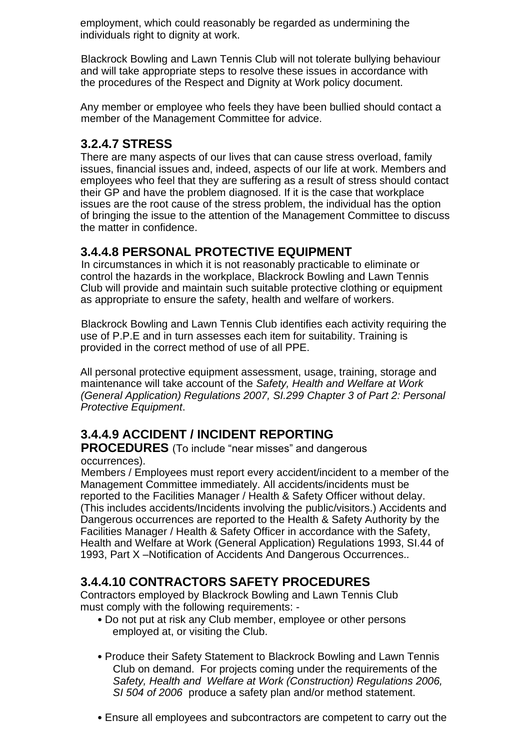employment, which could reasonably be regarded as undermining the individuals right to dignity at work.

Blackrock Bowling and Lawn Tennis Club will not tolerate bullying behaviour and will take appropriate steps to resolve these issues in accordance with the procedures of the Respect and Dignity at Work policy document.

Any member or employee who feels they have been bullied should contact a member of the Management Committee for advice.

### 3.2.4.7 STRESS

There are many aspects of our lives that can cause stress overload, family issues, financial issues and, indeed, aspects of our life at work. Members and employees who feel that they are suffering as a result of stress should contact their GP and have the problem diagnosed. If it is the case that workplace issues are the root cause of the stress problem, the individual has the option of bringing the issue to the attention of the Management Committee to discuss the matter in confidence.

### 3.4.4.8 PERSONAL PROTECTIVE EQUIPMENT

In circumstances in which it is not reasonably practicable to eliminate or control the hazards in the workplace, Blackrock Bowling and Lawn Tennis Club will provide and maintain such suitable protective clothing or equipment as appropriate to ensure the safety, health and welfare of workers.

Blackrock Bowling and Lawn Tennis Club identifies each activity requiring the use of P.P.E and in turn assesses each item for suitability. Training is provided in the correct method of use of all PPE.

All personal protective equipment assessment, usage, training, storage and maintenance will take account of the *Safety, Health and Welfare at Work (General Application) Regulations 2007, SI.299 Chapter 3 of Part 2: Personal Protective Equipment*.

### 3.4.4.9 ACCIDENT / INCIDENT REPORTING PROCEDURES (To include "near misses" and dangerous occurrences).

Members / Employees must report every accident/incident to a member of the Management Committee immediately. All accidents/incidents must be reported to the Facilities Manager / Health & Safety Officer without delay. (This includes accidents/Incidents involving the public/visitors.) Accidents and Dangerous occurrences are reported to the Health & Safety Authority by the Facilities Manager / Health & Safety Officer in accordance with the Safety, Health and Welfare at Work (General Application) Regulations 1993, SI.44 of 1993, Part X –Notification of Accidents And Dangerous Occurrences..

### 3.4.4.10 CONTRACTORS SAFETY PROCEDURES

Contractors employed by Blackrock Bowling and Lawn Tennis Club must comply with the following requirements: -

- Do not put at risk any Club member, employee or other persons employed at, or visiting the Club.
- Produce their Safety Statement to Blackrock Bowling and Lawn Tennis Club on demand. For projects coming under the requirements of the *Safety, Health and Welfare at Work (Construction) Regulations 2006, SI 504 of 2006* produce a safety plan and/or method statement.
- Ensure all employees and subcontractors are competent to carry out the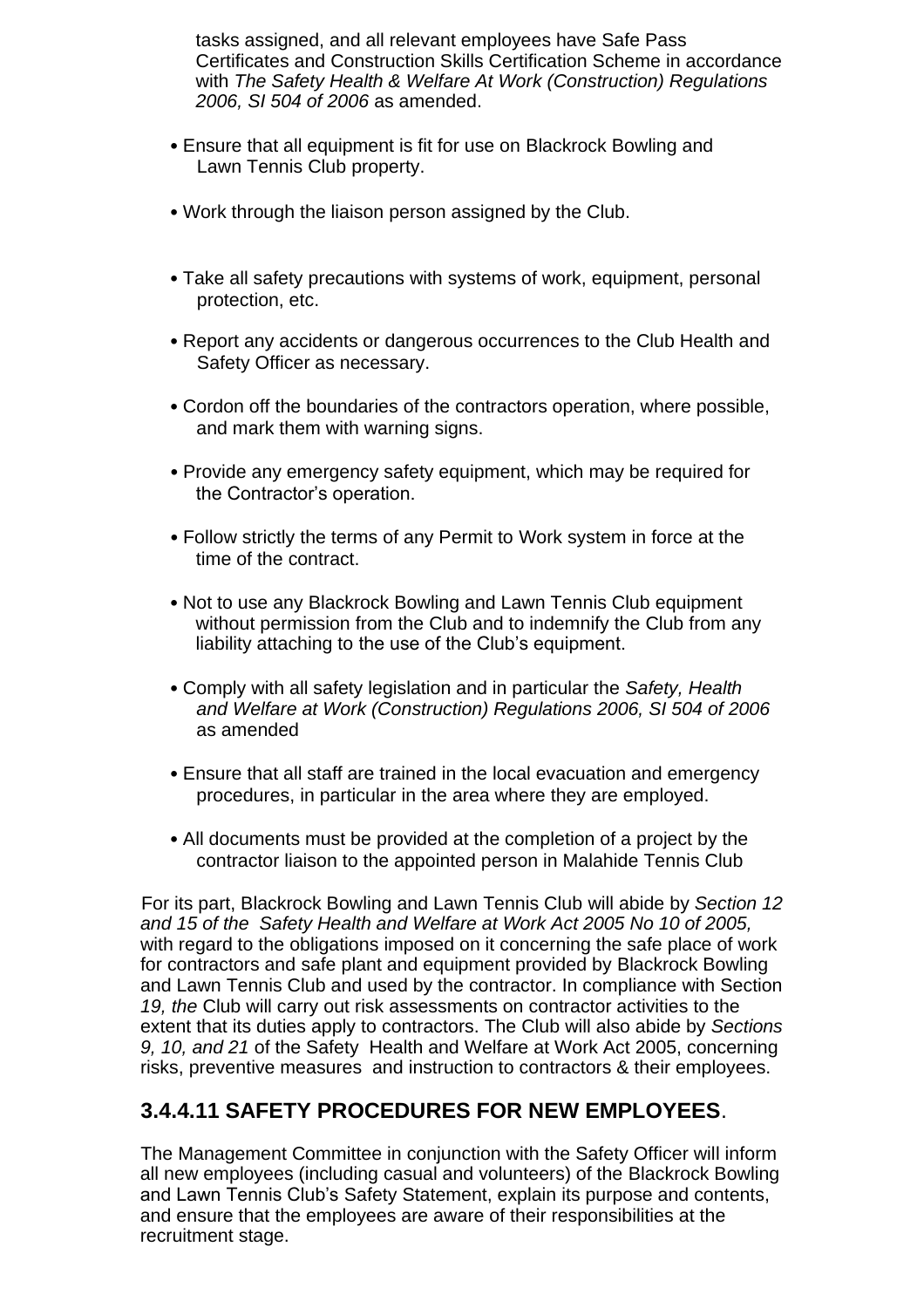tasks assigned, and all relevant employees have Safe Pass Certificates and Construction Skills Certification Scheme in accordance with *The Safety Health & Welfare At Work (Construction) Regulations 2006, SI 504 of 2006* as amended.

- Ensure that all equipment is fit for use on Blackrock Bowling and Lawn Tennis Club property.
- Work through the liaison person assigned by the Club.
- Take all safety precautions with systems of work, equipment, personal protection, etc.
- Report any accidents or dangerous occurrences to the Club Health and Safety Officer as necessary.
- Cordon off the boundaries of the contractors operation, where possible, and mark them with warning signs.
- Provide any emergency safety equipment, which may be required for the Contractor's operation.
- Follow strictly the terms of any Permit to Work system in force at the time of the contract.
- Not to use any Blackrock Bowling and Lawn Tennis Club equipment without permission from the Club and to indemnify the Club from any liability attaching to the use of the Club's equipment.
- Comply with all safety legislation and in particular the *Safety, Health and Welfare at Work (Construction) Regulations 2006, SI 504 of 2006* as amended
- Ensure that all staff are trained in the local evacuation and emergency procedures, in particular in the area where they are employed.
- All documents must be provided at the completion of a project by the contractor liaison to the appointed person in Malahide Tennis Club

For its part, Blackrock Bowling and Lawn Tennis Club will abide by *Section 12 and 15 of the Safety Health and Welfare at Work Act 2005 No 10 of 2005,* with regard to the obligations imposed on it concerning the safe place of work for contractors and safe plant and equipment provided by Blackrock Bowling and Lawn Tennis Club and used by the contractor. In compliance with Section *19, the* Club will carry out risk assessments on contractor activities to the extent that its duties apply to contractors. The Club will also abide by *Sections 9, 10, and 21* of the Safety Health and Welfare at Work Act 2005, concerning risks, preventive measures and instruction to contractors & their employees.

## 3.4.4.11 SAFETY PROCEDURES FOR NEW EMPLOYEES.

The Management Committee in conjunction with the Safety Officer will inform all new employees (including casual and volunteers) of the Blackrock Bowling and Lawn Tennis Club's Safety Statement, explain its purpose and contents, and ensure that the employees are aware of their responsibilities at the recruitment stage.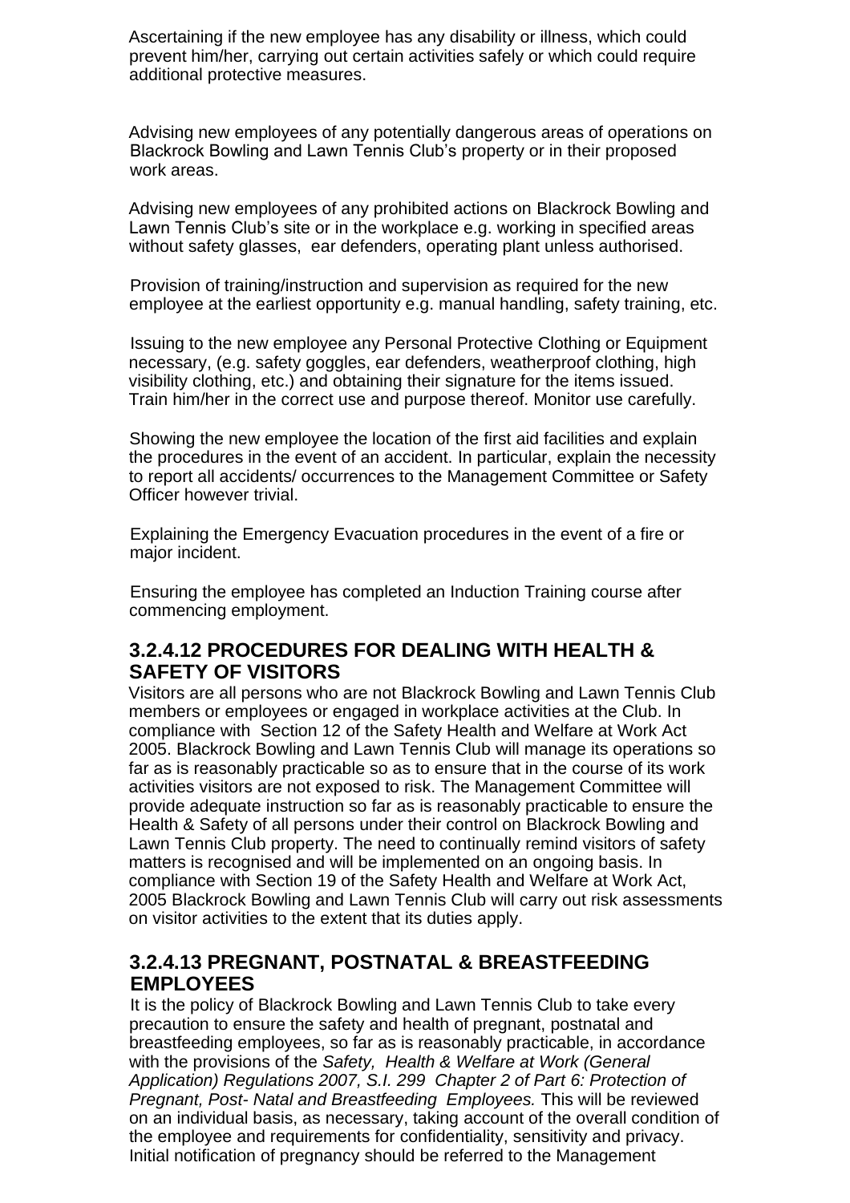Ascertaining if the new employee has any disability or illness, which could prevent him/her, carrying out certain activities safely or which could require additional protective measures.

Advising new employees of any potentially dangerous areas of operations on Blackrock Bowling and Lawn Tennis Club's property or in their proposed work areas.

Advising new employees of any prohibited actions on Blackrock Bowling and Lawn Tennis Club's site or in the workplace e.g. working in specified areas without safety glasses, ear defenders, operating plant unless authorised.

Provision of training/instruction and supervision as required for the new employee at the earliest opportunity e.g. manual handling, safety training, etc.

Issuing to the new employee any Personal Protective Clothing or Equipment necessary, (e.g. safety goggles, ear defenders, weatherproof clothing, high visibility clothing, etc.) and obtaining their signature for the items issued. Train him/her in the correct use and purpose thereof. Monitor use carefully.

Showing the new employee the location of the first aid facilities and explain the procedures in the event of an accident. In particular, explain the necessity to report all accidents/ occurrences to the Management Committee or Safety Officer however trivial.

Explaining the Emergency Evacuation procedures in the event of a fire or major incident.

Ensuring the employee has completed an Induction Training course after commencing employment.

### 3.2.4.12 PROCEDURES FOR DEALING WITH HEALTH & SAFETY OF VISITORS

Visitors are all persons who are not Blackrock Bowling and Lawn Tennis Club members or employees or engaged in workplace activities at the Club. In compliance with Section 12 of the Safety Health and Welfare at Work Act 2005. Blackrock Bowling and Lawn Tennis Club will manage its operations so far as is reasonably practicable so as to ensure that in the course of its work activities visitors are not exposed to risk. The Management Committee will provide adequate instruction so far as is reasonably practicable to ensure the Health & Safety of all persons under their control on Blackrock Bowling and Lawn Tennis Club property. The need to continually remind visitors of safety matters is recognised and will be implemented on an ongoing basis. In compliance with Section 19 of the Safety Health and Welfare at Work Act, 2005 Blackrock Bowling and Lawn Tennis Club will carry out risk assessments on visitor activities to the extent that its duties apply.

### 3.2.4.13 PREGNANT, POSTNATAL & BREASTFEEDING EMPLOYEES

It is the policy of Blackrock Bowling and Lawn Tennis Club to take every precaution to ensure the safety and health of pregnant, postnatal and breastfeeding employees, so far as is reasonably practicable, in accordance with the provisions of the *Safety, Health & Welfare at Work (General Application) Regulations 2007, S.I. 299 Chapter 2 of Part 6: Protection of Pregnant, Post- Natal and Breastfeeding Employees.* This will be reviewed on an individual basis, as necessary, taking account of the overall condition of the employee and requirements for confidentiality, sensitivity and privacy. Initial notification of pregnancy should be referred to the Management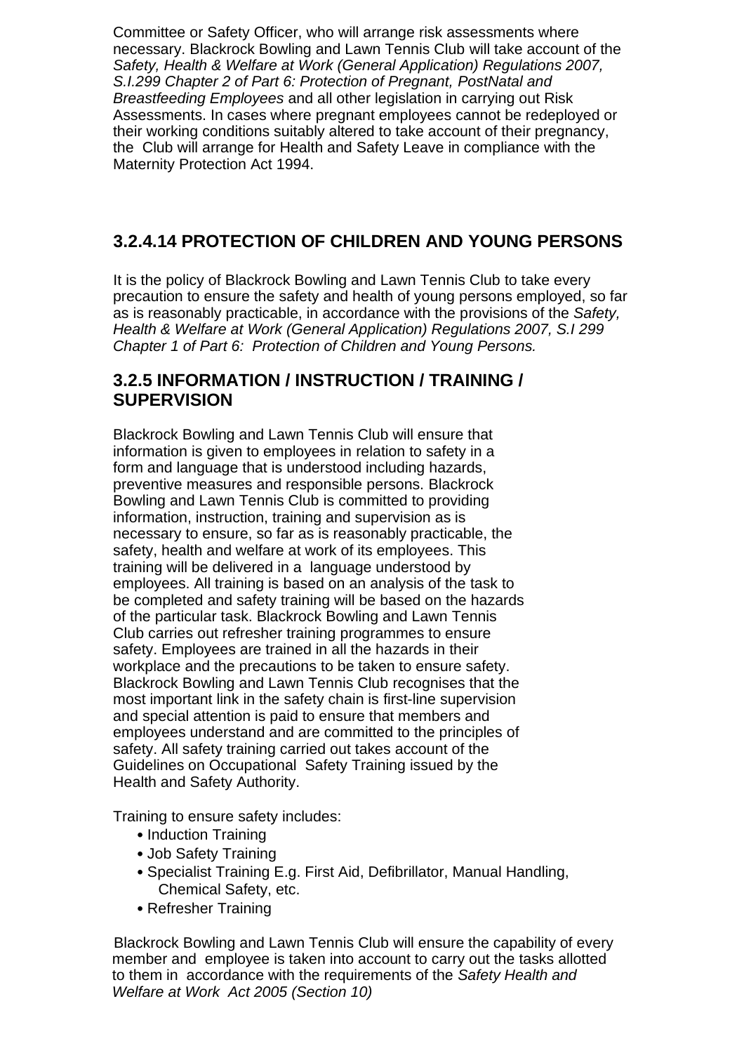Committee or Safety Officer, who will arrange risk assessments where necessary. Blackrock Bowling and Lawn Tennis Club will take account of the *Safety, Health & Welfare at Work (General Application) Regulations 2007, S.I.299 Chapter 2 of Part 6: Protection of Pregnant, PostNatal and Breastfeeding Employees* and all other legislation in carrying out Risk Assessments. In cases where pregnant employees cannot be redeployed or their working conditions suitably altered to take account of their pregnancy, the Club will arrange for Health and Safety Leave in compliance with the Maternity Protection Act 1994.

## 3.2.4.14 PROTECTION OF CHILDREN AND YOUNG PERSONS

It is the policy of Blackrock Bowling and Lawn Tennis Club to take every precaution to ensure the safety and health of young persons employed, so far as is reasonably practicable, in accordance with the provisions of the *Safety, Health & Welfare at Work (General Application) Regulations 2007, S.I 299 Chapter 1 of Part 6: Protection of Children and Young Persons.*

## 3.2.5 INFORMATION / INSTRUCTION / TRAINING / SUPERVISION

Blackrock Bowling and Lawn Tennis Club will ensure that information is given to employees in relation to safety in a form and language that is understood including hazards, preventive measures and responsible persons. Blackrock Bowling and Lawn Tennis Club is committed to providing information, instruction, training and supervision as is necessary to ensure, so far as is reasonably practicable, the safety, health and welfare at work of its employees. This training will be delivered in a language understood by employees. All training is based on an analysis of the task to be completed and safety training will be based on the hazards of the particular task. Blackrock Bowling and Lawn Tennis Club carries out refresher training programmes to ensure safety. Employees are trained in all the hazards in their workplace and the precautions to be taken to ensure safety. Blackrock Bowling and Lawn Tennis Club recognises that the most important link in the safety chain is first-line supervision and special attention is paid to ensure that members and employees understand and are committed to the principles of safety. All safety training carried out takes account of the Guidelines on Occupational Safety Training issued by the Health and Safety Authority.

Training to ensure safety includes:

- Induction Training
- Job Safety Training
- Specialist Training E.g. First Aid, Defibrillator, Manual Handling, Chemical Safety, etc.
- Refresher Training

Blackrock Bowling and Lawn Tennis Club will ensure the capability of every member and employee is taken into account to carry out the tasks allotted to them in accordance with the requirements of the *Safety Health and Welfare at Work Act 2005 (Section 10)*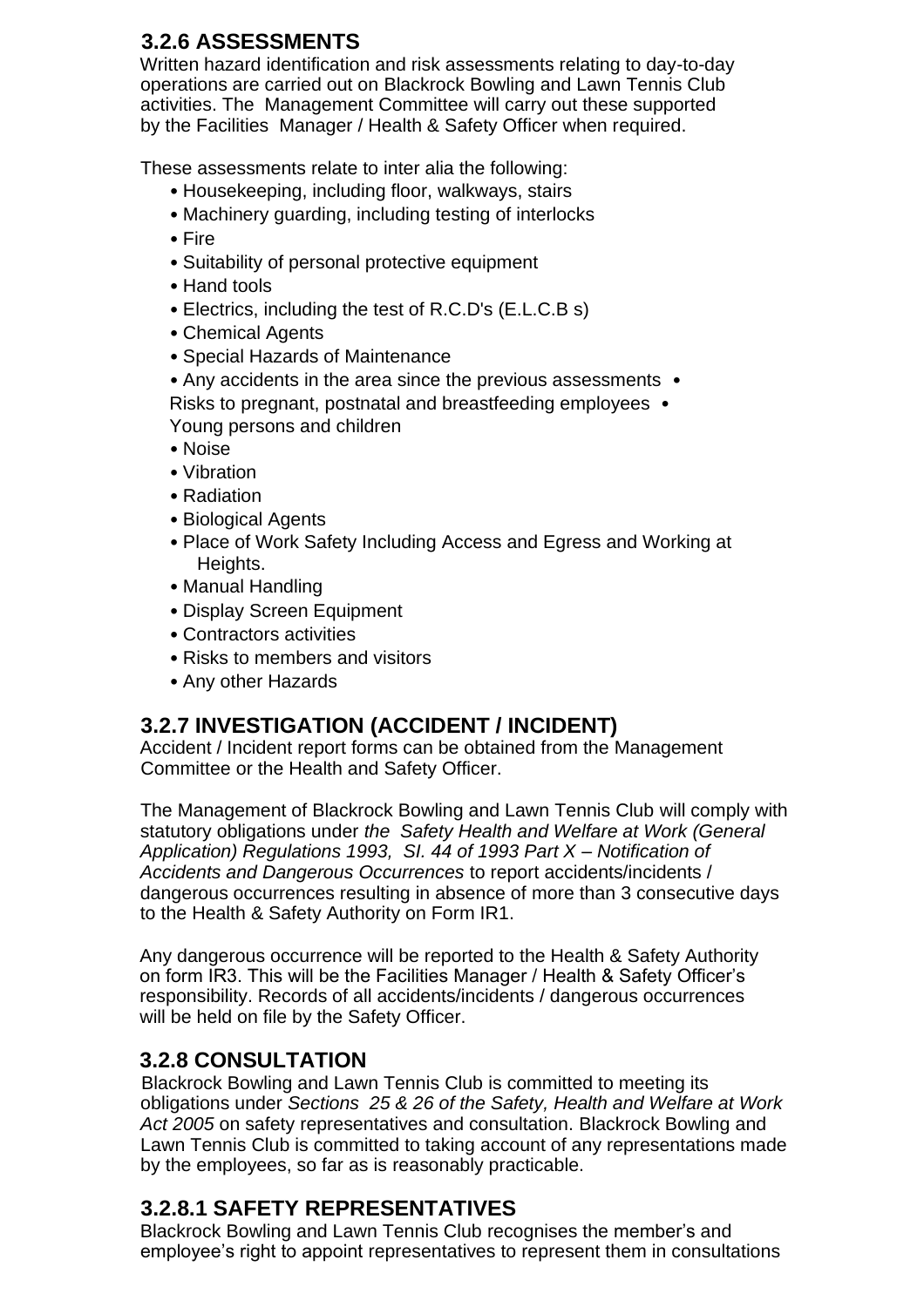### 3.2.6 ASSESSMENTS

Written hazard identification and risk assessments relating to day-to-day operations are carried out on Blackrock Bowling and Lawn Tennis Club activities. The Management Committee will carry out these supported by the Facilities Manager / Health & Safety Officer when required.

These assessments relate to inter alia the following:

- Housekeeping, including floor, walkways, stairs
- Machinery guarding, including testing of interlocks
- Fire
- Suitability of personal protective equipment
- Hand tools
- Electrics, including the test of R.C.D's (E.L.C.B s)
- Chemical Agents
- Special Hazards of Maintenance
- Any accidents in the area since the previous assessments
- Risks to pregnant, postnatal and breastfeeding employees
- Young persons and children
- Noise
- Vibration
- Radiation
- Biological Agents
- Place of Work Safety Including Access and Egress and Working at Heights.
- Manual Handling
- Display Screen Equipment
- Contractors activities
- Risks to members and visitors
- Any other Hazards

### 3.2.7 INVESTIGATION (ACCIDENT / INCIDENT)

Accident / Incident report forms can be obtained from the Management Committee or the Health and Safety Officer.

The Management of Blackrock Bowling and Lawn Tennis Club will comply with statutory obligations under *the Safety Health and Welfare at Work (General Application) Regulations 1993, SI. 44 of 1993 Part X – Notification of Accidents and Dangerous Occurrences* to report accidents/incidents / dangerous occurrences resulting in absence of more than 3 consecutive days to the Health & Safety Authority on Form IR1.

Any dangerous occurrence will be reported to the Health & Safety Authority on form IR3. This will be the Facilities Manager / Health & Safety Officer's responsibility. Records of all accidents/incidents / dangerous occurrences will be held on file by the Safety Officer.

### 3.2.8 CONSULTATION

Blackrock Bowling and Lawn Tennis Club is committed to meeting its obligations under *Sections 25 & 26 of the Safety, Health and Welfare at Work Act 2005* on safety representatives and consultation. Blackrock Bowling and Lawn Tennis Club is committed to taking account of any representations made by the employees, so far as is reasonably practicable.

### 3.2.8.1 SAFETY REPRESENTATIVES

Blackrock Bowling and Lawn Tennis Club recognises the member's and employee's right to appoint representatives to represent them in consultations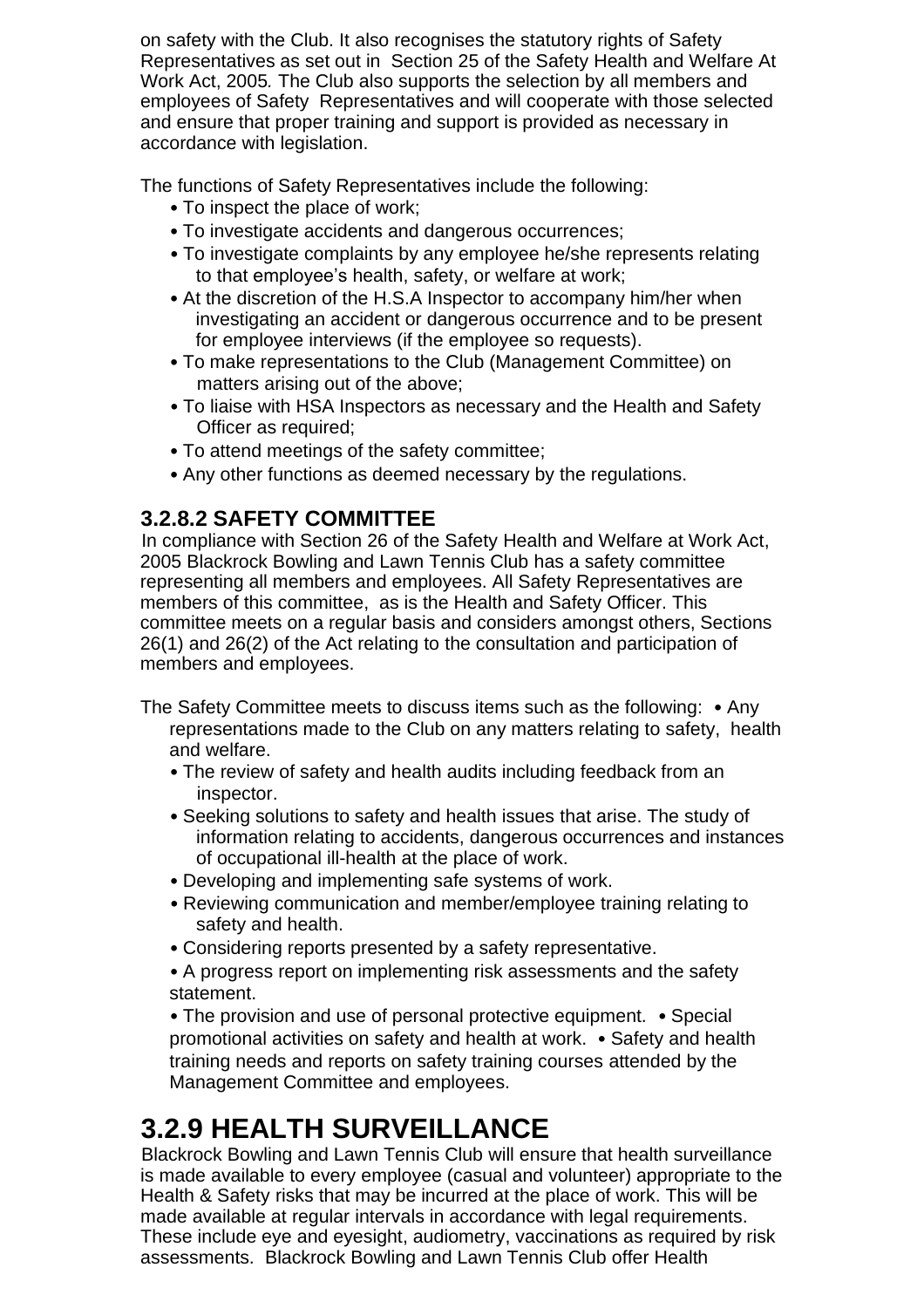on safety with the Club. It also recognises the statutory rights of Safety Representatives as set out in Section 25 of the Safety Health and Welfare At Work Act, 2005. The Club also supports the selection by all members and employees of Safety Representatives and will cooperate with those selected and ensure that proper training and support is provided as necessary in accordance with legislation.

The functions of Safety Representatives include the following:

- To inspect the place of work;
- To investigate accidents and dangerous occurrences;
- To investigate complaints by any employee he/she represents relating to that employee's health, safety, or welfare at work;
- At the discretion of the H.S.A Inspector to accompany him/her when investigating an accident or dangerous occurrence and to be present for employee interviews (if the employee so requests).
- To make representations to the Club (Management Committee) on matters arising out of the above;
- To liaise with HSA Inspectors as necessary and the Health and Safety Officer as required;
- To attend meetings of the safety committee;
- Any other functions as deemed necessary by the regulations.

### 3.2.8.2 SAFETY COMMITTEE

In compliance with Section 26 of the Safety Health and Welfare at Work Act, 2005 Blackrock Bowling and Lawn Tennis Club has a safety committee representing all members and employees. All Safety Representatives are members of this committee, as is the Health and Safety Officer. This committee meets on a regular basis and considers amongst others, Sections 26(1) and 26(2) of the Act relating to the consultation and participation of members and employees.

The Safety Committee meets to discuss items such as the following:

- Any representations made to the Club on any matters relating to safety, health and welfare.
- The review of safety and health audits including feedback from an inspector.
- Seeking solutions to safety and health issues that arise. The study of information relating to accidents, dangerous occurrences and instances of occupational ill-health at the place of work.
- Developing and implementing safe systems of work.
- Reviewing communication and member/employee training relating to safety and health.
- Considering reports presented by a safety representative.
- A progress report on implementing risk assessments and the safety statement.
- The provision and use of personal protective equipment.
- Special promotional activities on safety and health at work.
- Safety and health training needs and reports on safety training courses attended by the Management Committee and employees.

## 3.2.9 HEALTH SURVEILLANCE

Blackrock Bowling and Lawn Tennis Club will ensure that health surveillance is made available to every employee (casual and volunteer) appropriate to the Health & Safety risks that may be incurred at the place of work. This will be made available at regular intervals in accordance with legal requirements. These include eye and eyesight, audiometry, vaccinations as required by risk assessments. Blackrock Bowling and Lawn Tennis Club offer Health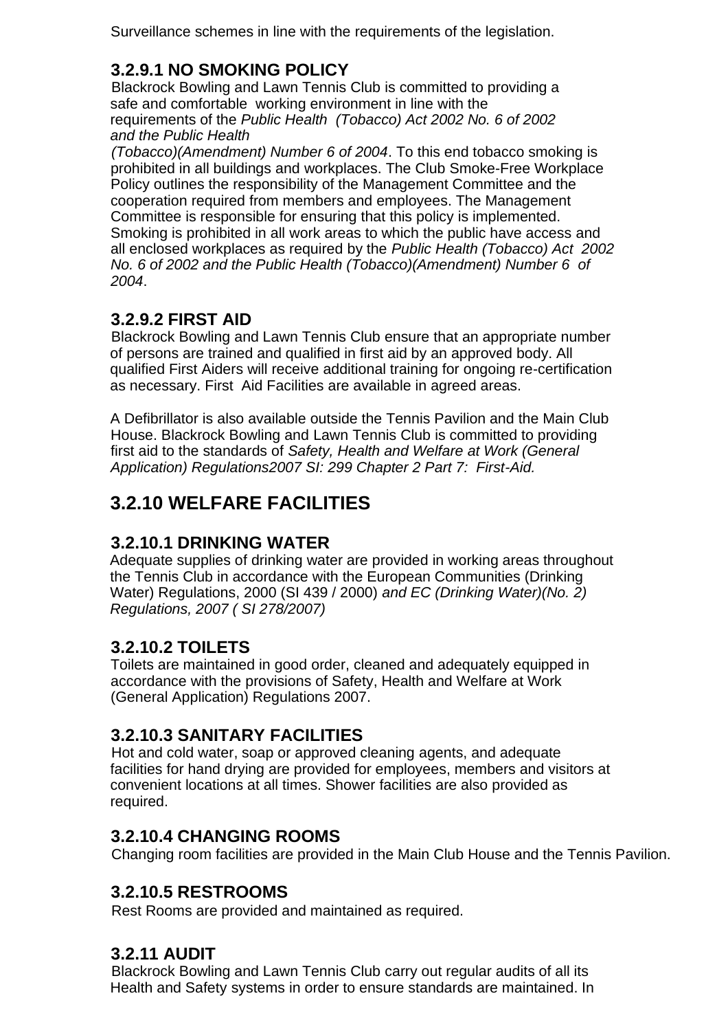Surveillance schemes in line with the requirements of the legislation.

### 3.2.9.1 NO SMOKING POLICY

Blackrock Bowling and Lawn Tennis Club is committed to providing a safe and comfortable working environment in line with the requirements of the *Public Health (Tobacco) Act 2002 No. 6 of 2002 and the Public Health (Tobacco)(Amendment) Number 6 of 2004*. To this end tobacco smoking is prohibited in all buildings and workplaces. The Club Smoke-Free Workplace Policy outlines the responsibility of the Management Committee and the cooperation required from members and employees. The Management Committee is responsible for ensuring that this policy is implemented. Smoking is prohibited in all work areas to which the public have access and all enclosed workplaces as required by the *Public Health (Tobacco) Act 2002 No. 6 of 2002 and the Public Health (Tobacco)(Amendment) Number 6 of 2004*.

### 3.2.9.2 FIRST AID

Blackrock Bowling and Lawn Tennis Club ensure that an appropriate number of persons are trained and qualified in first aid by an approved body. All qualified First Aiders will receive additional training for ongoing re-certification as necessary. First Aid Facilities are available in agreed areas.

A Defibrillator is also available outside the Tennis Pavilion and the Main Club House. Blackrock Bowling and Lawn Tennis Club is committed to providing first aid to the standards of *Safety, Health and Welfare at Work (General Application) Regulations2007 SI: 299 Chapter 2 Part 7: First-Aid.*

## 3.2.10 WELFARE FACILITIES

### 3.2.10.1 DRINKING WATER

Adequate supplies of drinking water are provided in working areas throughout the Tennis Club in accordance with the European Communities (Drinking Water) Regulations, 2000 (SI 439 / 2000) *and EC (Drinking Water)(No. 2) Regulations, 2007 ( SI 278/2007)*

### 3.2.10.2 TOILETS

Toilets are maintained in good order, cleaned and adequately equipped in accordance with the provisions of Safety, Health and Welfare at Work (General Application) Regulations 2007.

### 3.2.10.3 SANITARY FACILITIES

Hot and cold water, soap or approved cleaning agents, and adequate facilities for hand drying are provided for employees, members and visitors at convenient locations at all times. Shower facilities are also provided as required.

### 3.2.10.4 CHANGING ROOMS

Changing room facilities are provided in the Main Club House and the Tennis Pavilion.

### 3.2.10.5 RESTROOMS

Rest Rooms are provided and maintained as required.

### 3.2.11 AUDIT

Blackrock Bowling and Lawn Tennis Club carry out regular audits of all its Health and Safety systems in order to ensure standards are maintained. In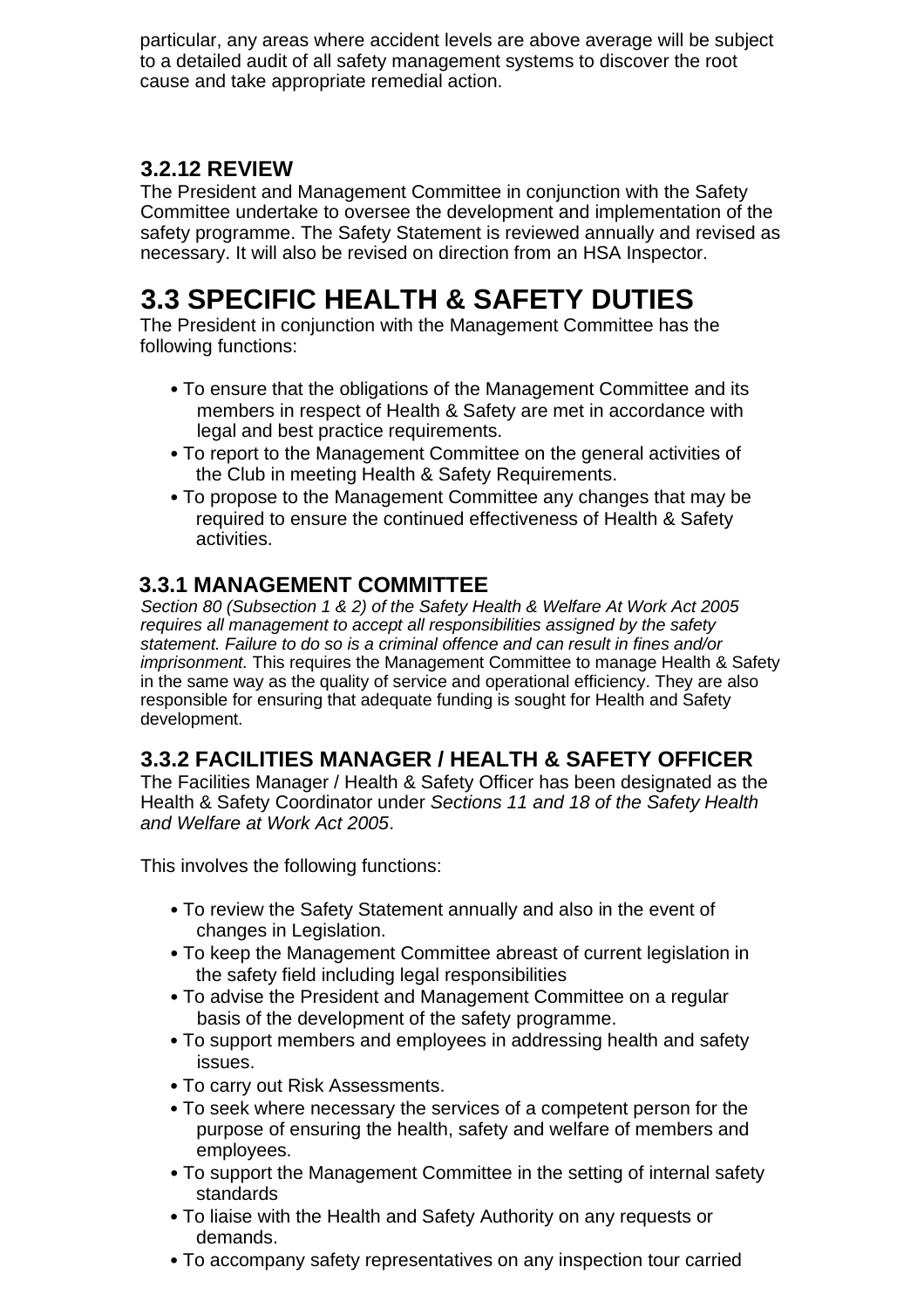particular, any areas where accident levels are above average will be subject to a detailed audit of all safety management systems to discover the root cause and take appropriate remedial action.

### 3.2.12 REVIEW

The President and Management Committee in conjunction with the Safety Committee undertake to oversee the development and implementation of the safety programme. The Safety Statement is reviewed annually and revised as necessary. It will also be revised on direction from an HSA Inspector.

# 3.3 SPECIFIC HEALTH & SAFETY DUTIES

The President in conjunction with the Management Committee has the following functions:

- To ensure that the obligations of the Management Committee and its members in respect of Health & Safety are met in accordance with legal and best practice requirements.
- To report to the Management Committee on the general activities of the Club in meeting Health & Safety Requirements.
- To propose to the Management Committee any changes that may be required to ensure the continued effectiveness of Health & Safety activities.

### 3.3.1 MANAGEMENT COMMITTEE

*Section 80 (Subsection 1 & 2) of the Safety Health & Welfare At Work Act 2005 requires all management to accept all responsibilities assigned by the safety statement. Failure to do so is a criminal offence and can result in fines and/or imprisonment.* This requires the Management Committee to manage Health & Safety in the same way as the quality of service and operational efficiency. They are also responsible for ensuring that adequate funding is sought for Health and Safety development.

### 3.3.2 FACILITIES MANAGER / HEALTH & SAFETY OFFICER

The Facilities Manager / Health & Safety Officer has been designated as the Health & Safety Coordinator under *Sections 11 and 18 of the Safety Health and Welfare at Work Act 2005*.

This involves the following functions:

- To review the Safety Statement annually and also in the event of changes in Legislation.
- To keep the Management Committee abreast of current legislation in the safety field including legal responsibilities
- To advise the President and Management Committee on a regular basis of the development of the safety programme.
- To support members and employees in addressing health and safety issues.
- To carry out Risk Assessments.
- To seek where necessary the services of a competent person for the purpose of ensuring the health, safety and welfare of members and employees.
- To support the Management Committee in the setting of internal safety standards
- To liaise with the Health and Safety Authority on any requests or demands.
- To accompany safety representatives on any inspection tour carried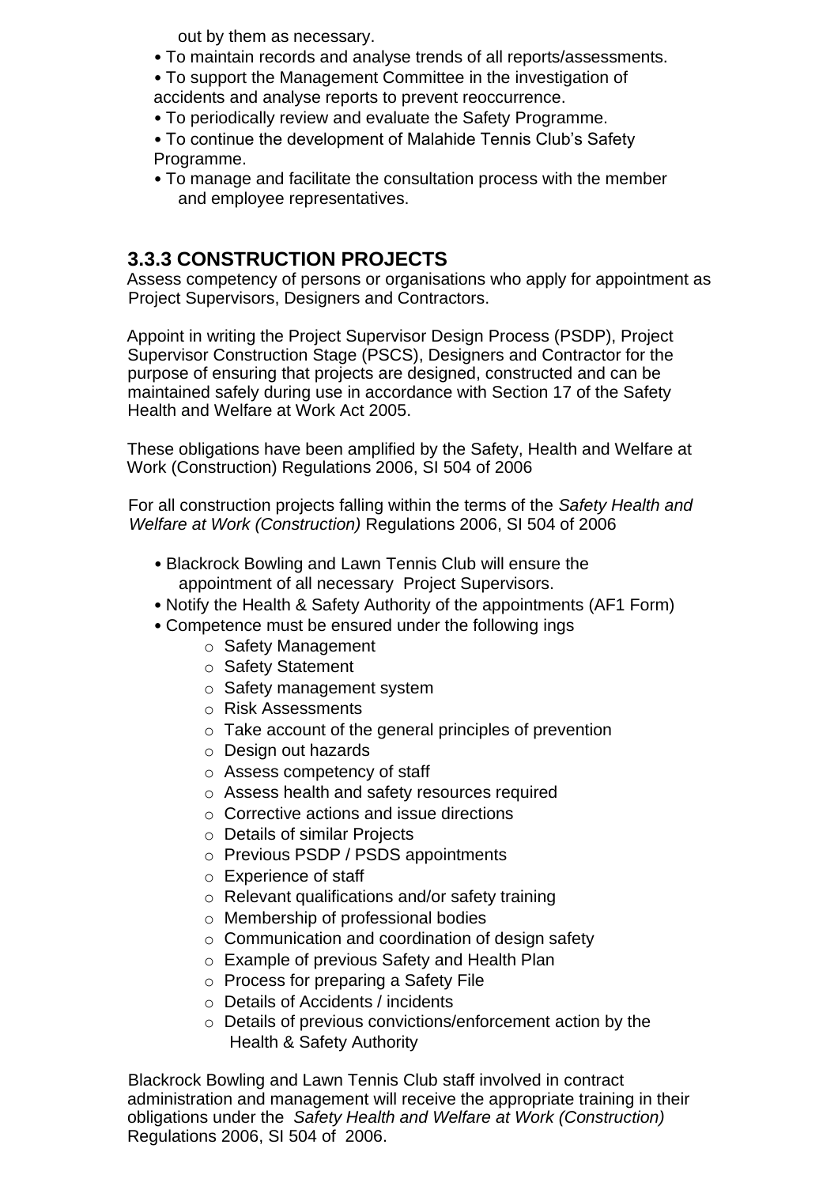out by them as necessary.

- To maintain records and analyse trends of all reports/assessments.
- To support the Management Committee in the investigation of accidents and analyse reports to prevent reoccurrence.
- To periodically review and evaluate the Safety Programme.
- To continue the development of Malahide Tennis Club's Safety Programme.
- To manage and facilitate the consultation process with the member and employee representatives.

### 3.3.3 CONSTRUCTION PROJECTS

Assess competency of persons or organisations who apply for appointment as Project Supervisors, Designers and Contractors.

Appoint in writing the Project Supervisor Design Process (PSDP), Project Supervisor Construction Stage (PSCS), Designers and Contractor for the purpose of ensuring that projects are designed, constructed and can be maintained safely during use in accordance with Section 17 of the Safety Health and Welfare at Work Act 2005.

These obligations have been amplified by the Safety, Health and Welfare at Work (Construction) Regulations 2006, SI 504 of 2006

For all construction projects falling within the terms of the *Safety Health and Welfare at Work (Construction)* Regulations 2006, SI 504 of 2006

- Blackrock Bowling and Lawn Tennis Club will ensure the appointment of all necessary Project Supervisors.
- Notify the Health & Safety Authority of the appointments (AF1 Form)
- Competence must be ensured under the following ings
  - Safety Management
  - Safety Statement
  - Safety management system
  - Risk Assessments
  - Take account of the general principles of prevention
  - Design out hazards
  - Assess competency of staff
  - Assess health and safety resources required
  - Corrective actions and issue directions
  - Details of similar Projects
  - Previous PSDP / PSDS appointments
  - Experience of staff
  - Relevant qualifications and/or safety training
  - Membership of professional bodies
  - Communication and coordination of design safety
  - Example of previous Safety and Health Plan
  - Process for preparing a Safety File
  - Details of Accidents / incidents
  - Details of previous convictions/enforcement action by the Health & Safety Authority

Blackrock Bowling and Lawn Tennis Club staff involved in contract administration and management will receive the appropriate training in their obligations under the *Safety Health and Welfare at Work (Construction)* Regulations 2006, SI 504 of 2006.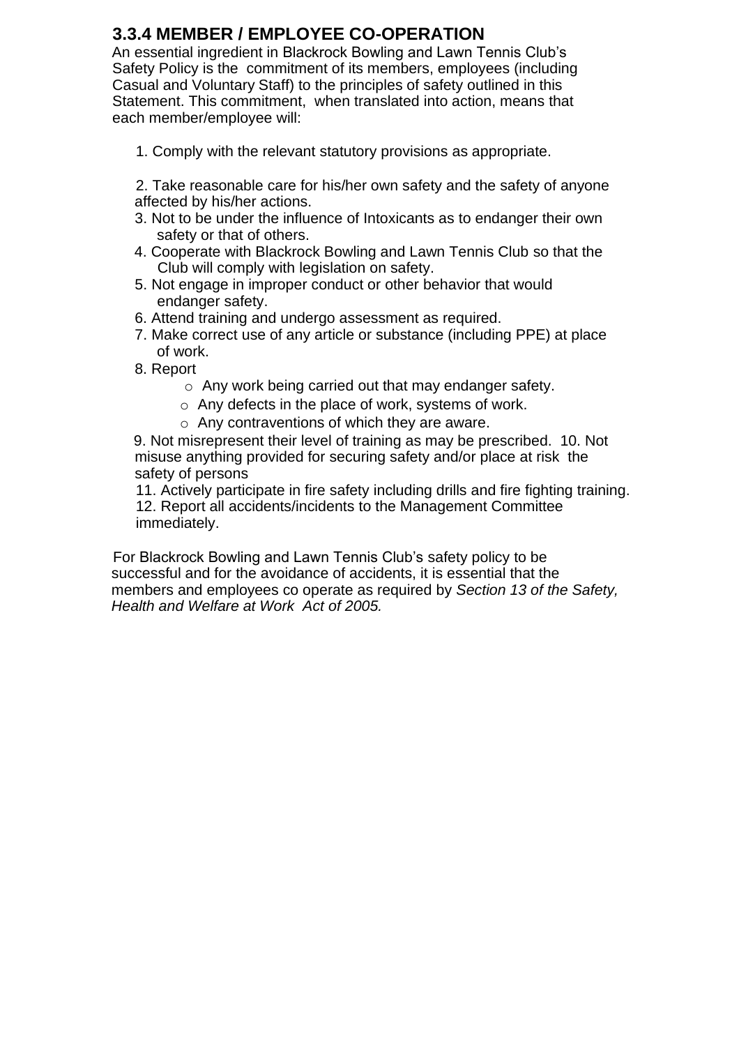### 3.3.4 MEMBER / EMPLOYEE CO-OPERATION

An essential ingredient in Blackrock Bowling and Lawn Tennis Club's Safety Policy is the commitment of its members, employees (including Casual and Voluntary Staff) to the principles of safety outlined in this Statement. This commitment, when translated into action, means that each member/employee will:

1. Comply with the relevant statutory provisions as appropriate.
2. Take reasonable care for his/her own safety and the safety of anyone affected by his/her actions.
3. Not to be under the influence of Intoxicants as to endanger their own safety or that of others.
4. Cooperate with Blackrock Bowling and Lawn Tennis Club so that the Club will comply with legislation on safety.
5. Not engage in improper conduct or other behavior that would endanger safety.
6. Attend training and undergo assessment as required.
7. Make correct use of any article or substance (including PPE) at place of work.
8. Report
   - Any work being carried out that may endanger safety.
   - Any defects in the place of work, systems of work.
   - Any contraventions of which they are aware.
9. Not misrepresent their level of training as may be prescribed.
10. Not misuse anything provided for securing safety and/or place at risk the safety of persons
11. Actively participate in fire safety including drills and fire fighting training.
12. Report all accidents/incidents to the Management Committee immediately.

For Blackrock Bowling and Lawn Tennis Club's safety policy to be successful and for the avoidance of accidents, it is essential that the members and employees co operate as required by *Section 13 of the Safety, Health and Welfare at Work Act of 2005.*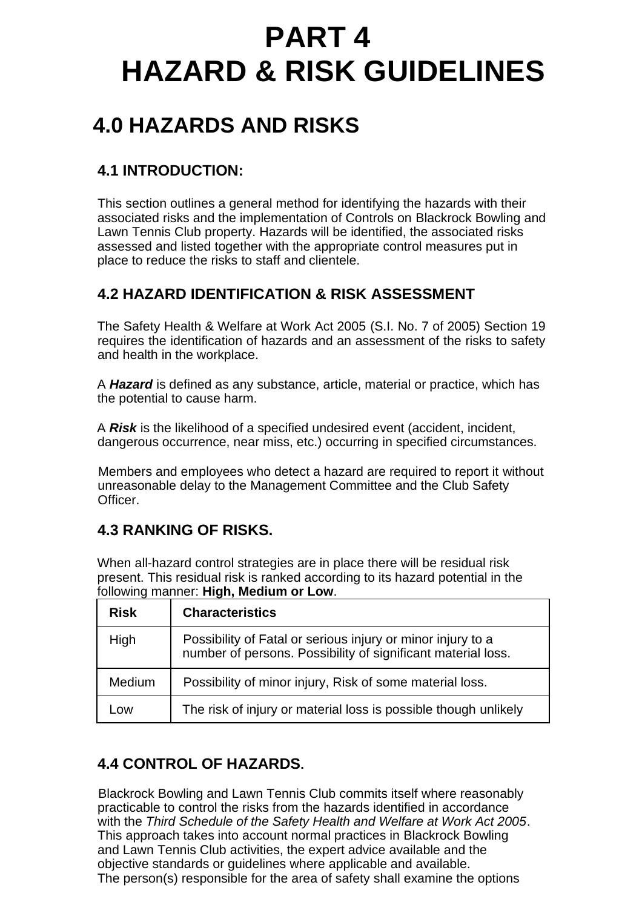# PART 4
# HAZARD & RISK GUIDELINES

## 4.0 HAZARDS AND RISKS

### 4.1 INTRODUCTION:

This section outlines a general method for identifying the hazards with their associated risks and the implementation of Controls on Blackrock Bowling and Lawn Tennis Club property. Hazards will be identified, the associated risks assessed and listed together with the appropriate control measures put in place to reduce the risks to staff and clientele.

### 4.2 HAZARD IDENTIFICATION & RISK ASSESSMENT

The Safety Health & Welfare at Work Act 2005 (S.I. No. 7 of 2005) Section 19 requires the identification of hazards and an assessment of the risks to safety and health in the workplace.

A ***Hazard*** is defined as any substance, article, material or practice, which has the potential to cause harm.

A ***Risk*** is the likelihood of a specified undesired event (accident, incident, dangerous occurrence, near miss, etc.) occurring in specified circumstances.

Members and employees who detect a hazard are required to report it without unreasonable delay to the Management Committee and the Club Safety Officer.

### 4.3 RANKING OF RISKS.

When all-hazard control strategies are in place there will be residual risk present. This residual risk is ranked according to its hazard potential in the following manner: **High, Medium or Low**.

| Risk | Characteristics |
|---|---|
| High | Possibility of Fatal or serious injury or minor injury to a number of persons. Possibility of significant material loss. |
| Medium | Possibility of minor injury, Risk of some material loss. |
| Low | The risk of injury or material loss is possible though unlikely |

### 4.4 CONTROL OF HAZARDS.

Blackrock Bowling and Lawn Tennis Club commits itself where reasonably practicable to control the risks from the hazards identified in accordance with the *Third Schedule of the Safety Health and Welfare at Work Act 2005*. This approach takes into account normal practices in Blackrock Bowling and Lawn Tennis Club activities, the expert advice available and the objective standards or guidelines where applicable and available.
The person(s) responsible for the area of safety shall examine the options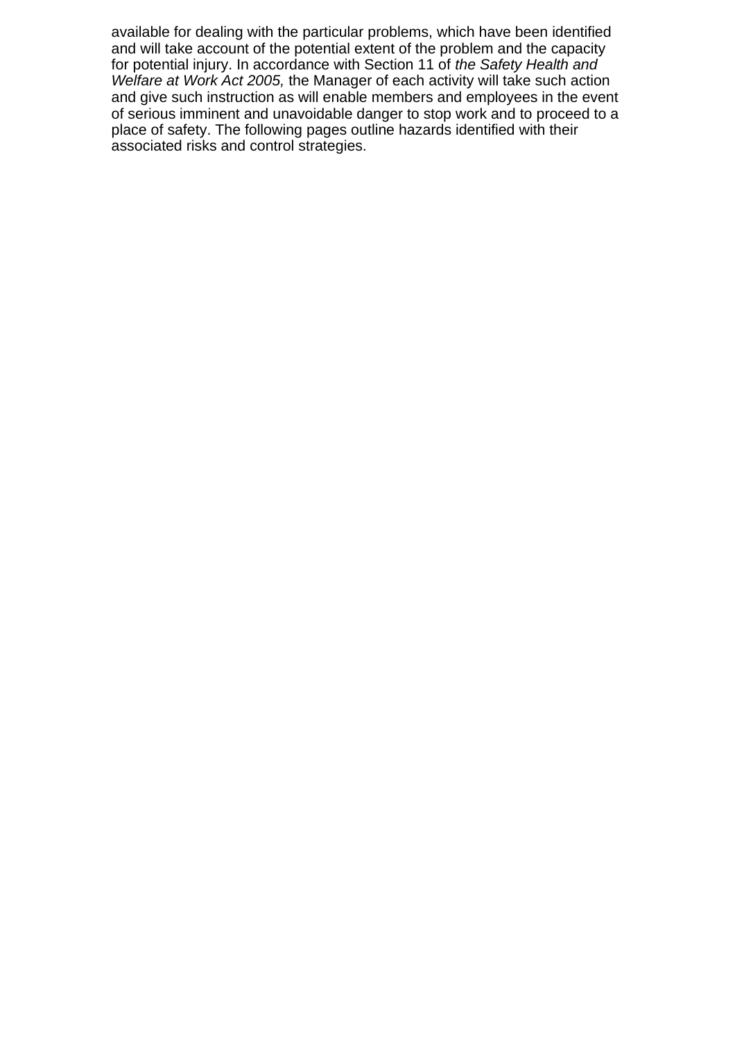available for dealing with the particular problems, which have been identified and will take account of the potential extent of the problem and the capacity for potential injury. In accordance with Section 11 of *the Safety Health and Welfare at Work Act 2005,* the Manager of each activity will take such action and give such instruction as will enable members and employees in the event of serious imminent and unavoidable danger to stop work and to proceed to a place of safety. The following pages outline hazards identified with their associated risks and control strategies.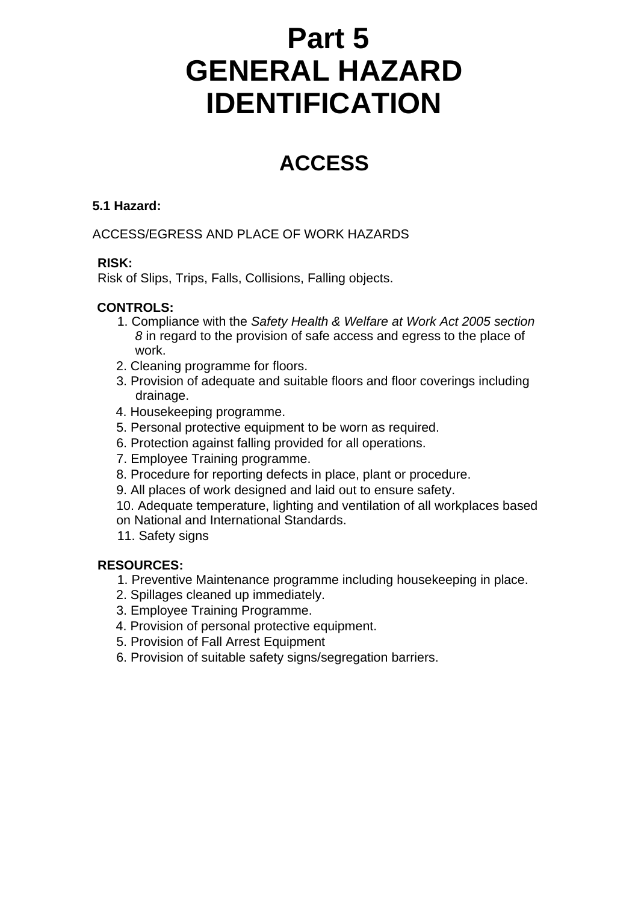# Part 5
# GENERAL HAZARD IDENTIFICATION

## ACCESS

**5.1 Hazard:**

ACCESS/EGRESS AND PLACE OF WORK HAZARDS

**RISK:**
Risk of Slips, Trips, Falls, Collisions, Falling objects.

**CONTROLS:**

1. Compliance with the *Safety Health & Welfare at Work Act 2005 section 8* in regard to the provision of safe access and egress to the place of work.
2. Cleaning programme for floors.
3. Provision of adequate and suitable floors and floor coverings including drainage.
4. Housekeeping programme.
5. Personal protective equipment to be worn as required.
6. Protection against falling provided for all operations.
7. Employee Training programme.
8. Procedure for reporting defects in place, plant or procedure.
9. All places of work designed and laid out to ensure safety.
10. Adequate temperature, lighting and ventilation of all workplaces based on National and International Standards.
11. Safety signs

**RESOURCES:**

1. Preventive Maintenance programme including housekeeping in place.
2. Spillages cleaned up immediately.
3. Employee Training Programme.
4. Provision of personal protective equipment.
5. Provision of Fall Arrest Equipment
6. Provision of suitable safety signs/segregation barriers.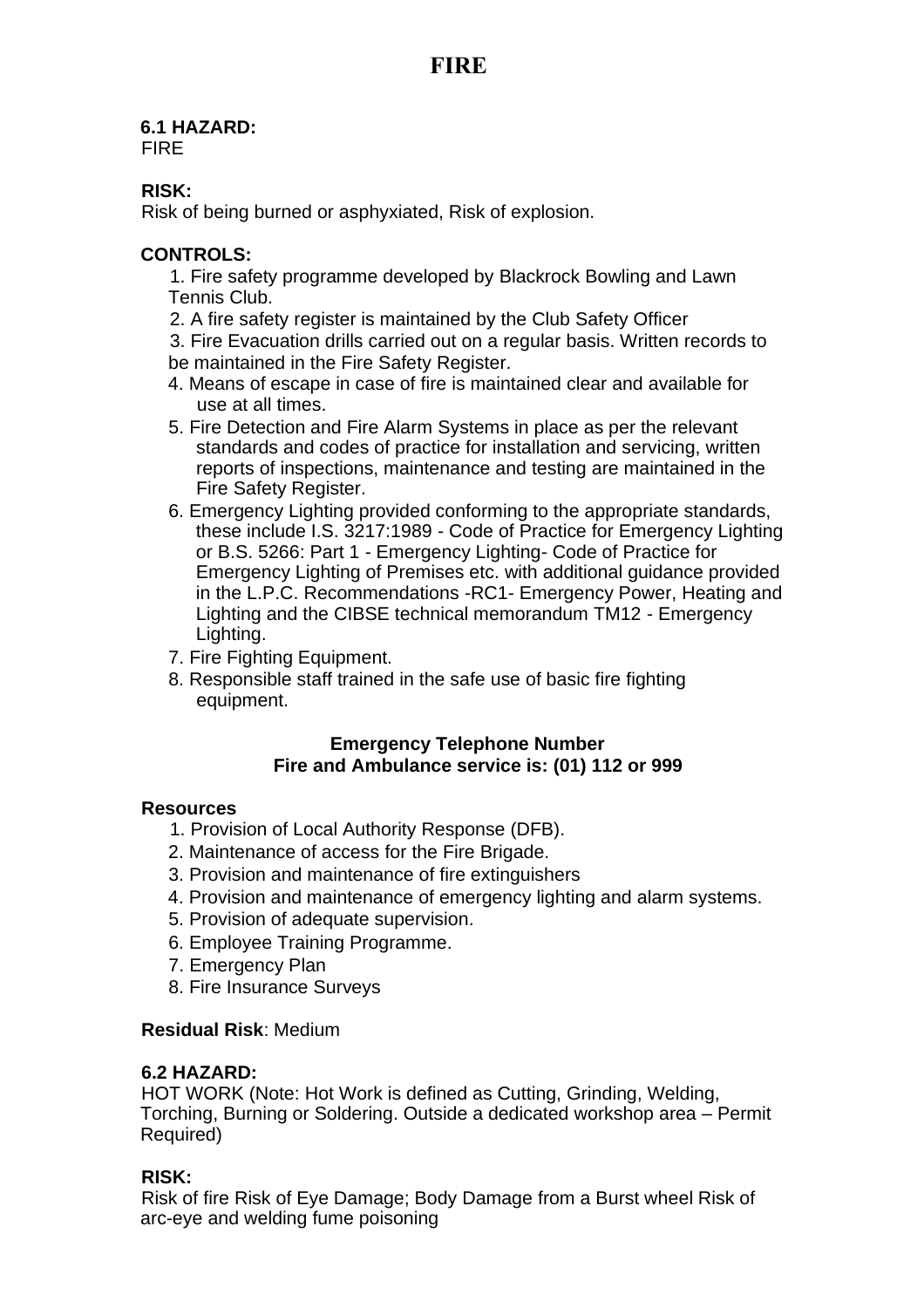# FIRE

**6.1 HAZARD:**
FIRE

**RISK:**
Risk of being burned or asphyxiated, Risk of explosion.

**CONTROLS:**

1. Fire safety programme developed by Blackrock Bowling and Lawn Tennis Club.
2. A fire safety register is maintained by the Club Safety Officer
3. Fire Evacuation drills carried out on a regular basis. Written records to be maintained in the Fire Safety Register.
4. Means of escape in case of fire is maintained clear and available for use at all times.
5. Fire Detection and Fire Alarm Systems in place as per the relevant standards and codes of practice for installation and servicing, written reports of inspections, maintenance and testing are maintained in the Fire Safety Register.
6. Emergency Lighting provided conforming to the appropriate standards, these include I.S. 3217:1989 - Code of Practice for Emergency Lighting or B.S. 5266: Part 1 - Emergency Lighting- Code of Practice for Emergency Lighting of Premises etc. with additional guidance provided in the L.P.C. Recommendations -RC1- Emergency Power, Heating and Lighting and the CIBSE technical memorandum TM12 - Emergency Lighting.
7. Fire Fighting Equipment.
8. Responsible staff trained in the safe use of basic fire fighting equipment.

**Emergency Telephone Number**
**Fire and Ambulance service is: (01) 112 or 999**

**Resources**

1. Provision of Local Authority Response (DFB).
2. Maintenance of access for the Fire Brigade.
3. Provision and maintenance of fire extinguishers
4. Provision and maintenance of emergency lighting and alarm systems.
5. Provision of adequate supervision.
6. Employee Training Programme.
7. Emergency Plan
8. Fire Insurance Surveys

**Residual Risk**: Medium

**6.2 HAZARD:**
HOT WORK (Note: Hot Work is defined as Cutting, Grinding, Welding, Torching, Burning or Soldering. Outside a dedicated workshop area – Permit Required)

**RISK:**
Risk of fire Risk of Eye Damage; Body Damage from a Burst wheel Risk of arc-eye and welding fume poisoning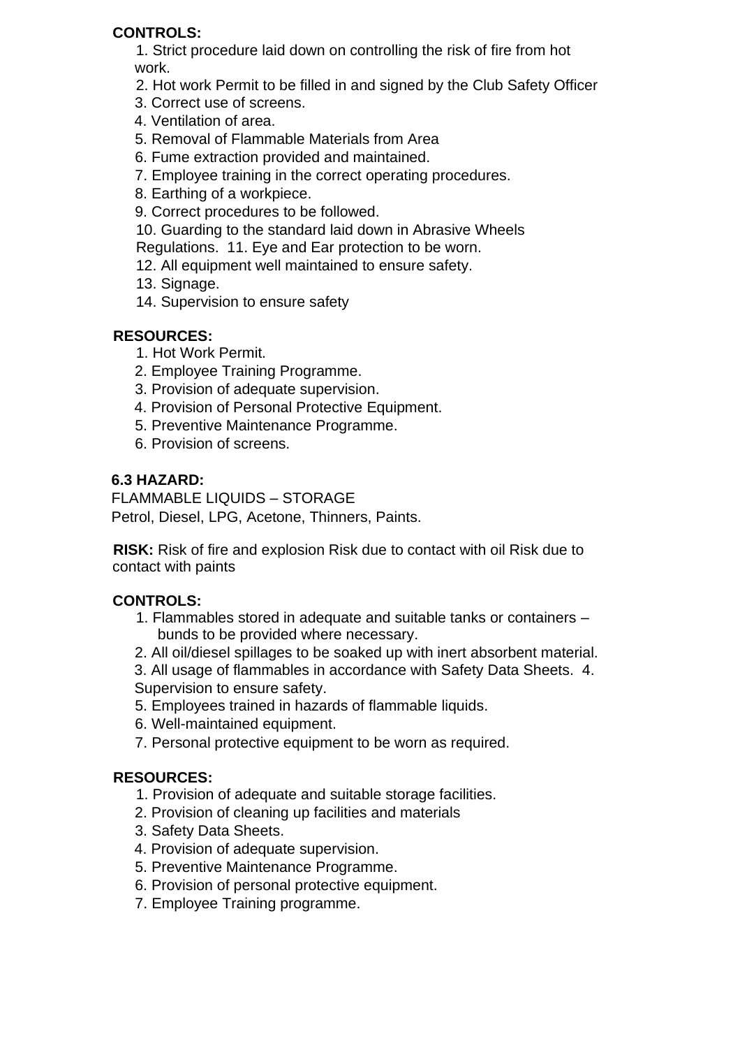**CONTROLS:**

1. Strict procedure laid down on controlling the risk of fire from hot work.
2. Hot work Permit to be filled in and signed by the Club Safety Officer
3. Correct use of screens.
4. Ventilation of area.
5. Removal of Flammable Materials from Area
6. Fume extraction provided and maintained.
7. Employee training in the correct operating procedures.
8. Earthing of a workpiece.
9. Correct procedures to be followed.
10. Guarding to the standard laid down in Abrasive Wheels Regulations.
11. Eye and Ear protection to be worn.
12. All equipment well maintained to ensure safety.
13. Signage.
14. Supervision to ensure safety

**RESOURCES:**

1. Hot Work Permit.
2. Employee Training Programme.
3. Provision of adequate supervision.
4. Provision of Personal Protective Equipment.
5. Preventive Maintenance Programme.
6. Provision of screens.

**6.3 HAZARD:**

FLAMMABLE LIQUIDS – STORAGE
Petrol, Diesel, LPG, Acetone, Thinners, Paints.

**RISK:** Risk of fire and explosion Risk due to contact with oil Risk due to contact with paints

**CONTROLS:**

1. Flammables stored in adequate and suitable tanks or containers – bunds to be provided where necessary.
2. All oil/diesel spillages to be soaked up with inert absorbent material.
3. All usage of flammables in accordance with Safety Data Sheets.
4. Supervision to ensure safety.
5. Employees trained in hazards of flammable liquids.
6. Well-maintained equipment.
7. Personal protective equipment to be worn as required.

**RESOURCES:**

1. Provision of adequate and suitable storage facilities.
2. Provision of cleaning up facilities and materials
3. Safety Data Sheets.
4. Provision of adequate supervision.
5. Preventive Maintenance Programme.
6. Provision of personal protective equipment.
7. Employee Training programme.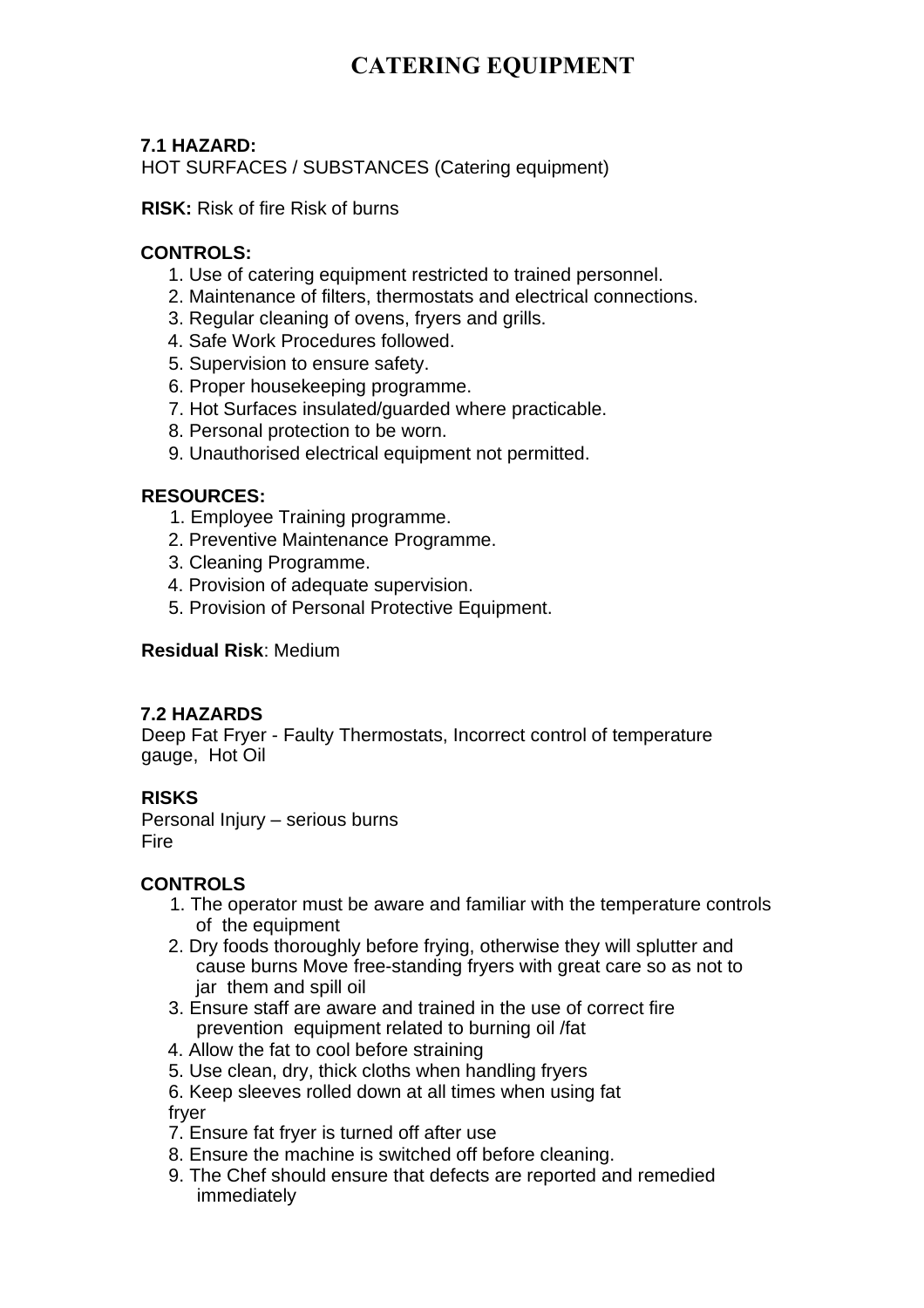# CATERING EQUIPMENT

**7.1 HAZARD:**
HOT SURFACES / SUBSTANCES (Catering equipment)

**RISK:** Risk of fire Risk of burns

**CONTROLS:**

1. Use of catering equipment restricted to trained personnel.
2. Maintenance of filters, thermostats and electrical connections.
3. Regular cleaning of ovens, fryers and grills.
4. Safe Work Procedures followed.
5. Supervision to ensure safety.
6. Proper housekeeping programme.
7. Hot Surfaces insulated/guarded where practicable.
8. Personal protection to be worn.
9. Unauthorised electrical equipment not permitted.

**RESOURCES:**

1. Employee Training programme.
2. Preventive Maintenance Programme.
3. Cleaning Programme.
4. Provision of adequate supervision.
5. Provision of Personal Protective Equipment.

**Residual Risk**: Medium

**7.2 HAZARDS**
Deep Fat Fryer - Faulty Thermostats, Incorrect control of temperature gauge, Hot Oil

**RISKS**
Personal Injury – serious burns
Fire

**CONTROLS**

1. The operator must be aware and familiar with the temperature controls of the equipment
2. Dry foods thoroughly before frying, otherwise they will splutter and cause burns Move free-standing fryers with great care so as not to jar them and spill oil
3. Ensure staff are aware and trained in the use of correct fire prevention equipment related to burning oil /fat
4. Allow the fat to cool before straining
5. Use clean, dry, thick cloths when handling fryers
6. Keep sleeves rolled down at all times when using fat fryer
7. Ensure fat fryer is turned off after use
8. Ensure the machine is switched off before cleaning.
9. The Chef should ensure that defects are reported and remedied immediately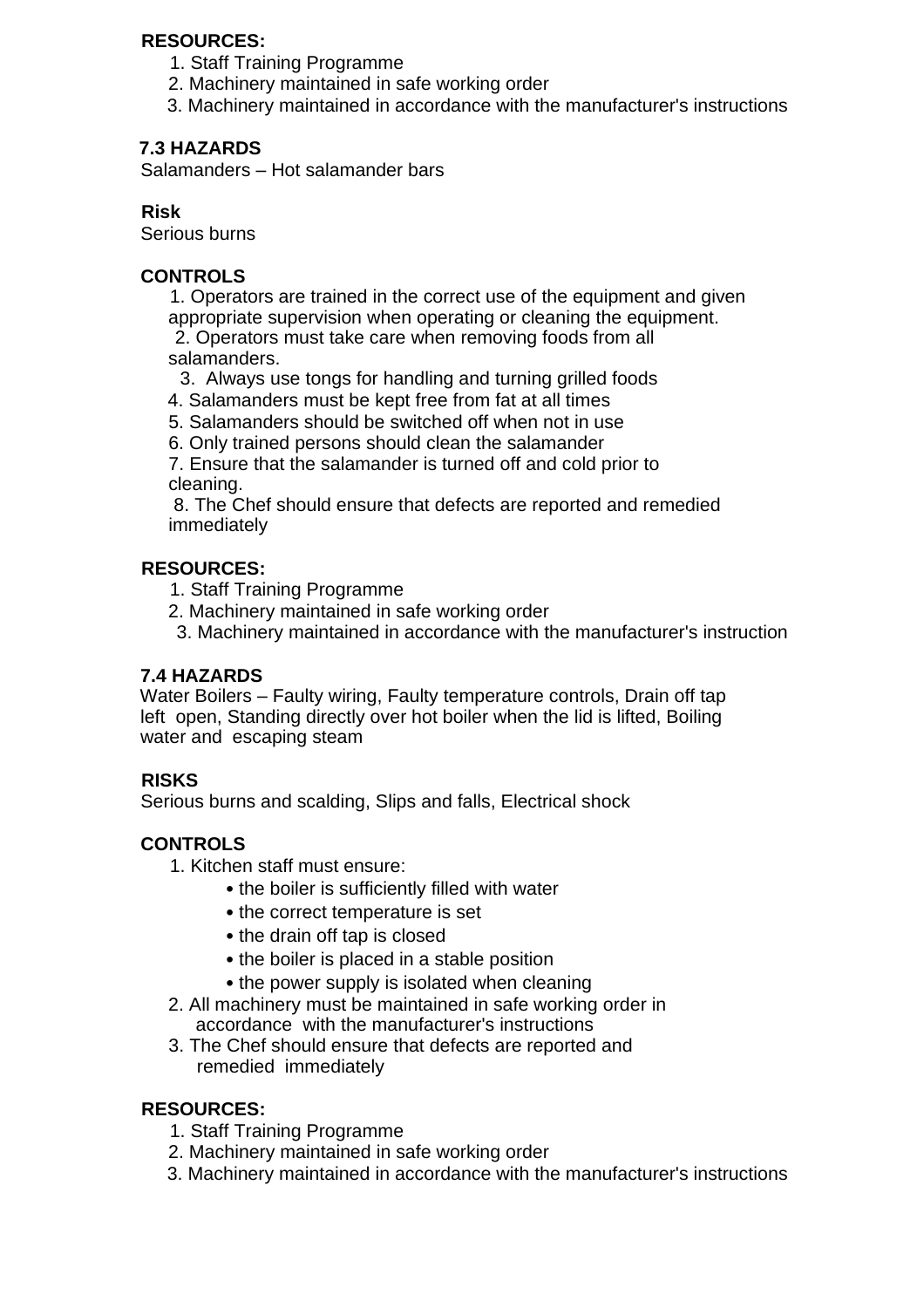**RESOURCES:**

1. Staff Training Programme
2. Machinery maintained in safe working order
3. Machinery maintained in accordance with the manufacturer's instructions

**7.3 HAZARDS**

Salamanders – Hot salamander bars

**Risk**

Serious burns

**CONTROLS**

1. Operators are trained in the correct use of the equipment and given appropriate supervision when operating or cleaning the equipment.
2. Operators must take care when removing foods from all salamanders.
3. Always use tongs for handling and turning grilled foods
4. Salamanders must be kept free from fat at all times
5. Salamanders should be switched off when not in use
6. Only trained persons should clean the salamander
7. Ensure that the salamander is turned off and cold prior to cleaning.
8. The Chef should ensure that defects are reported and remedied immediately

**RESOURCES:**

1. Staff Training Programme
2. Machinery maintained in safe working order
3. Machinery maintained in accordance with the manufacturer's instruction

**7.4 HAZARDS**

Water Boilers – Faulty wiring, Faulty temperature controls, Drain off tap left open, Standing directly over hot boiler when the lid is lifted, Boiling water and escaping steam

**RISKS**

Serious burns and scalding, Slips and falls, Electrical shock

**CONTROLS**

1. Kitchen staff must ensure:
   - the boiler is sufficiently filled with water
   - the correct temperature is set
   - the drain off tap is closed
   - the boiler is placed in a stable position
   - the power supply is isolated when cleaning
2. All machinery must be maintained in safe working order in accordance with the manufacturer's instructions
3. The Chef should ensure that defects are reported and remedied immediately

**RESOURCES:**

1. Staff Training Programme
2. Machinery maintained in safe working order
3. Machinery maintained in accordance with the manufacturer's instructions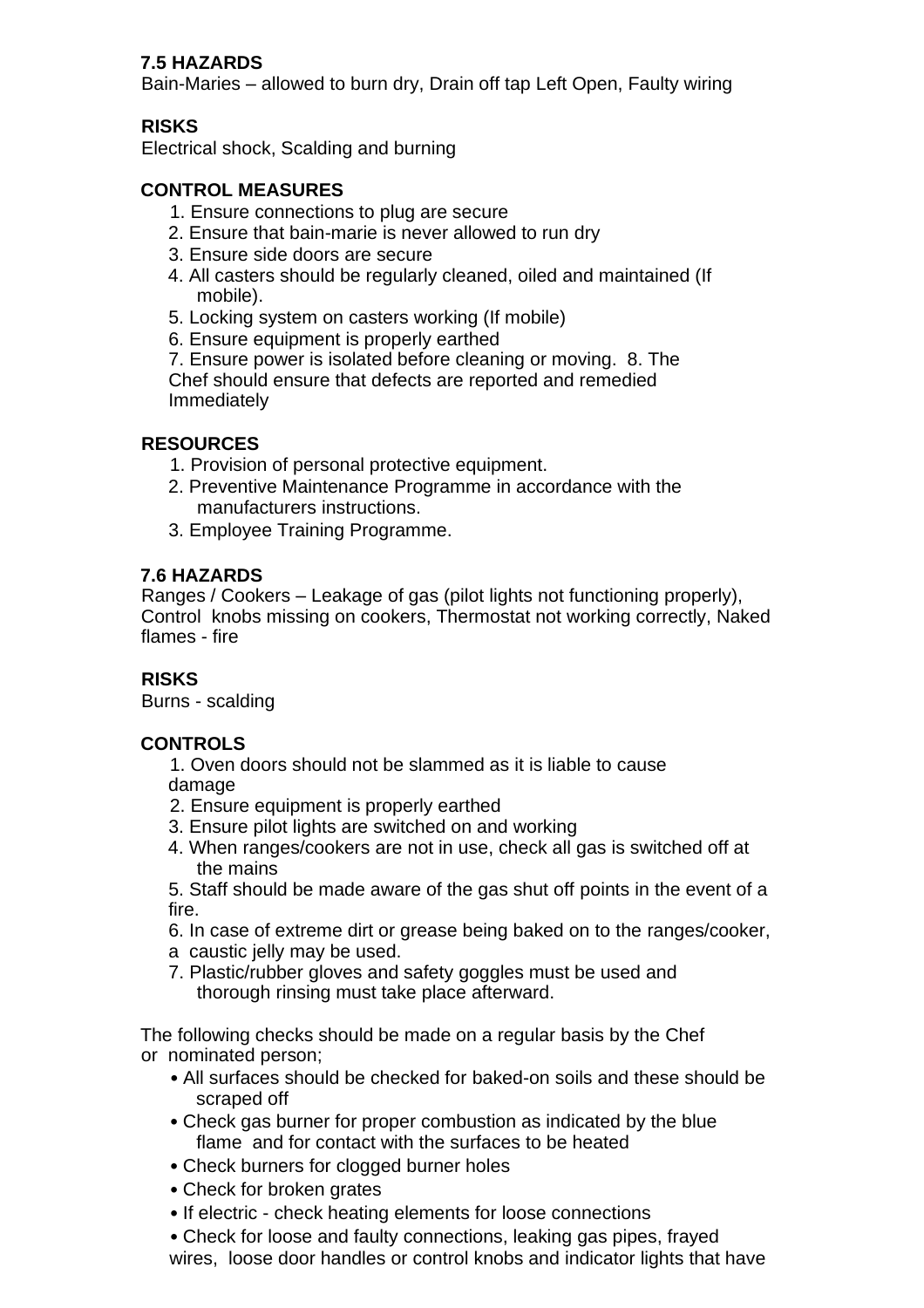### 7.5 HAZARDS

Bain-Maries – allowed to burn dry, Drain off tap Left Open, Faulty wiring

### RISKS

Electrical shock, Scalding and burning

### CONTROL MEASURES

1. Ensure connections to plug are secure
2. Ensure that bain-marie is never allowed to run dry
3. Ensure side doors are secure
4. All casters should be regularly cleaned, oiled and maintained (If mobile).
5. Locking system on casters working (If mobile)
6. Ensure equipment is properly earthed
7. Ensure power is isolated before cleaning or moving.
8. The Chef should ensure that defects are reported and remedied Immediately

### RESOURCES

1. Provision of personal protective equipment.
2. Preventive Maintenance Programme in accordance with the manufacturers instructions.
3. Employee Training Programme.

### 7.6 HAZARDS

Ranges / Cookers – Leakage of gas (pilot lights not functioning properly), Control knobs missing on cookers, Thermostat not working correctly, Naked flames - fire

### RISKS

Burns - scalding

### CONTROLS

1. Oven doors should not be slammed as it is liable to cause damage
2. Ensure equipment is properly earthed
3. Ensure pilot lights are switched on and working
4. When ranges/cookers are not in use, check all gas is switched off at the mains
5. Staff should be made aware of the gas shut off points in the event of a fire.
6. In case of extreme dirt or grease being baked on to the ranges/cooker, a caustic jelly may be used.
7. Plastic/rubber gloves and safety goggles must be used and thorough rinsing must take place afterward.

The following checks should be made on a regular basis by the Chef or nominated person;

- All surfaces should be checked for baked-on soils and these should be scraped off
- Check gas burner for proper combustion as indicated by the blue flame and for contact with the surfaces to be heated
- Check burners for clogged burner holes
- Check for broken grates
- If electric - check heating elements for loose connections
- Check for loose and faulty connections, leaking gas pipes, frayed wires, loose door handles or control knobs and indicator lights that have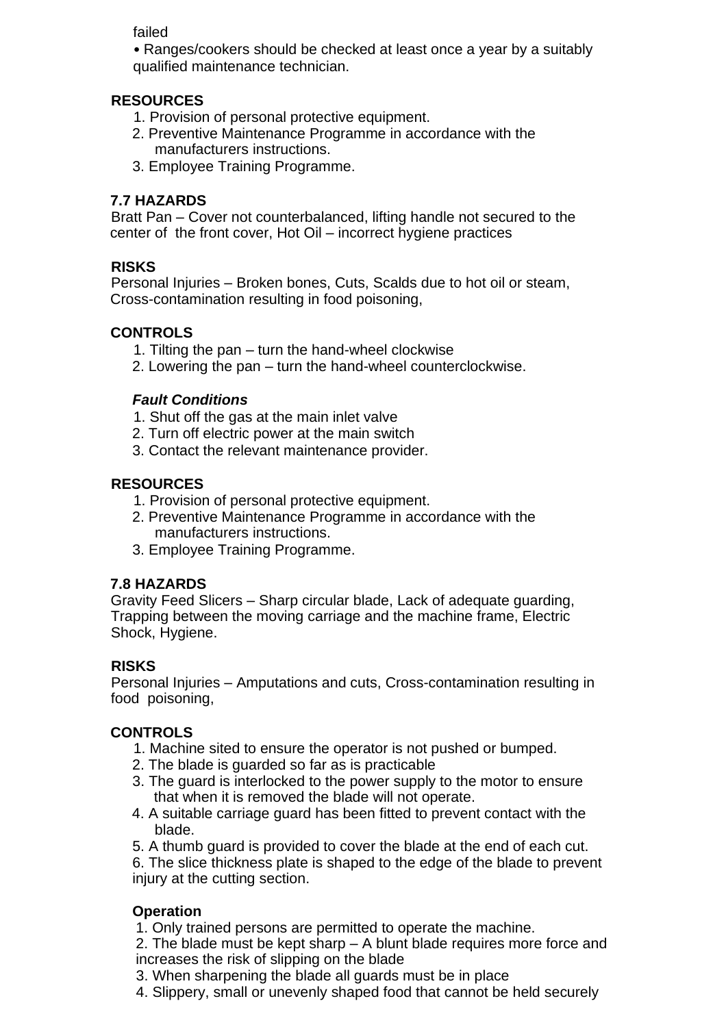failed

• Ranges/cookers should be checked at least once a year by a suitably qualified maintenance technician.

**RESOURCES**

1. Provision of personal protective equipment.
2. Preventive Maintenance Programme in accordance with the manufacturers instructions.
3. Employee Training Programme.

**7.7 HAZARDS**

Bratt Pan – Cover not counterbalanced, lifting handle not secured to the center of the front cover, Hot Oil – incorrect hygiene practices

**RISKS**

Personal Injuries – Broken bones, Cuts, Scalds due to hot oil or steam, Cross-contamination resulting in food poisoning,

**CONTROLS**

1. Tilting the pan – turn the hand-wheel clockwise
2. Lowering the pan – turn the hand-wheel counterclockwise.

***Fault Conditions***

1. Shut off the gas at the main inlet valve
2. Turn off electric power at the main switch
3. Contact the relevant maintenance provider.

**RESOURCES**

1. Provision of personal protective equipment.
2. Preventive Maintenance Programme in accordance with the manufacturers instructions.
3. Employee Training Programme.

**7.8 HAZARDS**

Gravity Feed Slicers – Sharp circular blade, Lack of adequate guarding, Trapping between the moving carriage and the machine frame, Electric Shock, Hygiene.

**RISKS**

Personal Injuries – Amputations and cuts, Cross-contamination resulting in food poisoning,

**CONTROLS**

1. Machine sited to ensure the operator is not pushed or bumped.
2. The blade is guarded so far as is practicable
3. The guard is interlocked to the power supply to the motor to ensure that when it is removed the blade will not operate.
4. A suitable carriage guard has been fitted to prevent contact with the blade.
5. A thumb guard is provided to cover the blade at the end of each cut.
6. The slice thickness plate is shaped to the edge of the blade to prevent injury at the cutting section.

**Operation**

1. Only trained persons are permitted to operate the machine.
2. The blade must be kept sharp – A blunt blade requires more force and increases the risk of slipping on the blade
3. When sharpening the blade all guards must be in place
4. Slippery, small or unevenly shaped food that cannot be held securely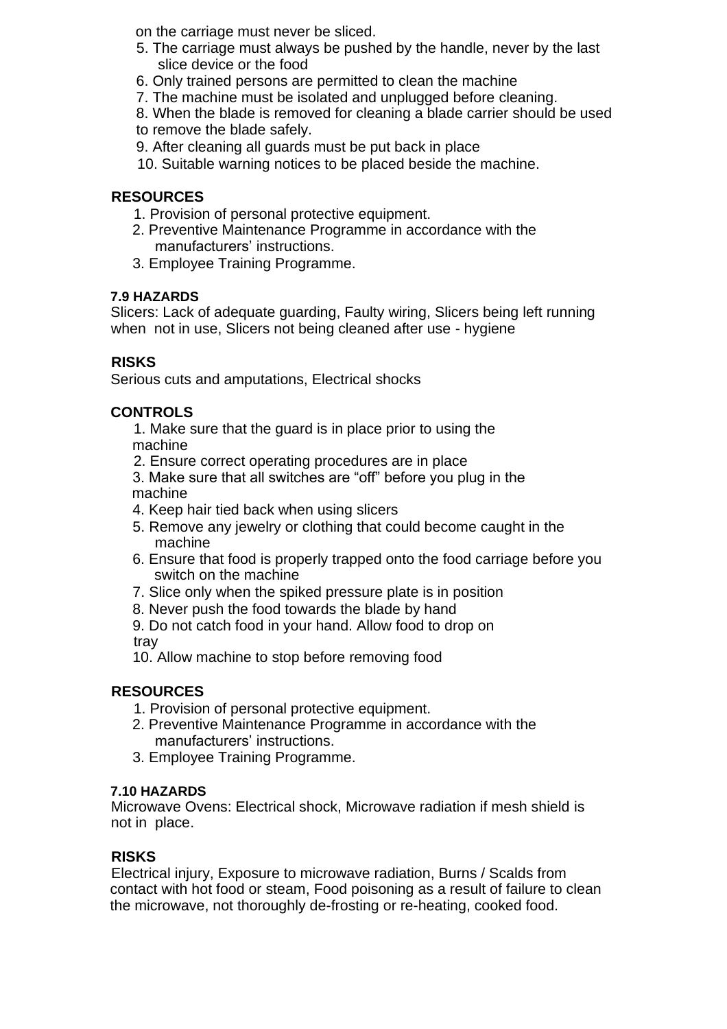on the carriage must never be sliced.

5. The carriage must always be pushed by the handle, never by the last slice device or the food
6. Only trained persons are permitted to clean the machine
7. The machine must be isolated and unplugged before cleaning.
8. When the blade is removed for cleaning a blade carrier should be used to remove the blade safely.
9. After cleaning all guards must be put back in place
10. Suitable warning notices to be placed beside the machine.

**RESOURCES**

1. Provision of personal protective equipment.
2. Preventive Maintenance Programme in accordance with the manufacturers' instructions.
3. Employee Training Programme.

**7.9 HAZARDS**

Slicers: Lack of adequate guarding, Faulty wiring, Slicers being left running when not in use, Slicers not being cleaned after use - hygiene

**RISKS**

Serious cuts and amputations, Electrical shocks

**CONTROLS**

1. Make sure that the guard is in place prior to using the machine
2. Ensure correct operating procedures are in place
3. Make sure that all switches are "off" before you plug in the machine
4. Keep hair tied back when using slicers
5. Remove any jewelry or clothing that could become caught in the machine
6. Ensure that food is properly trapped onto the food carriage before you switch on the machine
7. Slice only when the spiked pressure plate is in position
8. Never push the food towards the blade by hand
9. Do not catch food in your hand. Allow food to drop on tray
10. Allow machine to stop before removing food

**RESOURCES**

1. Provision of personal protective equipment.
2. Preventive Maintenance Programme in accordance with the manufacturers' instructions.
3. Employee Training Programme.

**7.10 HAZARDS**

Microwave Ovens: Electrical shock, Microwave radiation if mesh shield is not in place.

**RISKS**

Electrical injury, Exposure to microwave radiation, Burns / Scalds from contact with hot food or steam, Food poisoning as a result of failure to clean the microwave, not thoroughly de-frosting or re-heating, cooked food.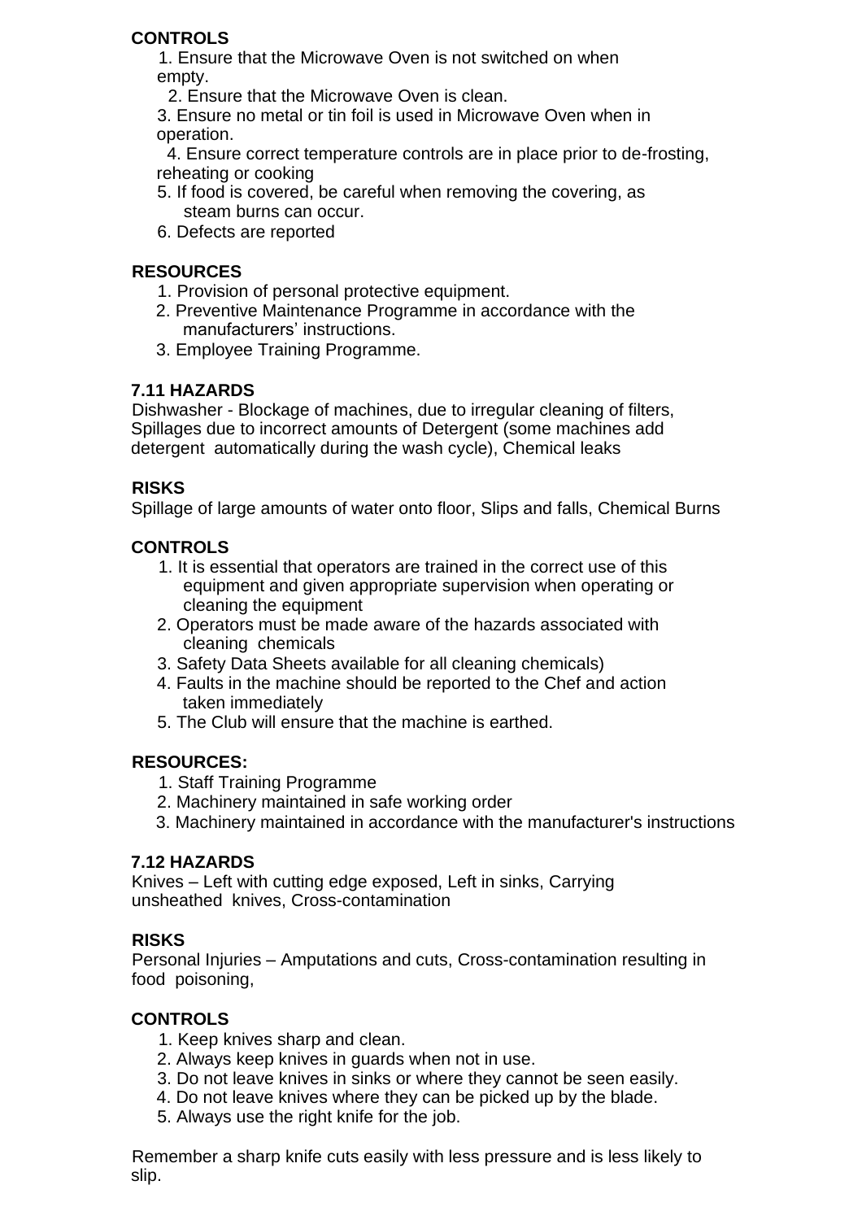**CONTROLS**

1. Ensure that the Microwave Oven is not switched on when empty.
2. Ensure that the Microwave Oven is clean.
3. Ensure no metal or tin foil is used in Microwave Oven when in operation.
4. Ensure correct temperature controls are in place prior to de-frosting, reheating or cooking
5. If food is covered, be careful when removing the covering, as steam burns can occur.
6. Defects are reported

**RESOURCES**

1. Provision of personal protective equipment.
2. Preventive Maintenance Programme in accordance with the manufacturers' instructions.
3. Employee Training Programme.

**7.11 HAZARDS**

Dishwasher - Blockage of machines, due to irregular cleaning of filters, Spillages due to incorrect amounts of Detergent (some machines add detergent automatically during the wash cycle), Chemical leaks

**RISKS**

Spillage of large amounts of water onto floor, Slips and falls, Chemical Burns

**CONTROLS**

1. It is essential that operators are trained in the correct use of this equipment and given appropriate supervision when operating or cleaning the equipment
2. Operators must be made aware of the hazards associated with cleaning chemicals
3. Safety Data Sheets available for all cleaning chemicals)
4. Faults in the machine should be reported to the Chef and action taken immediately
5. The Club will ensure that the machine is earthed.

**RESOURCES:**

1. Staff Training Programme
2. Machinery maintained in safe working order
3. Machinery maintained in accordance with the manufacturer's instructions

**7.12 HAZARDS**

Knives – Left with cutting edge exposed, Left in sinks, Carrying unsheathed knives, Cross-contamination

**RISKS**

Personal Injuries – Amputations and cuts, Cross-contamination resulting in food poisoning,

**CONTROLS**

1. Keep knives sharp and clean.
2. Always keep knives in guards when not in use.
3. Do not leave knives in sinks or where they cannot be seen easily.
4. Do not leave knives where they can be picked up by the blade.
5. Always use the right knife for the job.

Remember a sharp knife cuts easily with less pressure and is less likely to slip.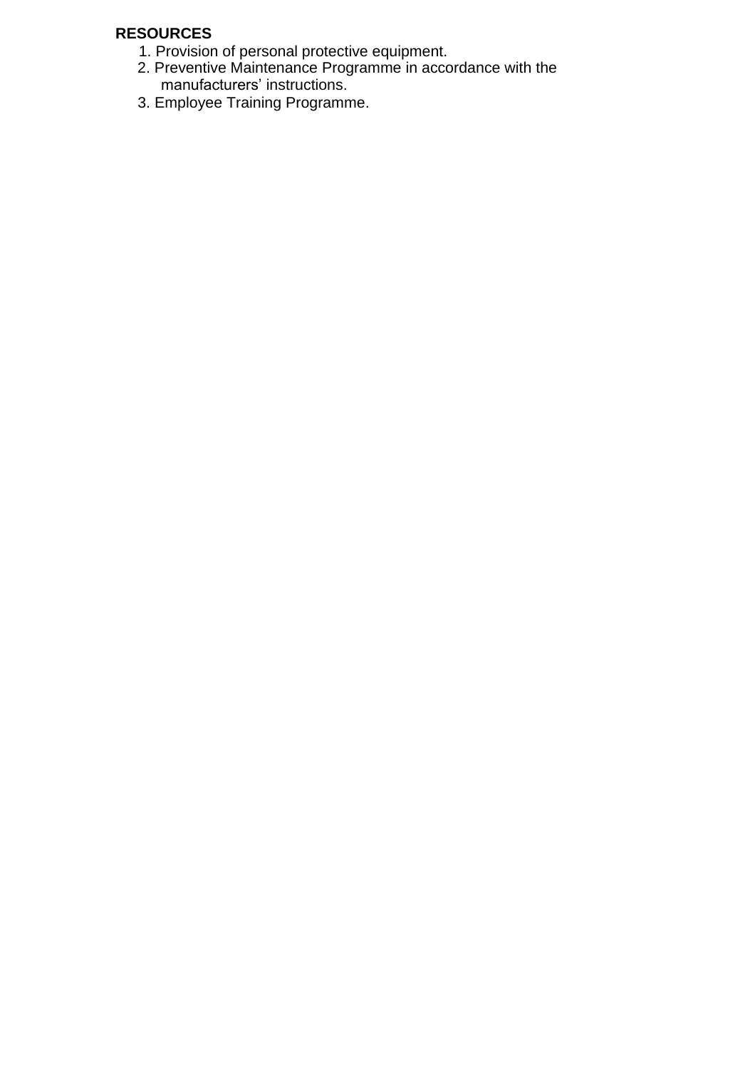**RESOURCES**

1. Provision of personal protective equipment.
2. Preventive Maintenance Programme in accordance with the manufacturers' instructions.
3. Employee Training Programme.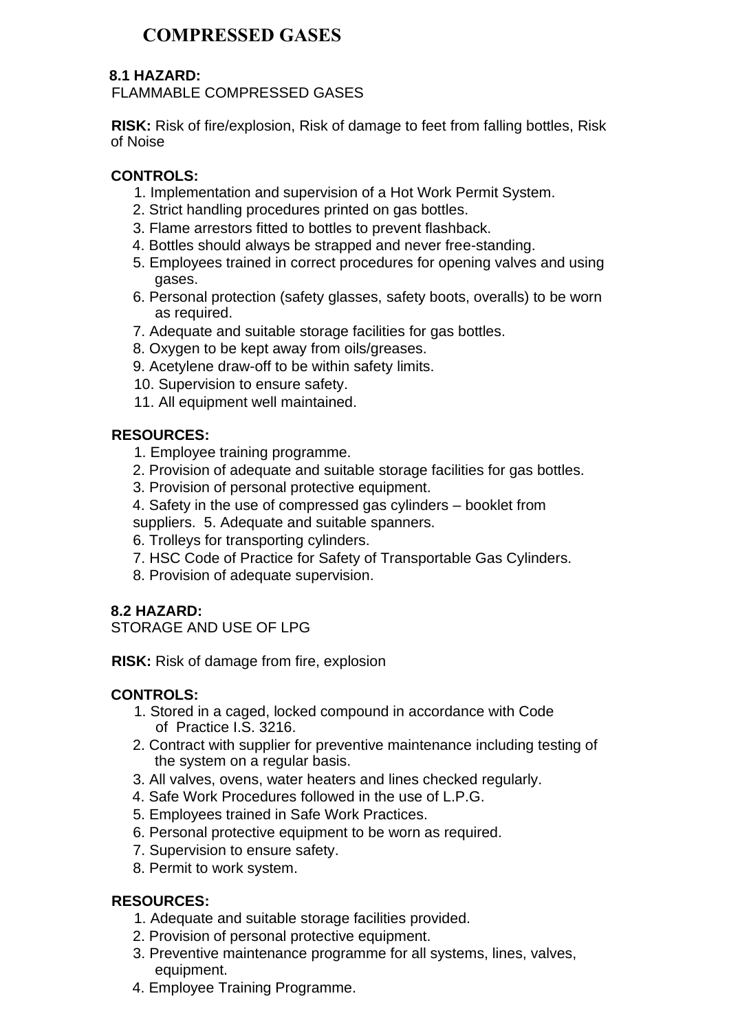# COMPRESSED GASES

**8.1 HAZARD:**
FLAMMABLE COMPRESSED GASES

**RISK:** Risk of fire/explosion, Risk of damage to feet from falling bottles, Risk of Noise

**CONTROLS:**

1. Implementation and supervision of a Hot Work Permit System.
2. Strict handling procedures printed on gas bottles.
3. Flame arrestors fitted to bottles to prevent flashback.
4. Bottles should always be strapped and never free-standing.
5. Employees trained in correct procedures for opening valves and using gases.
6. Personal protection (safety glasses, safety boots, overalls) to be worn as required.
7. Adequate and suitable storage facilities for gas bottles.
8. Oxygen to be kept away from oils/greases.
9. Acetylene draw-off to be within safety limits.
10. Supervision to ensure safety.
11. All equipment well maintained.

**RESOURCES:**

1. Employee training programme.
2. Provision of adequate and suitable storage facilities for gas bottles.
3. Provision of personal protective equipment.
4. Safety in the use of compressed gas cylinders – booklet from suppliers.
5. Adequate and suitable spanners.
6. Trolleys for transporting cylinders.
7. HSC Code of Practice for Safety of Transportable Gas Cylinders.
8. Provision of adequate supervision.

**8.2 HAZARD:**
STORAGE AND USE OF LPG

**RISK:** Risk of damage from fire, explosion

**CONTROLS:**

1. Stored in a caged, locked compound in accordance with Code of Practice I.S. 3216.
2. Contract with supplier for preventive maintenance including testing of the system on a regular basis.
3. All valves, ovens, water heaters and lines checked regularly.
4. Safe Work Procedures followed in the use of L.P.G.
5. Employees trained in Safe Work Practices.
6. Personal protective equipment to be worn as required.
7. Supervision to ensure safety.
8. Permit to work system.

**RESOURCES:**

1. Adequate and suitable storage facilities provided.
2. Provision of personal protective equipment.
3. Preventive maintenance programme for all systems, lines, valves, equipment.
4. Employee Training Programme.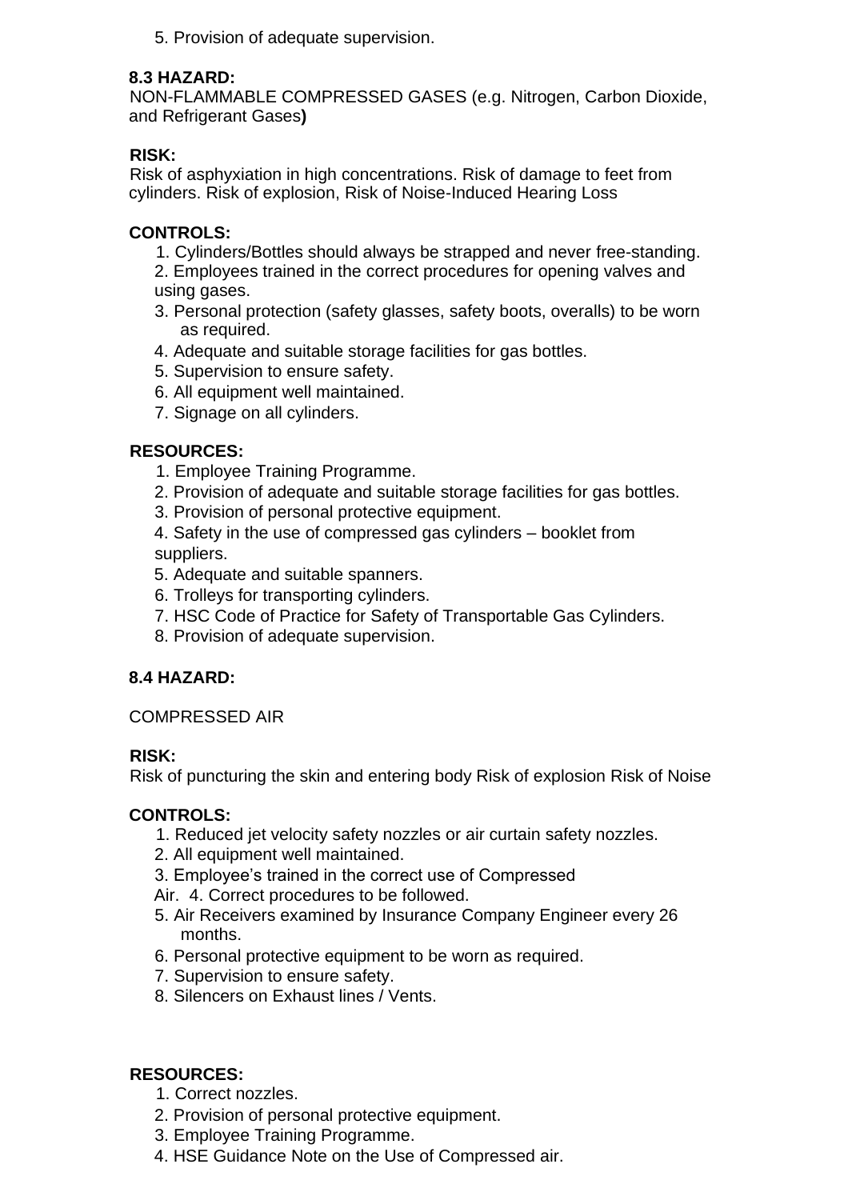5. Provision of adequate supervision.

**8.3 HAZARD:**

NON-FLAMMABLE COMPRESSED GASES (e.g. Nitrogen, Carbon Dioxide, and Refrigerant Gases**)**

**RISK:**

Risk of asphyxiation in high concentrations. Risk of damage to feet from cylinders. Risk of explosion, Risk of Noise-Induced Hearing Loss

**CONTROLS:**

1. Cylinders/Bottles should always be strapped and never free-standing.
2. Employees trained in the correct procedures for opening valves and using gases.
3. Personal protection (safety glasses, safety boots, overalls) to be worn as required.
4. Adequate and suitable storage facilities for gas bottles.
5. Supervision to ensure safety.
6. All equipment well maintained.
7. Signage on all cylinders.

**RESOURCES:**

1. Employee Training Programme.
2. Provision of adequate and suitable storage facilities for gas bottles.
3. Provision of personal protective equipment.
4. Safety in the use of compressed gas cylinders – booklet from suppliers.
5. Adequate and suitable spanners.
6. Trolleys for transporting cylinders.
7. HSC Code of Practice for Safety of Transportable Gas Cylinders.
8. Provision of adequate supervision.

**8.4 HAZARD:**

COMPRESSED AIR

**RISK:**

Risk of puncturing the skin and entering body Risk of explosion Risk of Noise

**CONTROLS:**

1. Reduced jet velocity safety nozzles or air curtain safety nozzles.
2. All equipment well maintained.
3. Employee's trained in the correct use of Compressed Air.
4. Correct procedures to be followed.
5. Air Receivers examined by Insurance Company Engineer every 26 months.
6. Personal protective equipment to be worn as required.
7. Supervision to ensure safety.
8. Silencers on Exhaust lines / Vents.

**RESOURCES:**

1. Correct nozzles.
2. Provision of personal protective equipment.
3. Employee Training Programme.
4. HSE Guidance Note on the Use of Compressed air.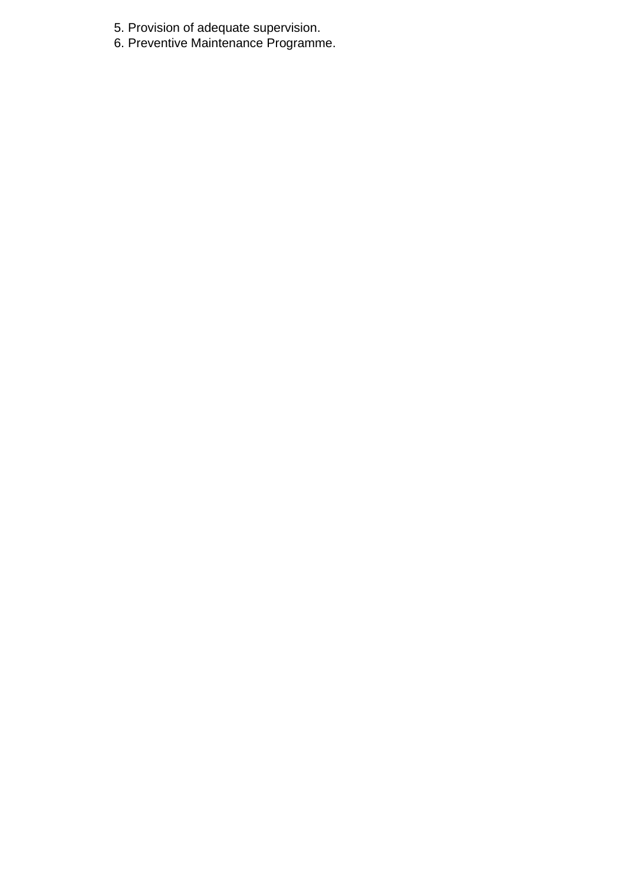5. Provision of adequate supervision.
6. Preventive Maintenance Programme.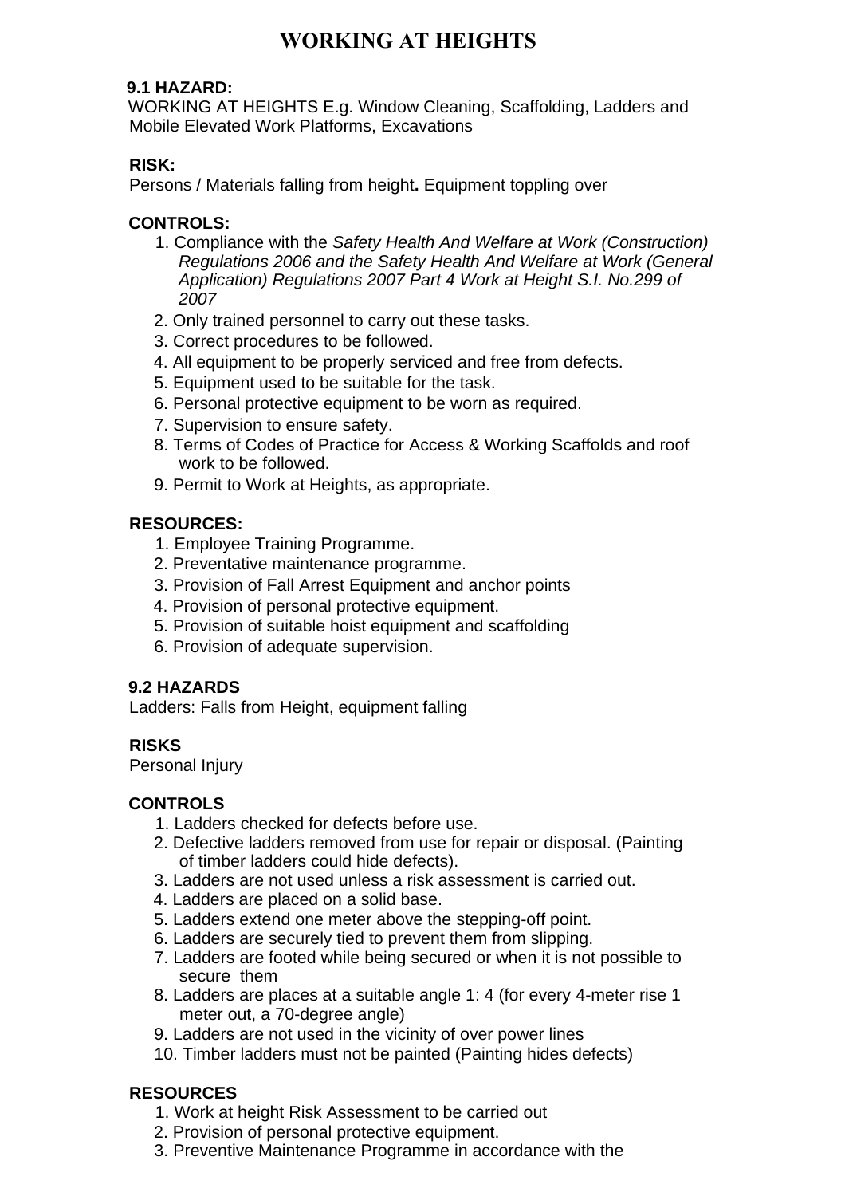# WORKING AT HEIGHTS

**9.1 HAZARD:**
WORKING AT HEIGHTS E.g. Window Cleaning, Scaffolding, Ladders and Mobile Elevated Work Platforms, Excavations

**RISK:**
Persons / Materials falling from height**.** Equipment toppling over

**CONTROLS:**

1. Compliance with the *Safety Health And Welfare at Work (Construction) Regulations 2006 and the Safety Health And Welfare at Work (General Application) Regulations 2007 Part 4 Work at Height S.I. No.299 of 2007*
2. Only trained personnel to carry out these tasks.
3. Correct procedures to be followed.
4. All equipment to be properly serviced and free from defects.
5. Equipment used to be suitable for the task.
6. Personal protective equipment to be worn as required.
7. Supervision to ensure safety.
8. Terms of Codes of Practice for Access & Working Scaffolds and roof work to be followed.
9. Permit to Work at Heights, as appropriate.

**RESOURCES:**

1. Employee Training Programme.
2. Preventative maintenance programme.
3. Provision of Fall Arrest Equipment and anchor points
4. Provision of personal protective equipment.
5. Provision of suitable hoist equipment and scaffolding
6. Provision of adequate supervision.

**9.2 HAZARDS**
Ladders: Falls from Height, equipment falling

**RISKS**
Personal Injury

**CONTROLS**

1. Ladders checked for defects before use.
2. Defective ladders removed from use for repair or disposal. (Painting of timber ladders could hide defects).
3. Ladders are not used unless a risk assessment is carried out.
4. Ladders are placed on a solid base.
5. Ladders extend one meter above the stepping-off point.
6. Ladders are securely tied to prevent them from slipping.
7. Ladders are footed while being secured or when it is not possible to secure them
8. Ladders are places at a suitable angle 1: 4 (for every 4-meter rise 1 meter out, a 70-degree angle)
9. Ladders are not used in the vicinity of over power lines
10. Timber ladders must not be painted (Painting hides defects)

**RESOURCES**

1. Work at height Risk Assessment to be carried out
2. Provision of personal protective equipment.
3. Preventive Maintenance Programme in accordance with the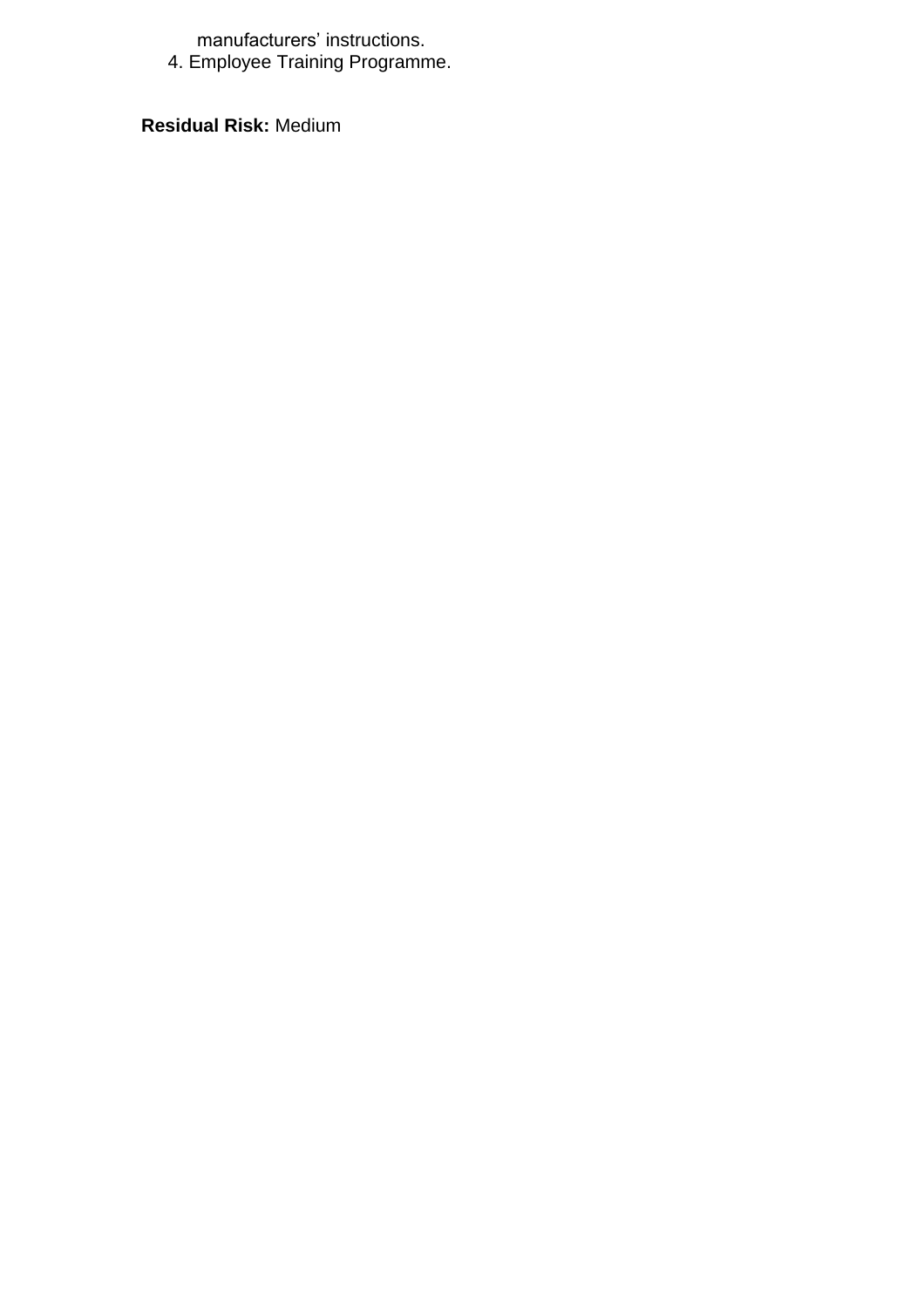manufacturers' instructions.

4. Employee Training Programme.

**Residual Risk:** Medium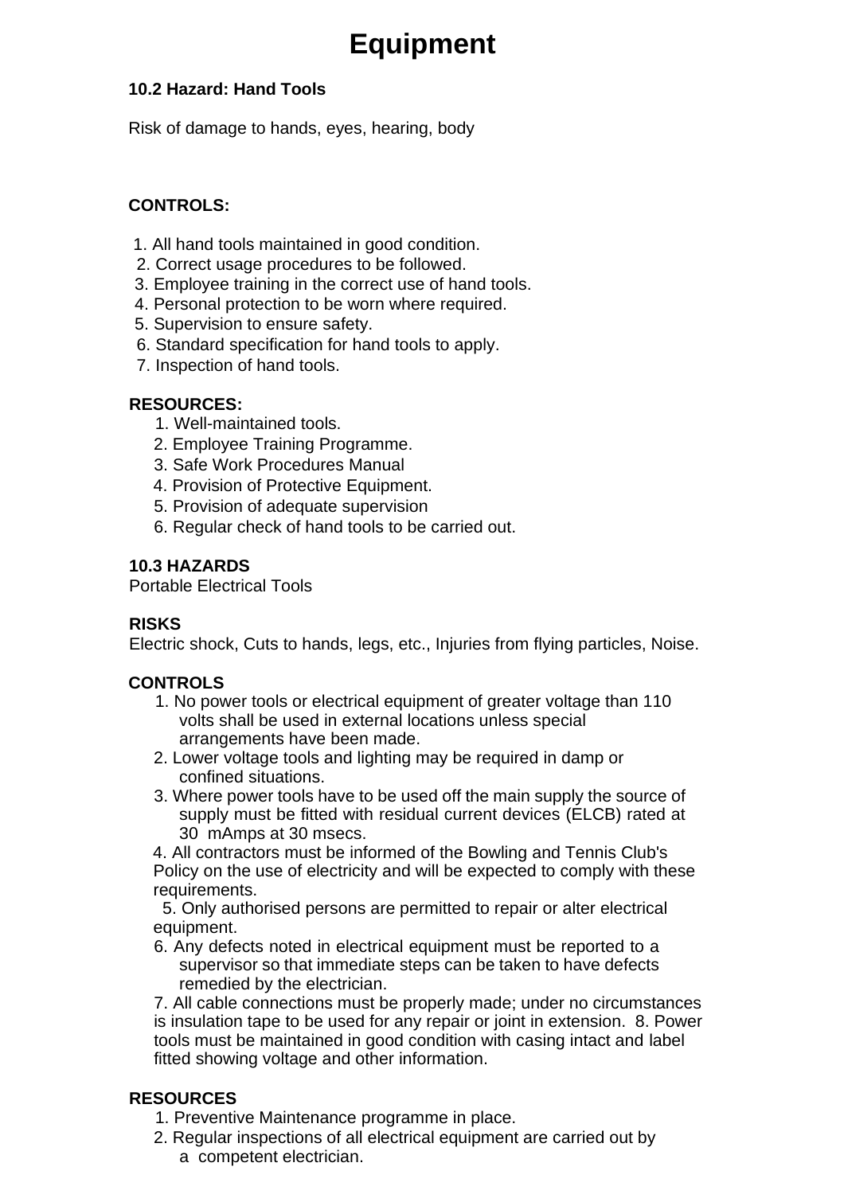# Equipment

**10.2 Hazard: Hand Tools**

Risk of damage to hands, eyes, hearing, body

**CONTROLS:**

1. All hand tools maintained in good condition.
2. Correct usage procedures to be followed.
3. Employee training in the correct use of hand tools.
4. Personal protection to be worn where required.
5. Supervision to ensure safety.
6. Standard specification for hand tools to apply.
7. Inspection of hand tools.

**RESOURCES:**

1. Well-maintained tools.
2. Employee Training Programme.
3. Safe Work Procedures Manual
4. Provision of Protective Equipment.
5. Provision of adequate supervision
6. Regular check of hand tools to be carried out.

**10.3 HAZARDS**

Portable Electrical Tools

**RISKS**

Electric shock, Cuts to hands, legs, etc., Injuries from flying particles, Noise.

**CONTROLS**

1. No power tools or electrical equipment of greater voltage than 110 volts shall be used in external locations unless special arrangements have been made.
2. Lower voltage tools and lighting may be required in damp or confined situations.
3. Where power tools have to be used off the main supply the source of supply must be fitted with residual current devices (ELCB) rated at 30 mAmps at 30 msecs.
4. All contractors must be informed of the Bowling and Tennis Club's Policy on the use of electricity and will be expected to comply with these requirements.
5. Only authorised persons are permitted to repair or alter electrical equipment.
6. Any defects noted in electrical equipment must be reported to a supervisor so that immediate steps can be taken to have defects remedied by the electrician.
7. All cable connections must be properly made; under no circumstances is insulation tape to be used for any repair or joint in extension.
8. Power tools must be maintained in good condition with casing intact and label fitted showing voltage and other information.

**RESOURCES**

1. Preventive Maintenance programme in place.
2. Regular inspections of all electrical equipment are carried out by a competent electrician.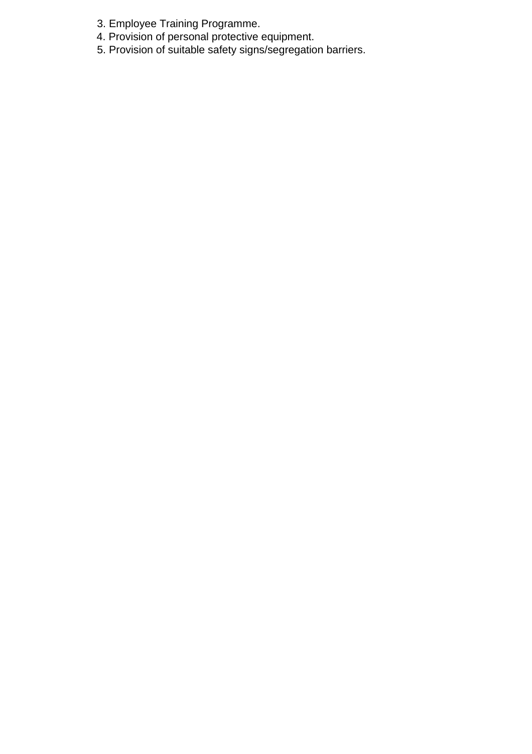3. Employee Training Programme.
4. Provision of personal protective equipment.
5. Provision of suitable safety signs/segregation barriers.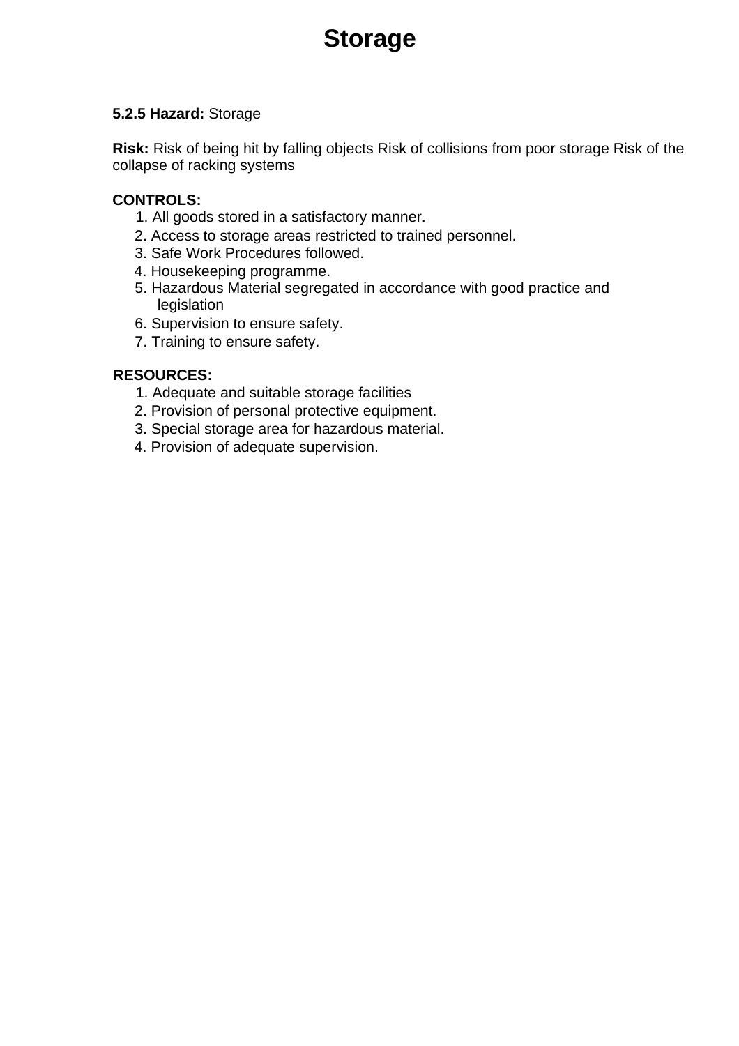# Storage

**5.2.5 Hazard:** Storage

**Risk:** Risk of being hit by falling objects Risk of collisions from poor storage Risk of the collapse of racking systems

**CONTROLS:**

1. All goods stored in a satisfactory manner.
2. Access to storage areas restricted to trained personnel.
3. Safe Work Procedures followed.
4. Housekeeping programme.
5. Hazardous Material segregated in accordance with good practice and legislation
6. Supervision to ensure safety.
7. Training to ensure safety.

**RESOURCES:**

1. Adequate and suitable storage facilities
2. Provision of personal protective equipment.
3. Special storage area for hazardous material.
4. Provision of adequate supervision.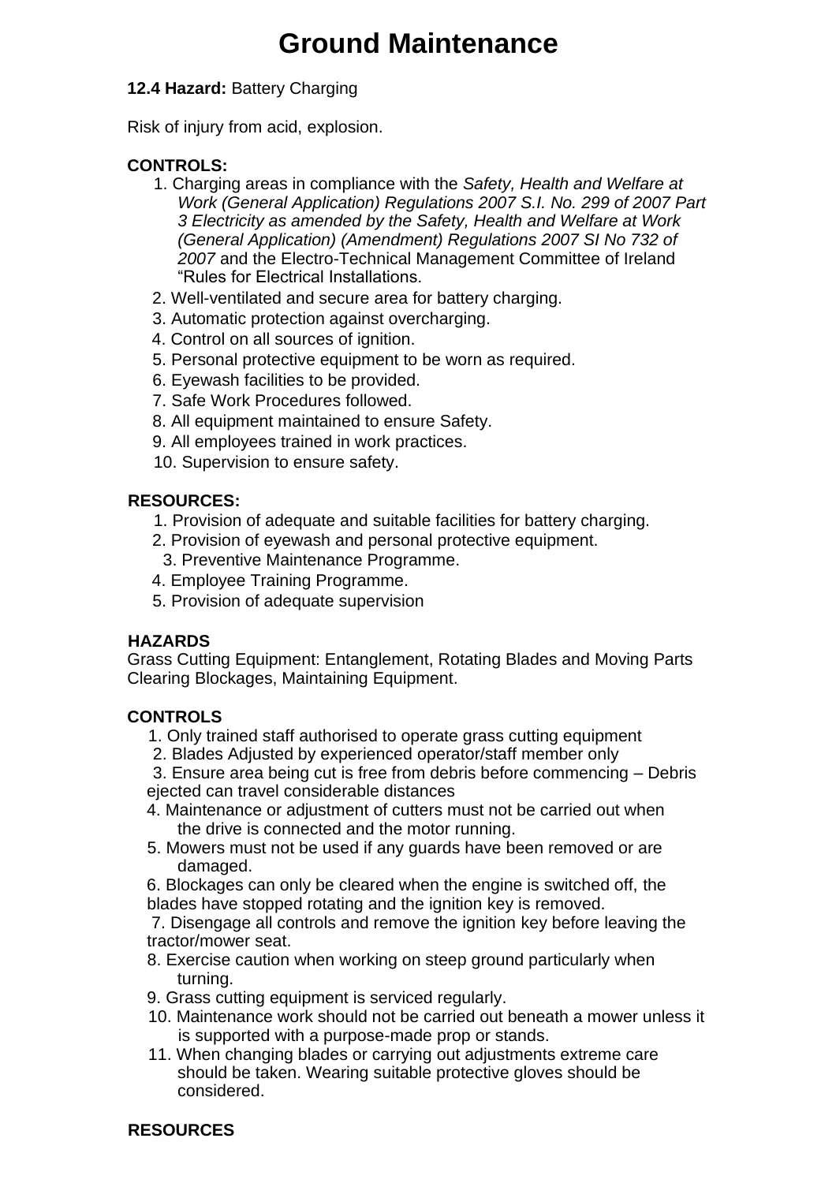# Ground Maintenance

**12.4 Hazard:** Battery Charging

Risk of injury from acid, explosion.

**CONTROLS:**

1. Charging areas in compliance with the *Safety, Health and Welfare at Work (General Application) Regulations 2007 S.I. No. 299 of 2007 Part 3 Electricity as amended by the Safety, Health and Welfare at Work (General Application) (Amendment) Regulations 2007 SI No 732 of 2007* and the Electro-Technical Management Committee of Ireland "Rules for Electrical Installations.
2. Well-ventilated and secure area for battery charging.
3. Automatic protection against overcharging.
4. Control on all sources of ignition.
5. Personal protective equipment to be worn as required.
6. Eyewash facilities to be provided.
7. Safe Work Procedures followed.
8. All equipment maintained to ensure Safety.
9. All employees trained in work practices.
10. Supervision to ensure safety.

**RESOURCES:**

1. Provision of adequate and suitable facilities for battery charging.
2. Provision of eyewash and personal protective equipment.
3. Preventive Maintenance Programme.
4. Employee Training Programme.
5. Provision of adequate supervision

**HAZARDS**

Grass Cutting Equipment: Entanglement, Rotating Blades and Moving Parts Clearing Blockages, Maintaining Equipment.

**CONTROLS**

1. Only trained staff authorised to operate grass cutting equipment
2. Blades Adjusted by experienced operator/staff member only
3. Ensure area being cut is free from debris before commencing – Debris ejected can travel considerable distances
4. Maintenance or adjustment of cutters must not be carried out when the drive is connected and the motor running.
5. Mowers must not be used if any guards have been removed or are damaged.
6. Blockages can only be cleared when the engine is switched off, the blades have stopped rotating and the ignition key is removed.
7. Disengage all controls and remove the ignition key before leaving the tractor/mower seat.
8. Exercise caution when working on steep ground particularly when turning.
9. Grass cutting equipment is serviced regularly.
10. Maintenance work should not be carried out beneath a mower unless it is supported with a purpose-made prop or stands.
11. When changing blades or carrying out adjustments extreme care should be taken. Wearing suitable protective gloves should be considered.

**RESOURCES**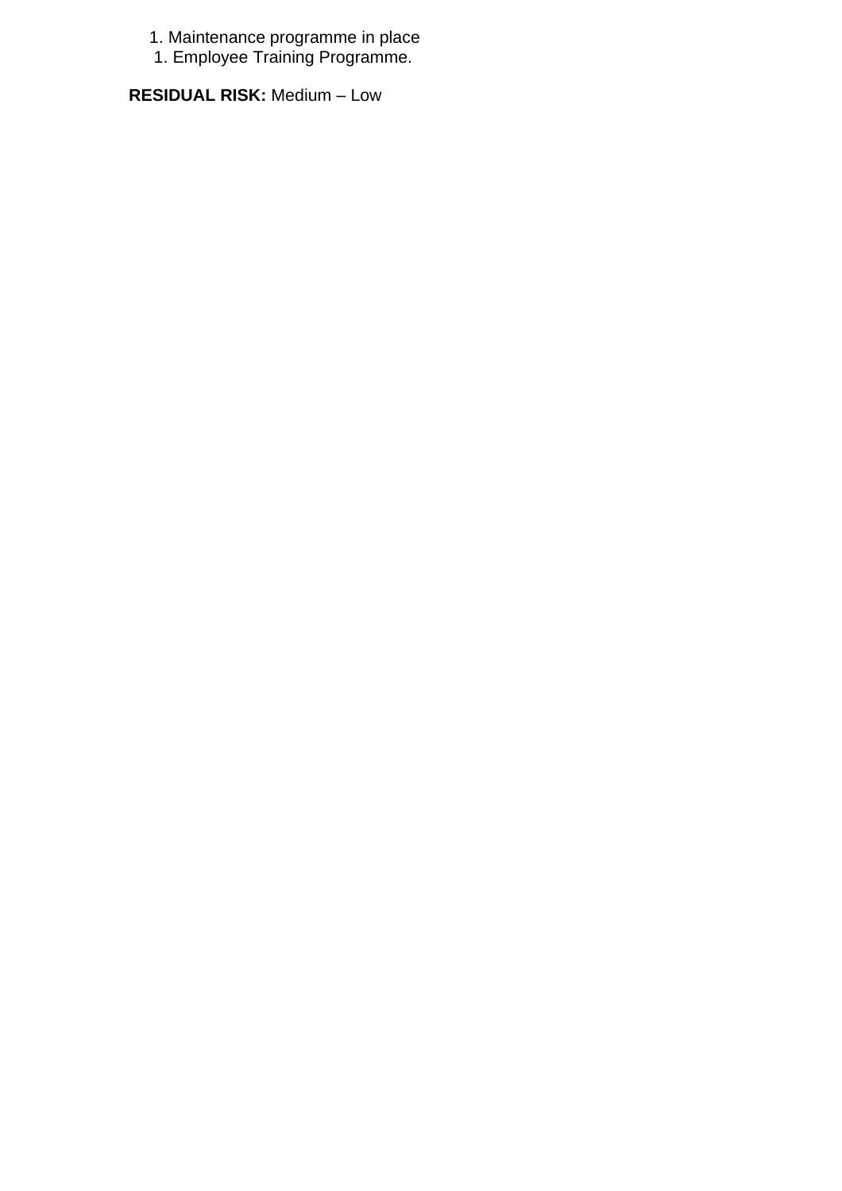1. Maintenance programme in place
1. Employee Training Programme.

**RESIDUAL RISK:** Medium – Low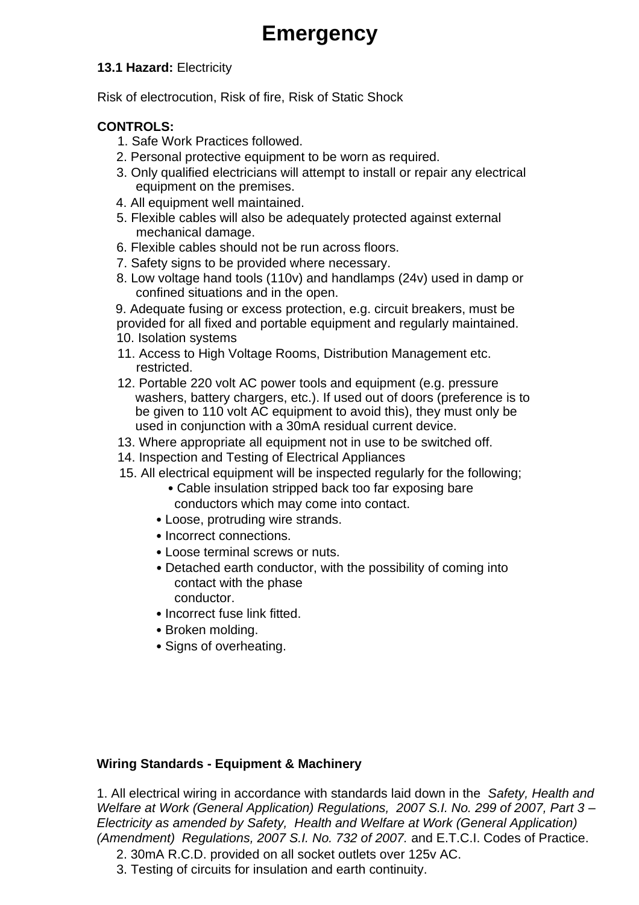# Emergency

**13.1 Hazard:** Electricity

Risk of electrocution, Risk of fire, Risk of Static Shock

**CONTROLS:**

1. Safe Work Practices followed.
2. Personal protective equipment to be worn as required.
3. Only qualified electricians will attempt to install or repair any electrical equipment on the premises.
4. All equipment well maintained.
5. Flexible cables will also be adequately protected against external mechanical damage.
6. Flexible cables should not be run across floors.
7. Safety signs to be provided where necessary.
8. Low voltage hand tools (110v) and handlamps (24v) used in damp or confined situations and in the open.
9. Adequate fusing or excess protection, e.g. circuit breakers, must be provided for all fixed and portable equipment and regularly maintained.
10. Isolation systems
11. Access to High Voltage Rooms, Distribution Management etc. restricted.
12. Portable 220 volt AC power tools and equipment (e.g. pressure washers, battery chargers, etc.). If used out of doors (preference is to be given to 110 volt AC equipment to avoid this), they must only be used in conjunction with a 30mA residual current device.
13. Where appropriate all equipment not in use to be switched off.
14. Inspection and Testing of Electrical Appliances
15. All electrical equipment will be inspected regularly for the following;
    - Cable insulation stripped back too far exposing bare conductors which may come into contact.
    - Loose, protruding wire strands.
    - Incorrect connections.
    - Loose terminal screws or nuts.
    - Detached earth conductor, with the possibility of coming into contact with the phase conductor.
    - Incorrect fuse link fitted.
    - Broken molding.
    - Signs of overheating.

**Wiring Standards - Equipment & Machinery**

1. All electrical wiring in accordance with standards laid down in the *Safety, Health and Welfare at Work (General Application) Regulations, 2007 S.I. No. 299 of 2007, Part 3 – Electricity as amended by Safety, Health and Welfare at Work (General Application) (Amendment) Regulations, 2007 S.I. No. 732 of 2007.* and E.T.C.I. Codes of Practice.
2. 30mA R.C.D. provided on all socket outlets over 125v AC.
3. Testing of circuits for insulation and earth continuity.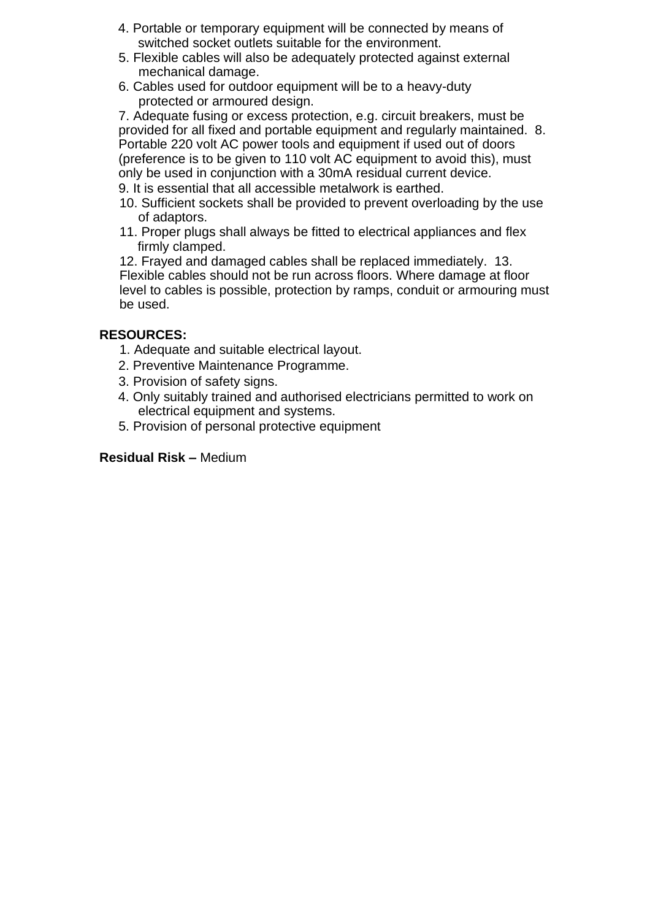4. Portable or temporary equipment will be connected by means of switched socket outlets suitable for the environment.
5. Flexible cables will also be adequately protected against external mechanical damage.
6. Cables used for outdoor equipment will be to a heavy-duty protected or armoured design.
7. Adequate fusing or excess protection, e.g. circuit breakers, must be provided for all fixed and portable equipment and regularly maintained.
8. Portable 220 volt AC power tools and equipment if used out of doors (preference is to be given to 110 volt AC equipment to avoid this), must only be used in conjunction with a 30mA residual current device.
9. It is essential that all accessible metalwork is earthed.
10. Sufficient sockets shall be provided to prevent overloading by the use of adaptors.
11. Proper plugs shall always be fitted to electrical appliances and flex firmly clamped.
12. Frayed and damaged cables shall be replaced immediately.
13. Flexible cables should not be run across floors. Where damage at floor level to cables is possible, protection by ramps, conduit or armouring must be used.

**RESOURCES:**

1. Adequate and suitable electrical layout.
2. Preventive Maintenance Programme.
3. Provision of safety signs.
4. Only suitably trained and authorised electricians permitted to work on electrical equipment and systems.
5. Provision of personal protective equipment

**Residual Risk –** Medium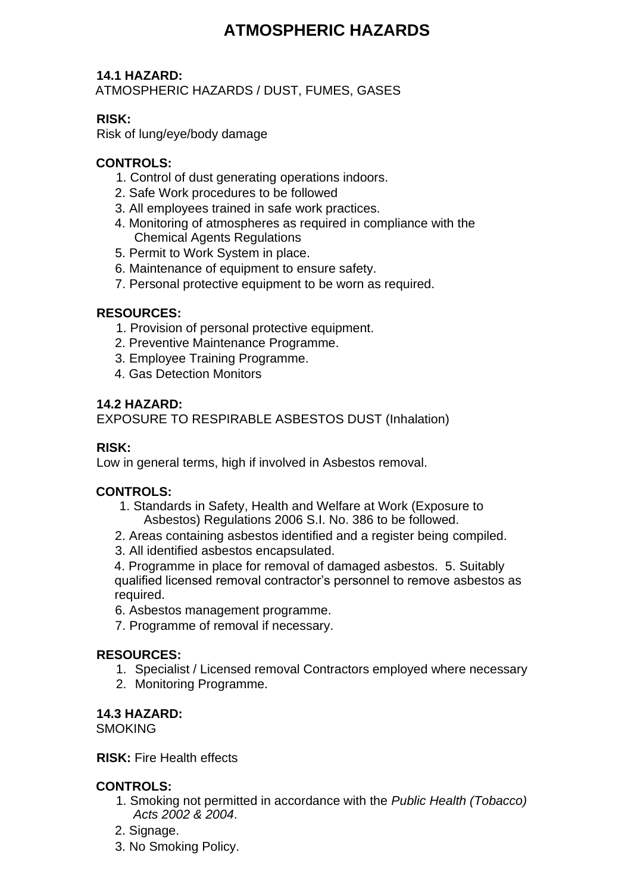# ATMOSPHERIC HAZARDS

**14.1 HAZARD:**
ATMOSPHERIC HAZARDS / DUST, FUMES, GASES

**RISK:**
Risk of lung/eye/body damage

**CONTROLS:**

1. Control of dust generating operations indoors.
2. Safe Work procedures to be followed
3. All employees trained in safe work practices.
4. Monitoring of atmospheres as required in compliance with the Chemical Agents Regulations
5. Permit to Work System in place.
6. Maintenance of equipment to ensure safety.
7. Personal protective equipment to be worn as required.

**RESOURCES:**

1. Provision of personal protective equipment.
2. Preventive Maintenance Programme.
3. Employee Training Programme.
4. Gas Detection Monitors

**14.2 HAZARD:**
EXPOSURE TO RESPIRABLE ASBESTOS DUST (Inhalation)

**RISK:**
Low in general terms, high if involved in Asbestos removal.

**CONTROLS:**

1. Standards in Safety, Health and Welfare at Work (Exposure to Asbestos) Regulations 2006 S.I. No. 386 to be followed.
2. Areas containing asbestos identified and a register being compiled.
3. All identified asbestos encapsulated.
4. Programme in place for removal of damaged asbestos.
5. Suitably qualified licensed removal contractor's personnel to remove asbestos as required.
6. Asbestos management programme.
7. Programme of removal if necessary.

**RESOURCES:**

1. Specialist / Licensed removal Contractors employed where necessary
2. Monitoring Programme.

**14.3 HAZARD:**
SMOKING

**RISK:** Fire Health effects

**CONTROLS:**

1. Smoking not permitted in accordance with the *Public Health (Tobacco) Acts 2002 & 2004*.
2. Signage.
3. No Smoking Policy.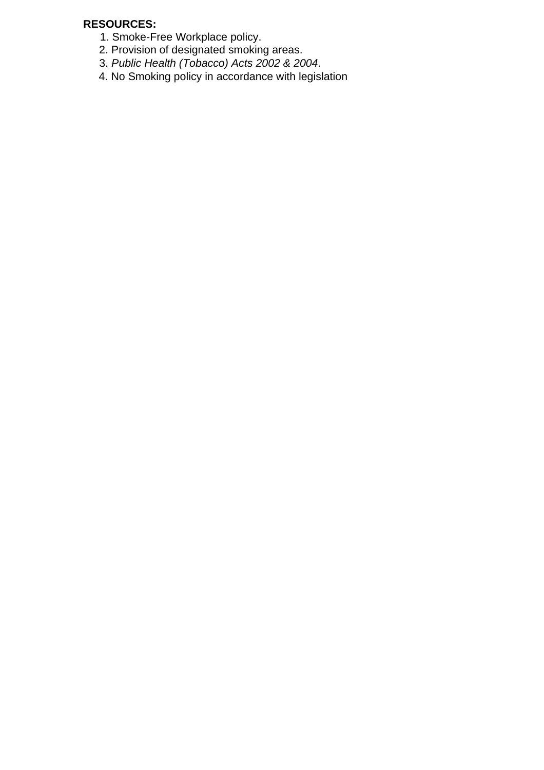**RESOURCES:**

1. Smoke-Free Workplace policy.
2. Provision of designated smoking areas.
3. *Public Health (Tobacco) Acts 2002 & 2004*.
4. No Smoking policy in accordance with legislation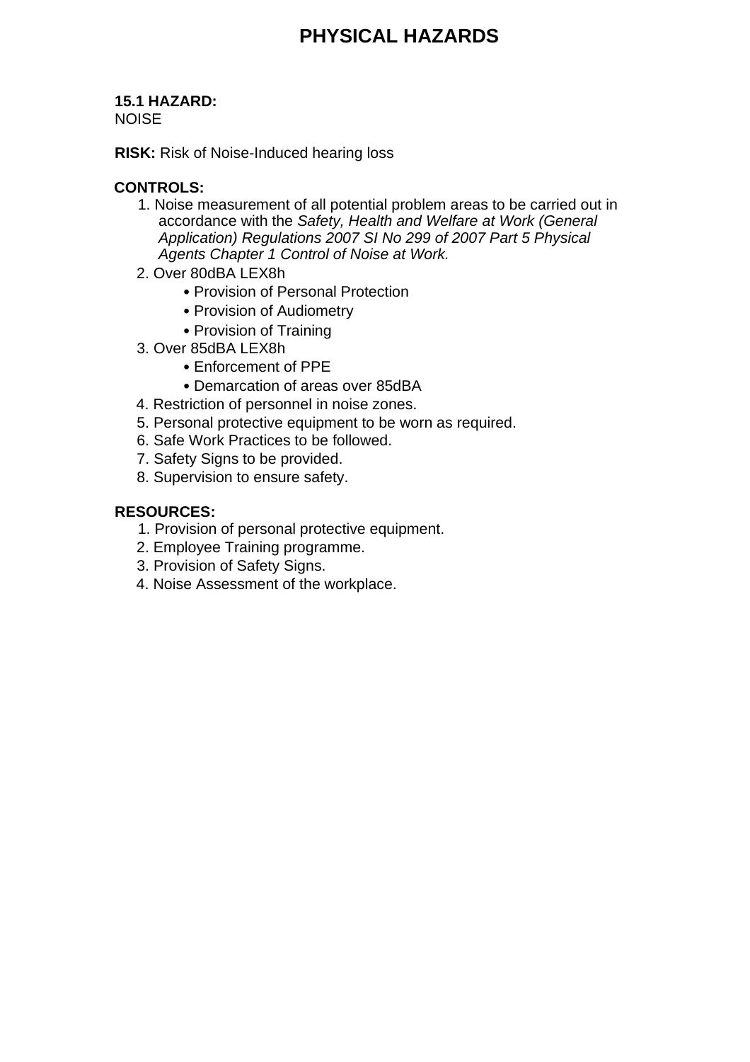# PHYSICAL HAZARDS

**15.1 HAZARD:**
NOISE

**RISK:** Risk of Noise-Induced hearing loss

**CONTROLS:**

1. Noise measurement of all potential problem areas to be carried out in accordance with the *Safety, Health and Welfare at Work (General Application) Regulations 2007 SI No 299 of 2007 Part 5 Physical Agents Chapter 1 Control of Noise at Work.*
2. Over 80dBA LEX8h
   - Provision of Personal Protection
   - Provision of Audiometry
   - Provision of Training
3. Over 85dBA LEX8h
   - Enforcement of PPE
   - Demarcation of areas over 85dBA
4. Restriction of personnel in noise zones.
5. Personal protective equipment to be worn as required.
6. Safe Work Practices to be followed.
7. Safety Signs to be provided.
8. Supervision to ensure safety.

**RESOURCES:**

1. Provision of personal protective equipment.
2. Employee Training programme.
3. Provision of Safety Signs.
4. Noise Assessment of the workplace.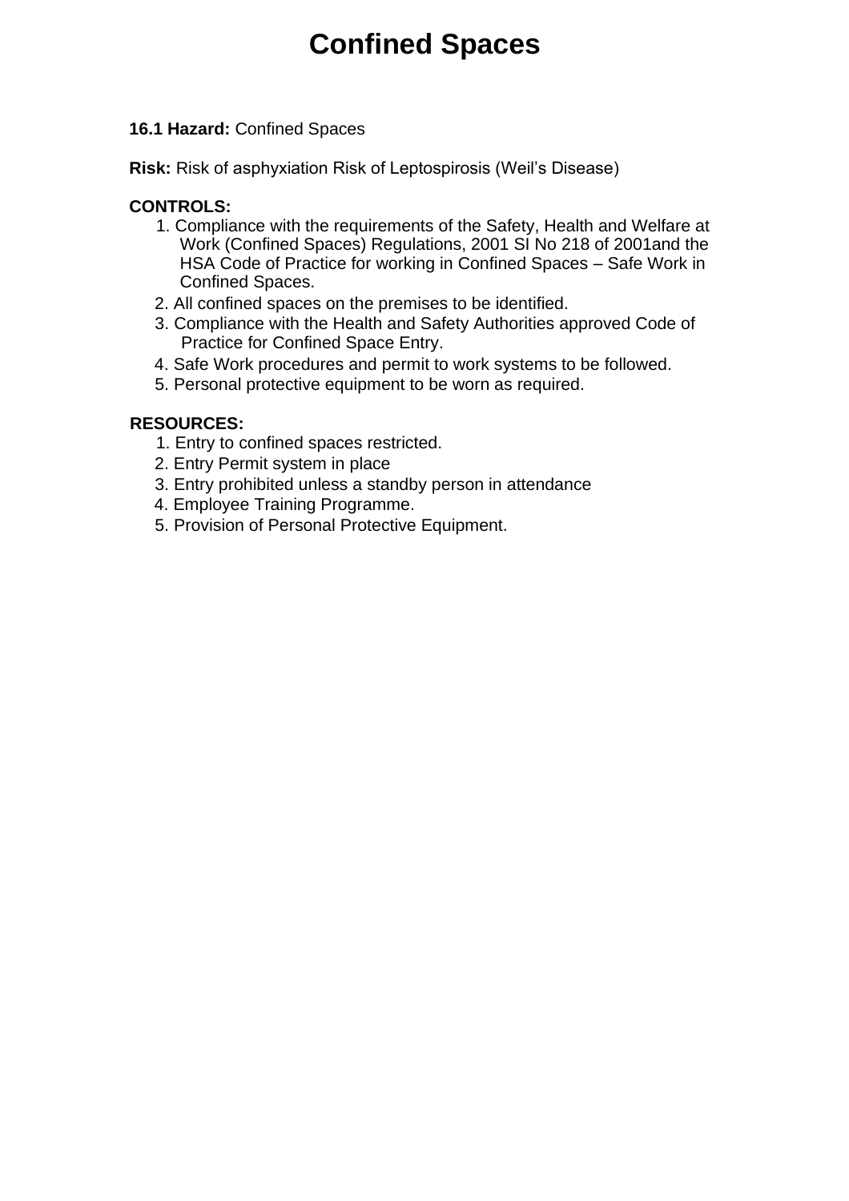# Confined Spaces

**16.1 Hazard:** Confined Spaces

**Risk:** Risk of asphyxiation Risk of Leptospirosis (Weil's Disease)

**CONTROLS:**

1. Compliance with the requirements of the Safety, Health and Welfare at Work (Confined Spaces) Regulations, 2001 SI No 218 of 2001and the HSA Code of Practice for working in Confined Spaces – Safe Work in Confined Spaces.
2. All confined spaces on the premises to be identified.
3. Compliance with the Health and Safety Authorities approved Code of Practice for Confined Space Entry.
4. Safe Work procedures and permit to work systems to be followed.
5. Personal protective equipment to be worn as required.

**RESOURCES:**

1. Entry to confined spaces restricted.
2. Entry Permit system in place
3. Entry prohibited unless a standby person in attendance
4. Employee Training Programme.
5. Provision of Personal Protective Equipment.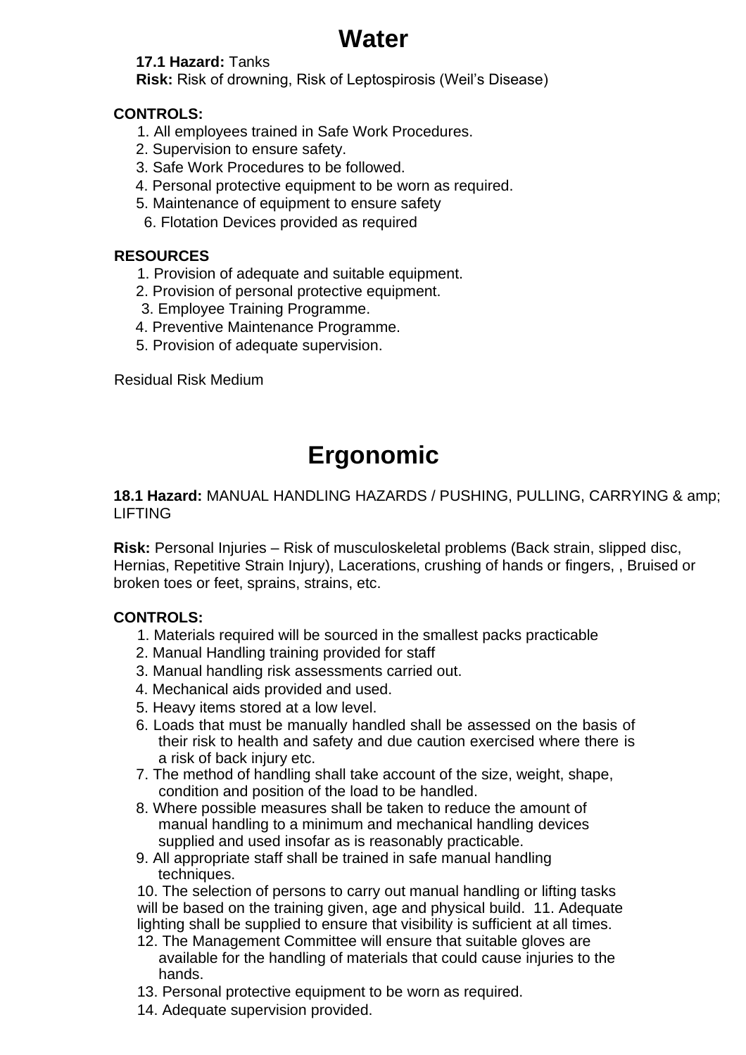# Water

**17.1 Hazard:** Tanks
**Risk:** Risk of drowning, Risk of Leptospirosis (Weil's Disease)

**CONTROLS:**

1. All employees trained in Safe Work Procedures.
2. Supervision to ensure safety.
3. Safe Work Procedures to be followed.
4. Personal protective equipment to be worn as required.
5. Maintenance of equipment to ensure safety
6. Flotation Devices provided as required

**RESOURCES**

1. Provision of adequate and suitable equipment.
2. Provision of personal protective equipment.
3. Employee Training Programme.
4. Preventive Maintenance Programme.
5. Provision of adequate supervision.

Residual Risk Medium

# Ergonomic

**18.1 Hazard:** MANUAL HANDLING HAZARDS / PUSHING, PULLING, CARRYING & amp; LIFTING

**Risk:** Personal Injuries – Risk of musculoskeletal problems (Back strain, slipped disc, Hernias, Repetitive Strain Injury), Lacerations, crushing of hands or fingers, , Bruised or broken toes or feet, sprains, strains, etc.

**CONTROLS:**

1. Materials required will be sourced in the smallest packs practicable
2. Manual Handling training provided for staff
3. Manual handling risk assessments carried out.
4. Mechanical aids provided and used.
5. Heavy items stored at a low level.
6. Loads that must be manually handled shall be assessed on the basis of their risk to health and safety and due caution exercised where there is a risk of back injury etc.
7. The method of handling shall take account of the size, weight, shape, condition and position of the load to be handled.
8. Where possible measures shall be taken to reduce the amount of manual handling to a minimum and mechanical handling devices supplied and used insofar as is reasonably practicable.
9. All appropriate staff shall be trained in safe manual handling techniques.
10. The selection of persons to carry out manual handling or lifting tasks will be based on the training given, age and physical build.
11. Adequate lighting shall be supplied to ensure that visibility is sufficient at all times.
12. The Management Committee will ensure that suitable gloves are available for the handling of materials that could cause injuries to the hands.
13. Personal protective equipment to be worn as required.
14. Adequate supervision provided.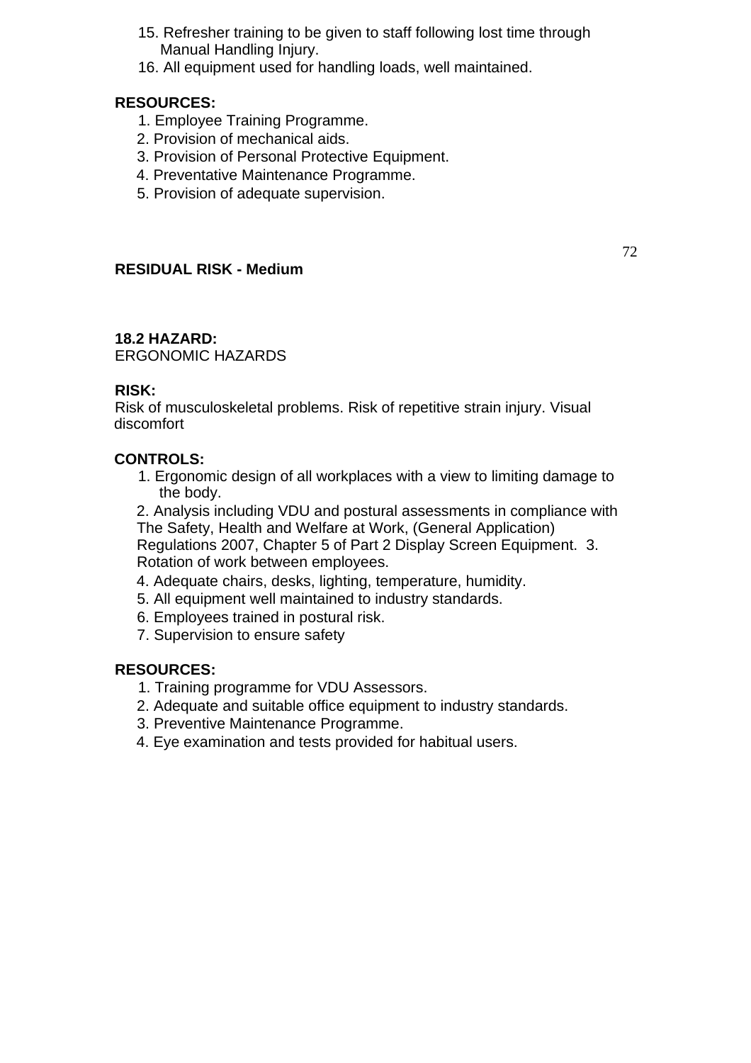15. Refresher training to be given to staff following lost time through Manual Handling Injury.
16. All equipment used for handling loads, well maintained.

**RESOURCES:**

1. Employee Training Programme.
2. Provision of mechanical aids.
3. Provision of Personal Protective Equipment.
4. Preventative Maintenance Programme.
5. Provision of adequate supervision.

**RESIDUAL RISK - Medium**

**18.2 HAZARD:**
ERGONOMIC HAZARDS

**RISK:**
Risk of musculoskeletal problems. Risk of repetitive strain injury. Visual discomfort

**CONTROLS:**

1. Ergonomic design of all workplaces with a view to limiting damage to the body.
2. Analysis including VDU and postural assessments in compliance with The Safety, Health and Welfare at Work, (General Application) Regulations 2007, Chapter 5 of Part 2 Display Screen Equipment.
3. Rotation of work between employees.
4. Adequate chairs, desks, lighting, temperature, humidity.
5. All equipment well maintained to industry standards.
6. Employees trained in postural risk.
7. Supervision to ensure safety

**RESOURCES:**

1. Training programme for VDU Assessors.
2. Adequate and suitable office equipment to industry standards.
3. Preventive Maintenance Programme.
4. Eye examination and tests provided for habitual users.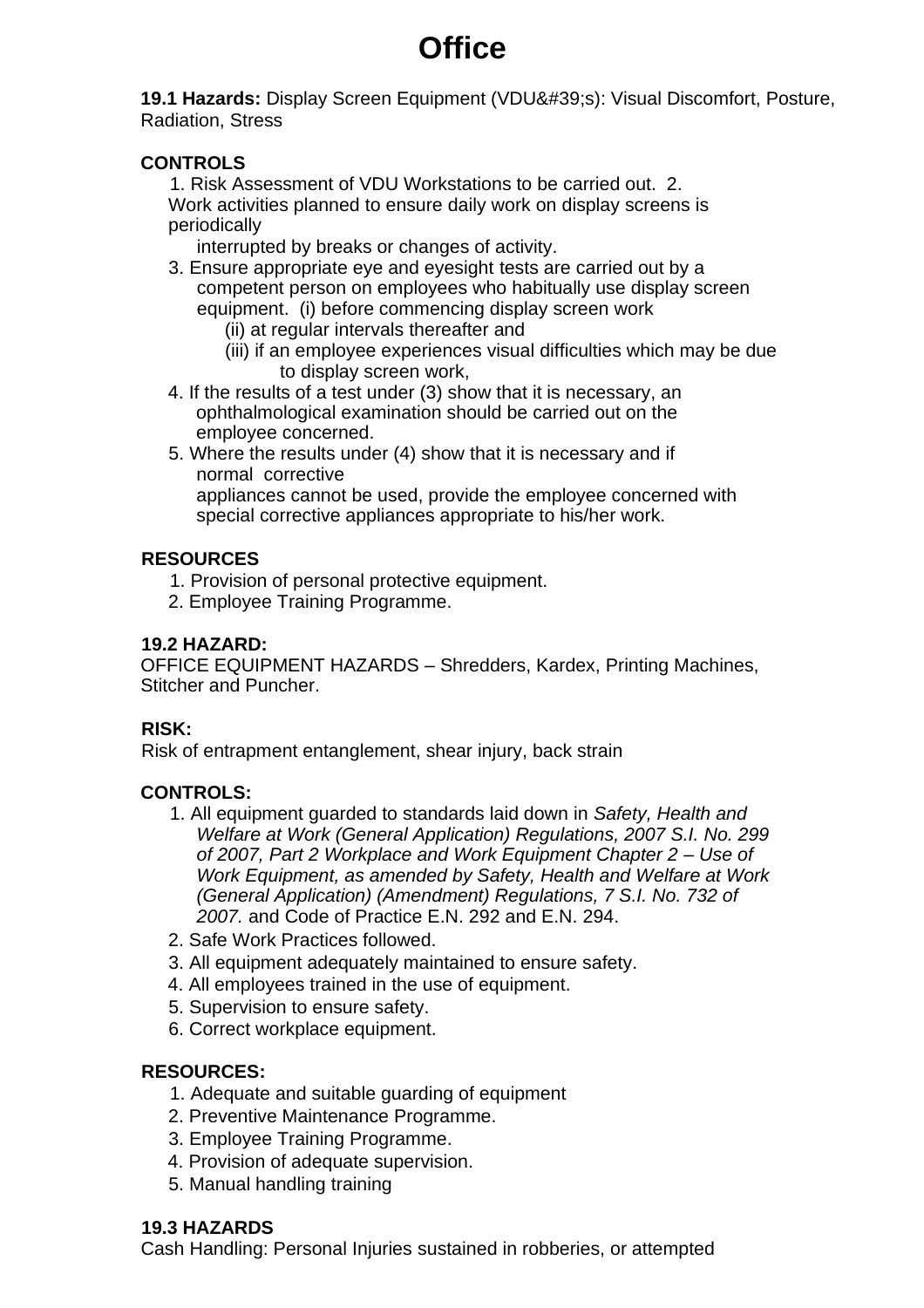# Office

**19.1 Hazards:** Display Screen Equipment (VDU&#39;s): Visual Discomfort, Posture, Radiation, Stress

**CONTROLS**

1. Risk Assessment of VDU Workstations to be carried out.
2. Work activities planned to ensure daily work on display screens is periodically interrupted by breaks or changes of activity.
3. Ensure appropriate eye and eyesight tests are carried out by a competent person on employees who habitually use display screen equipment.
   (i) before commencing display screen work
   (ii) at regular intervals thereafter and
   (iii) if an employee experiences visual difficulties which may be due to display screen work,
4. If the results of a test under (3) show that it is necessary, an ophthalmological examination should be carried out on the employee concerned.
5. Where the results under (4) show that it is necessary and if normal corrective appliances cannot be used, provide the employee concerned with special corrective appliances appropriate to his/her work.

**RESOURCES**

1. Provision of personal protective equipment.
2. Employee Training Programme.

**19.2 HAZARD:**

OFFICE EQUIPMENT HAZARDS – Shredders, Kardex, Printing Machines, Stitcher and Puncher.

**RISK:**

Risk of entrapment entanglement, shear injury, back strain

**CONTROLS:**

1. All equipment guarded to standards laid down in *Safety, Health and Welfare at Work (General Application) Regulations, 2007 S.I. No. 299 of 2007, Part 2 Workplace and Work Equipment Chapter 2 – Use of Work Equipment, as amended by Safety, Health and Welfare at Work (General Application) (Amendment) Regulations, 7 S.I. No. 732 of 2007.* and Code of Practice E.N. 292 and E.N. 294.
2. Safe Work Practices followed.
3. All equipment adequately maintained to ensure safety.
4. All employees trained in the use of equipment.
5. Supervision to ensure safety.
6. Correct workplace equipment.

**RESOURCES:**

1. Adequate and suitable guarding of equipment
2. Preventive Maintenance Programme.
3. Employee Training Programme.
4. Provision of adequate supervision.
5. Manual handling training

**19.3 HAZARDS**

Cash Handling: Personal Injuries sustained in robberies, or attempted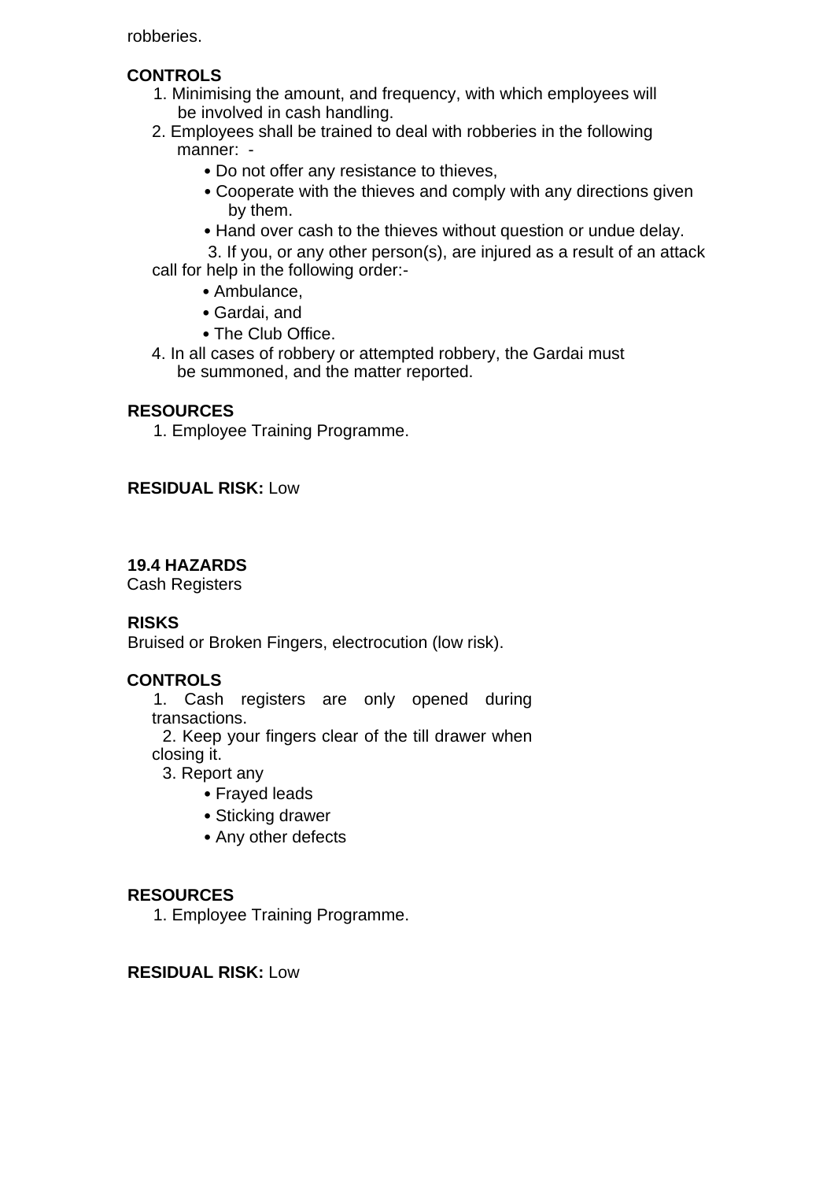robberies.

**CONTROLS**

1. Minimising the amount, and frequency, with which employees will be involved in cash handling.
2. Employees shall be trained to deal with robberies in the following manner: -
    - Do not offer any resistance to thieves,
    - Cooperate with the thieves and comply with any directions given by them.
    - Hand over cash to the thieves without question or undue delay.
3. If you, or any other person(s), are injured as a result of an attack call for help in the following order:-
    - Ambulance,
    - Gardai, and
    - The Club Office.
4. In all cases of robbery or attempted robbery, the Gardai must be summoned, and the matter reported.

**RESOURCES**

1. Employee Training Programme.

**RESIDUAL RISK:** Low

**19.4 HAZARDS**

Cash Registers

**RISKS**

Bruised or Broken Fingers, electrocution (low risk).

**CONTROLS**

1. Cash registers are only opened during transactions.
2. Keep your fingers clear of the till drawer when closing it.
3. Report any
    - Frayed leads
    - Sticking drawer
    - Any other defects

**RESOURCES**

1. Employee Training Programme.

**RESIDUAL RISK:** Low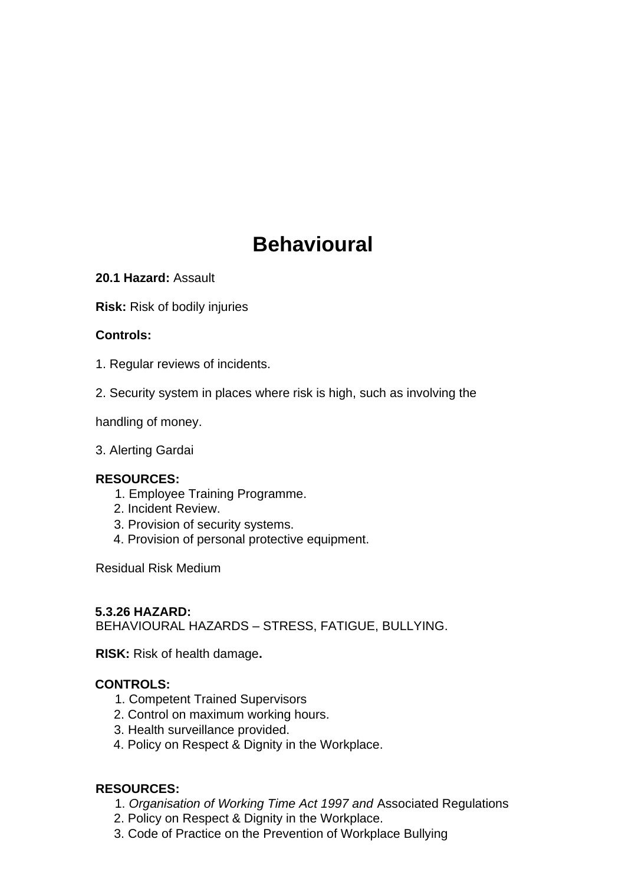# Behavioural

**20.1 Hazard:** Assault

**Risk:** Risk of bodily injuries

**Controls:**

1. Regular reviews of incidents.

2. Security system in places where risk is high, such as involving the handling of money.

3. Alerting Gardai

**RESOURCES:**

1. Employee Training Programme.
2. Incident Review.
3. Provision of security systems.
4. Provision of personal protective equipment.

Residual Risk Medium

**5.3.26 HAZARD:**
BEHAVIOURAL HAZARDS – STRESS, FATIGUE, BULLYING.

**RISK:** Risk of health damage**.**

**CONTROLS:**

1. Competent Trained Supervisors
2. Control on maximum working hours.
3. Health surveillance provided.
4. Policy on Respect & Dignity in the Workplace.

**RESOURCES:**

1. *Organisation of Working Time Act 1997 and* Associated Regulations
2. Policy on Respect & Dignity in the Workplace.
3. Code of Practice on the Prevention of Workplace Bullying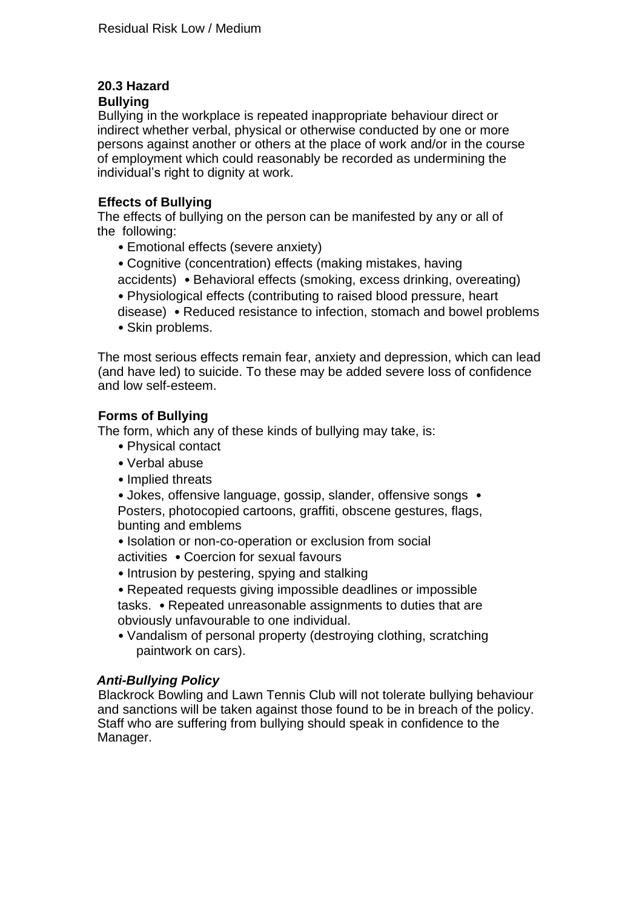Residual Risk Low / Medium

### 20.3 Hazard

**Bullying**

Bullying in the workplace is repeated inappropriate behaviour direct or indirect whether verbal, physical or otherwise conducted by one or more persons against another or others at the place of work and/or in the course of employment which could reasonably be recorded as undermining the individual's right to dignity at work.

**Effects of Bullying**

The effects of bullying on the person can be manifested by any or all of the following:

- Emotional effects (severe anxiety)
- Cognitive (concentration) effects (making mistakes, having accidents)
- Behavioral effects (smoking, excess drinking, overeating)
- Physiological effects (contributing to raised blood pressure, heart disease)
- Reduced resistance to infection, stomach and bowel problems
- Skin problems.

The most serious effects remain fear, anxiety and depression, which can lead (and have led) to suicide. To these may be added severe loss of confidence and low self-esteem.

**Forms of Bullying**

The form, which any of these kinds of bullying may take, is:

- Physical contact
- Verbal abuse
- Implied threats
- Jokes, offensive language, gossip, slander, offensive songs
- Posters, photocopied cartoons, graffiti, obscene gestures, flags, bunting and emblems
- Isolation or non-co-operation or exclusion from social activities
- Coercion for sexual favours
- Intrusion by pestering, spying and stalking
- Repeated requests giving impossible deadlines or impossible tasks.
- Repeated unreasonable assignments to duties that are obviously unfavourable to one individual.
- Vandalism of personal property (destroying clothing, scratching paintwork on cars).

***Anti-Bullying Policy***

Blackrock Bowling and Lawn Tennis Club will not tolerate bullying behaviour and sanctions will be taken against those found to be in breach of the policy. Staff who are suffering from bullying should speak in confidence to the Manager.